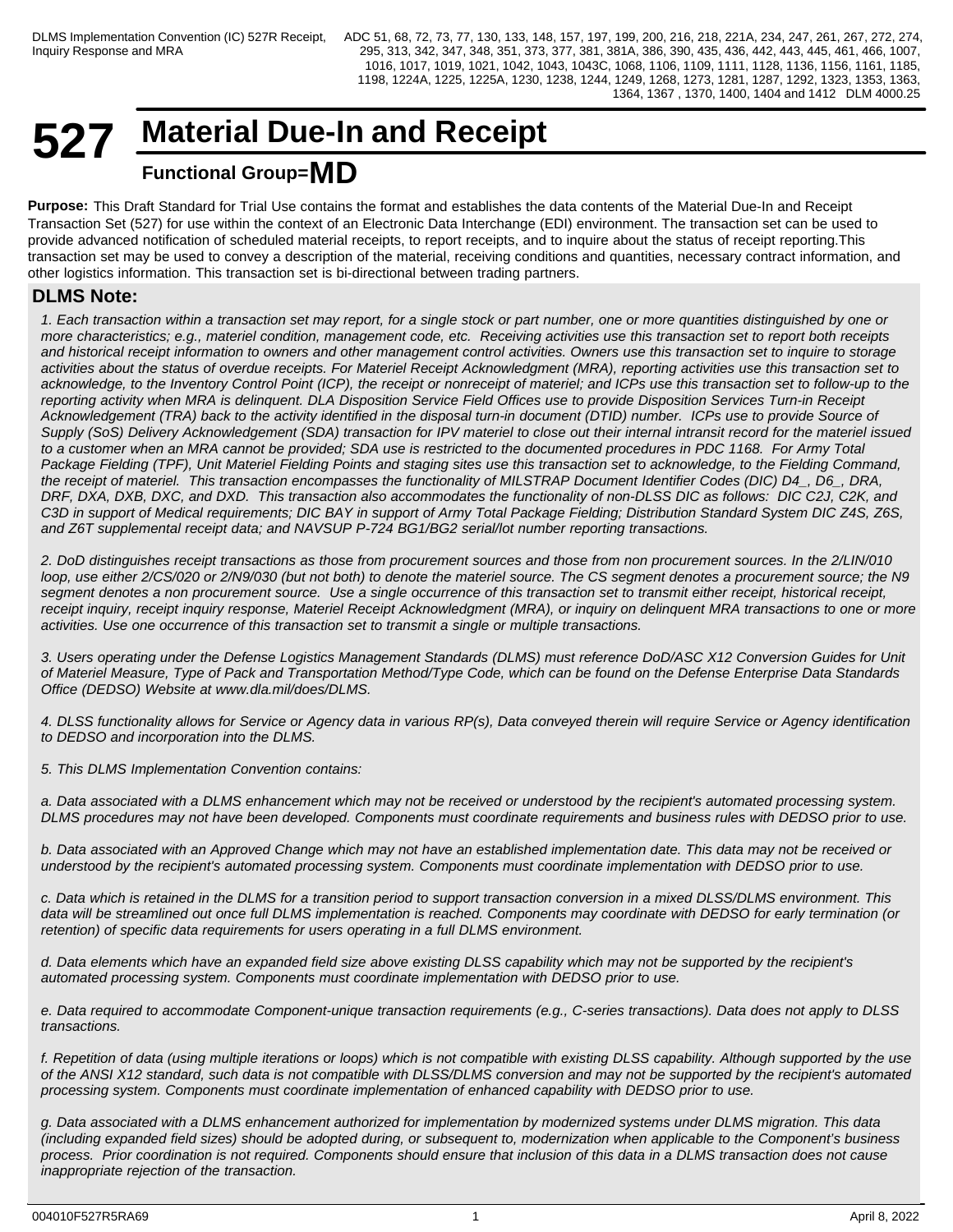# 527 Material Due-In and Receipt

**Functional Group=MD**

**Purpose:** This Draft Standard for Trial Use contains the format and establishes the data contents of the Material Due-In and Receipt Transaction Set (527) for use within the context of an Electronic Data Interchange (EDI) environment. The transaction set can be used to provide advanced notification of scheduled material receipts, to report receipts, and to inquire about the status of receipt reporting.This transaction set may be used to convey a description of the material, receiving conditions and quantities, necessary contract information, and other logistics information. This transaction set is bi-directional between trading partners.

## DLMS Note:

*1. Each transaction within a transaction set may report, for a single stock or part number, one or more quantities distinguished by one or more characteristics; e.g., materiel condition, management code, etc. Receiving activities use this transaction set to report both receipts and historical receipt information to owners and other management control activities. Owners use this transaction set to inquire to storage activities about the status of overdue receipts. For Materiel Receipt Acknowledgment (MRA), reporting activities use this transaction set to acknowledge, to the Inventory Control Point (ICP), the receipt or nonreceipt of materiel; and ICPs use this transaction set to follow-up to the reporting activity when MRA is delinquent. DLA Disposition Service Field Offices use to provide Disposition Services Turn-in Receipt Acknowledgement (TRA) back to the activity identified in the disposal turn-in document (DTID) number. ICPs use to provide Source of Supply (SoS) Delivery Acknowledgement (SDA) transaction for IPV materiel to close out their internal intransit record for the materiel issued to a customer when an MRA cannot be provided; SDA use is restricted to the documented procedures in PDC 1168. For Army Total Package Fielding (TPF), Unit Materiel Fielding Points and staging sites use this transaction set to acknowledge, to the Fielding Command, the receipt of materiel. This transaction encompasses the functionality of MILSTRAP Document Identifier Codes (DIC) D4_, D6_, DRA, DRF, DXA, DXB, DXC, and DXD. This transaction also accommodates the functionality of non-DLSS DIC as follows: DIC C2J, C2K, and C3D in support of Medical requirements; DIC BAY in support of Army Total Package Fielding; Distribution Standard System DIC Z4S, Z6S, and Z6T supplemental receipt data; and NAVSUP P-724 BG1/BG2 serial/lot number reporting transactions.*

*2. DoD distinguishes receipt transactions as those from procurement sources and those from non procurement sources. In the 2/LIN/010 loop, use either 2/CS/020 or 2/N9/030 (but not both) to denote the materiel source. The CS segment denotes a procurement source; the N9 segment denotes a non procurement source. Use a single occurrence of this transaction set to transmit either receipt, historical receipt, receipt inquiry, receipt inquiry response, Materiel Receipt Acknowledgment (MRA), or inquiry on delinquent MRA transactions to one or more activities. Use one occurrence of this transaction set to transmit a single or multiple transactions.*

*3. Users operating under the Defense Logistics Management Standards (DLMS) must reference DoD/ASC X12 Conversion Guides for Unit of Materiel Measure, Type of Pack and Transportation Method/Type Code, which can be found on the Defense Enterprise Data Standards Office (DEDSO) Website at www.dla.mil/does/DLMS.*

*4. DLSS functionality allows for Service or Agency data in various RP(s), Data conveyed therein will require Service or Agency identification to DEDSO and incorporation into the DLMS.*

*5. This DLMS Implementation Convention contains:*

*a. Data associated with a DLMS enhancement which may not be received or understood by the recipient's automated processing system. DLMS procedures may not have been developed. Components must coordinate requirements and business rules with DEDSO prior to use.*

*b. Data associated with an Approved Change which may not have an established implementation date. This data may not be received or understood by the recipient's automated processing system. Components must coordinate implementation with DEDSO prior to use.*

*c. Data which is retained in the DLMS for a transition period to support transaction conversion in a mixed DLSS/DLMS environment. This data will be streamlined out once full DLMS implementation is reached. Components may coordinate with DEDSO for early termination (or retention) of specific data requirements for users operating in a full DLMS environment.*

*d. Data elements which have an expanded field size above existing DLSS capability which may not be supported by the recipient's automated processing system. Components must coordinate implementation with DEDSO prior to use.*

*e. Data required to accommodate Component-unique transaction requirements (e.g., C-series transactions). Data does not apply to DLSS transactions.*

*f. Repetition of data (using multiple iterations or loops) which is not compatible with existing DLSS capability. Although supported by the use of the ANSI X12 standard, such data is not compatible with DLSS/DLMS conversion and may not be supported by the recipient's automated processing system. Components must coordinate implementation of enhanced capability with DEDSO prior to use.*

*g. Data associated with a DLMS enhancement authorized for implementation by modernized systems under DLMS migration. This data (including expanded field sizes) should be adopted during, or subsequent to, modernization when applicable to the Component's business process. Prior coordination is not required. Components should ensure that inclusion of this data in a DLMS transaction does not cause inappropriate rejection of the transaction.*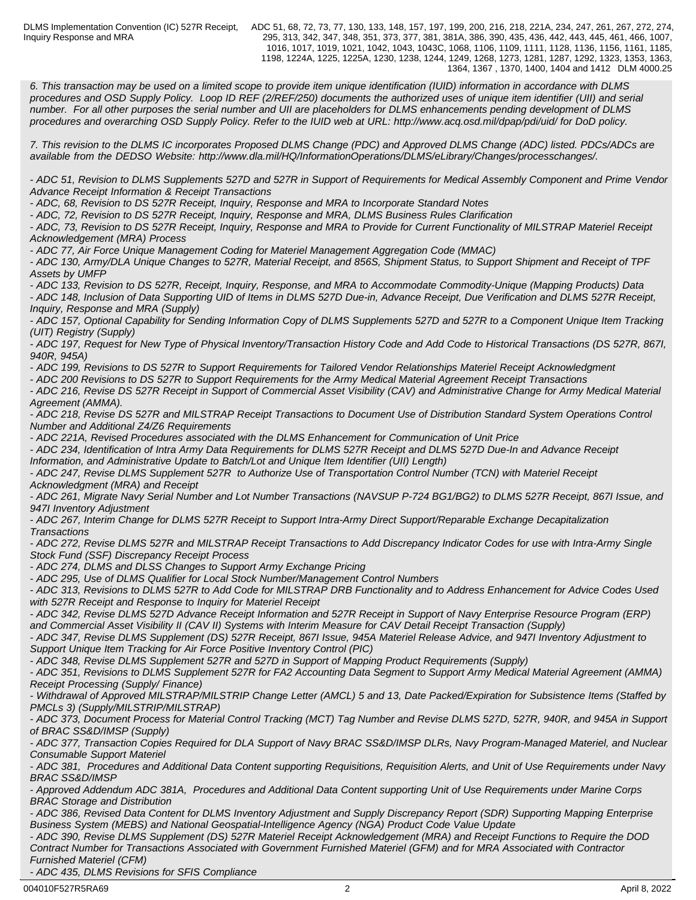*6. This transaction may be used on a limited scope to provide item unique identification (IUID) information in accordance with DLMS procedures and OSD Supply Policy. Loop ID REF (2/REF/250) documents the authorized uses of unique item identifier (UII) and serial number. For all other purposes the serial number and UII are placeholders for DLMS enhancements pending development of DLMS procedures and overarching OSD Supply Policy. Refer to the IUID web at URL: http://www.acq.osd.mil/dpap/pdi/uid/ for DoD policy.*

*7. This revision to the DLMS IC incorporates Proposed DLMS Change (PDC) and Approved DLMS Change (ADC) listed. PDCs/ADCs are available from the DEDSO Website: http://www.dla.mil/HQ/InformationOperations/DLMS/eLibrary/Changes/processchanges/.*

*- ADC 51, Revision to DLMS Supplements 527D and 527R in Support of Requirements for Medical Assembly Component and Prime Vendor Advance Receipt Information & Receipt Transactions*
*- ADC, 68, Revision to DS 527R Receipt, Inquiry, Response and MRA to Incorporate Standard Notes*
*- ADC, 72, Revision to DS 527R Receipt, Inquiry, Response and MRA, DLMS Business Rules Clarification*
*- ADC, 73, Revision to DS 527R Receipt, Inquiry, Response and MRA to Provide for Current Functionality of MILSTRAP Materiel Receipt Acknowledgement (MRA) Process*
*- ADC 77, Air Force Unique Management Coding for Materiel Management Aggregation Code (MMAC)*
*- ADC 130, Army/DLA Unique Changes to 527R, Material Receipt, and 856S, Shipment Status, to Support Shipment and Receipt of TPF Assets by UMFP*
*- ADC 133, Revision to DS 527R, Receipt, Inquiry, Response, and MRA to Accommodate Commodity-Unique (Mapping Products) Data*
*- ADC 148, Inclusion of Data Supporting UID of Items in DLMS 527D Due-in, Advance Receipt, Due Verification and DLMS 527R Receipt, Inquiry, Response and MRA (Supply)*
*- ADC 157, Optional Capability for Sending Information Copy of DLMS Supplements 527D and 527R to a Component Unique Item Tracking (UIT) Registry (Supply)*
*- ADC 197, Request for New Type of Physical Inventory/Transaction History Code and Add Code to Historical Transactions (DS 527R, 867I, 940R, 945A)*
*- ADC 199, Revisions to DS 527R to Support Requirements for Tailored Vendor Relationships Materiel Receipt Acknowledgment*
*- ADC 200 Revisions to DS 527R to Support Requirements for the Army Medical Material Agreement Receipt Transactions*
*- ADC 216, Revise DS 527R Receipt in Support of Commercial Asset Visibility (CAV) and Administrative Change for Army Medical Material Agreement (AMMA).*
*- ADC 218, Revise DS 527R and MILSTRAP Receipt Transactions to Document Use of Distribution Standard System Operations Control Number and Additional Z4/Z6 Requirements*
*- ADC 221A, Revised Procedures associated with the DLMS Enhancement for Communication of Unit Price*
*- ADC 234, Identification of Intra Army Data Requirements for DLMS 527R Receipt and DLMS 527D Due-In and Advance Receipt Information, and Administrative Update to Batch/Lot and Unique Item Identifier (UII) Length)*
*- ADC 247, Revise DLMS Supplement 527R to Authorize Use of Transportation Control Number (TCN) with Materiel Receipt Acknowledgment (MRA) and Receipt*
*- ADC 261, Migrate Navy Serial Number and Lot Number Transactions (NAVSUP P-724 BG1/BG2) to DLMS 527R Receipt, 867I Issue, and 947I Inventory Adjustment*
*- ADC 267, Interim Change for DLMS 527R Receipt to Support Intra-Army Direct Support/Reparable Exchange Decapitalization Transactions*
*- ADC 272, Revise DLMS 527R and MILSTRAP Receipt Transactions to Add Discrepancy Indicator Codes for use with Intra-Army Single Stock Fund (SSF) Discrepancy Receipt Process*
*- ADC 274, DLMS and DLSS Changes to Support Army Exchange Pricing*
*- ADC 295, Use of DLMS Qualifier for Local Stock Number/Management Control Numbers*
*- ADC 313, Revisions to DLMS 527R to Add Code for MILSTRAP DRB Functionality and to Address Enhancement for Advice Codes Used with 527R Receipt and Response to Inquiry for Materiel Receipt*
*- ADC 342, Revise DLMS 527D Advance Receipt Information and 527R Receipt in Support of Navy Enterprise Resource Program (ERP) and Commercial Asset Visibility II (CAV II) Systems with Interim Measure for CAV Detail Receipt Transaction (Supply)*
*- ADC 347, Revise DLMS Supplement (DS) 527R Receipt, 867I Issue, 945A Materiel Release Advice, and 947I Inventory Adjustment to Support Unique Item Tracking for Air Force Positive Inventory Control (PIC)*
*- ADC 348, Revise DLMS Supplement 527R and 527D in Support of Mapping Product Requirements (Supply)*
*- ADC 351, Revisions to DLMS Supplement 527R for FA2 Accounting Data Segment to Support Army Medical Material Agreement (AMMA) Receipt Processing (Supply/ Finance)*
*- Withdrawal of Approved MILSTRAP/MILSTRIP Change Letter (AMCL) 5 and 13, Date Packed/Expiration for Subsistence Items (Staffed by PMCLs 3) (Supply/MILSTRIP/MILSTRAP)*
*- ADC 373, Document Process for Material Control Tracking (MCT) Tag Number and Revise DLMS 527D, 527R, 940R, and 945A in Support of BRAC SS&D/IMSP (Supply)*
*- ADC 377, Transaction Copies Required for DLA Support of Navy BRAC SS&D/IMSP DLRs, Navy Program-Managed Materiel, and Nuclear Consumable Support Materiel*
*- ADC 381, Procedures and Additional Data Content supporting Requisitions, Requisition Alerts, and Unit of Use Requirements under Navy BRAC SS&D/IMSP*
*- Approved Addendum ADC 381A, Procedures and Additional Data Content supporting Unit of Use Requirements under Marine Corps BRAC Storage and Distribution*
*- ADC 386, Revised Data Content for DLMS Inventory Adjustment and Supply Discrepancy Report (SDR) Supporting Mapping Enterprise Business System (MEBS) and National Geospatial-Intelligence Agency (NGA) Product Code Value Update*
*- ADC 390, Revise DLMS Supplement (DS) 527R Materiel Receipt Acknowledgement (MRA) and Receipt Functions to Require the DOD Contract Number for Transactions Associated with Government Furnished Materiel (GFM) and for MRA Associated with Contractor Furnished Materiel (CFM)*
*- ADC 435, DLMS Revisions for SFIS Compliance*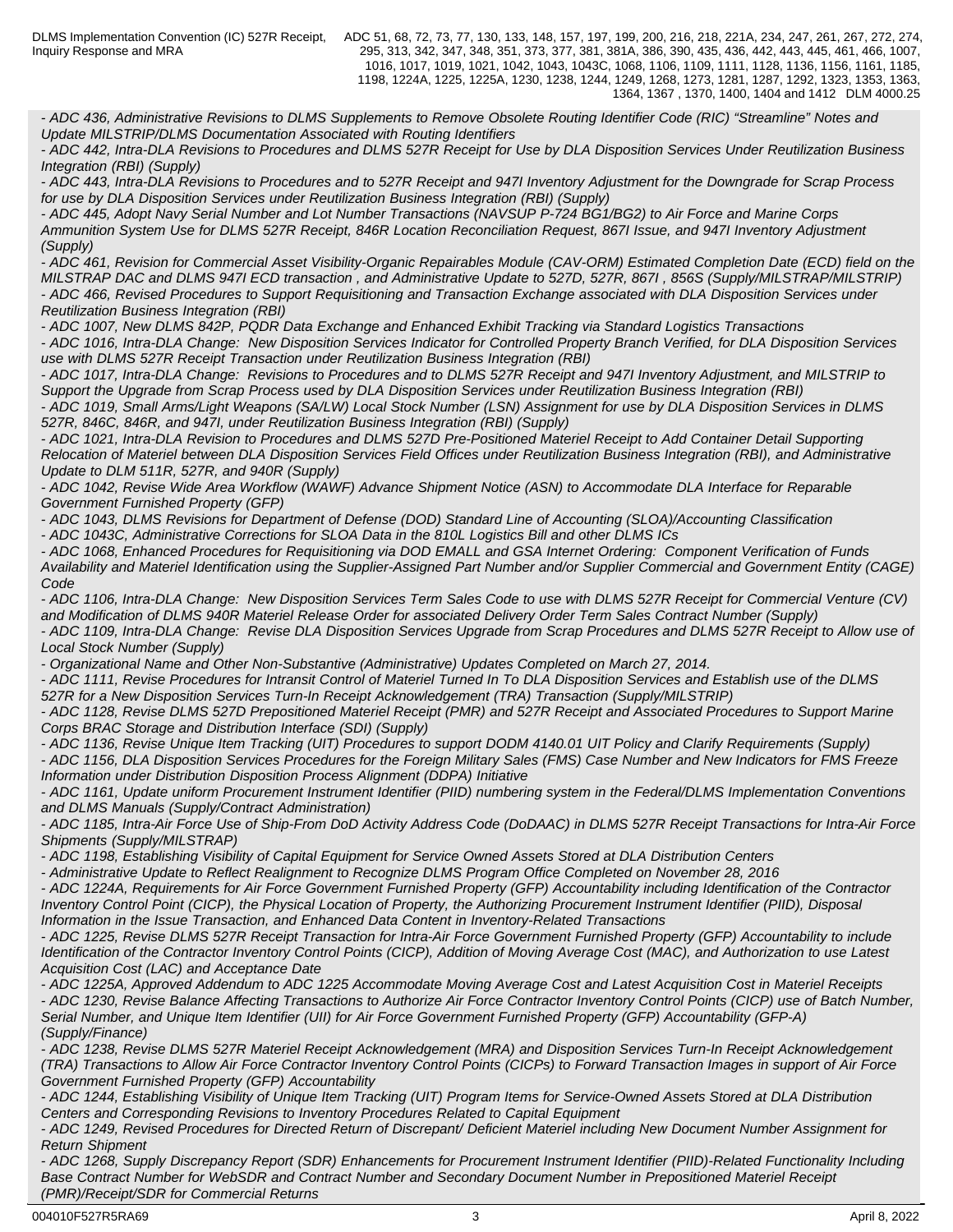*- ADC 436, Administrative Revisions to DLMS Supplements to Remove Obsolete Routing Identifier Code (RIC) "Streamline" Notes and Update MILSTRIP/DLMS Documentation Associated with Routing Identifiers*

*- ADC 442, Intra-DLA Revisions to Procedures and DLMS 527R Receipt for Use by DLA Disposition Services Under Reutilization Business Integration (RBI) (Supply)*

*- ADC 443, Intra-DLA Revisions to Procedures and to 527R Receipt and 947I Inventory Adjustment for the Downgrade for Scrap Process for use by DLA Disposition Services under Reutilization Business Integration (RBI) (Supply)*

*- ADC 445, Adopt Navy Serial Number and Lot Number Transactions (NAVSUP P-724 BG1/BG2) to Air Force and Marine Corps Ammunition System Use for DLMS 527R Receipt, 846R Location Reconciliation Request, 867I Issue, and 947I Inventory Adjustment (Supply)*

*- ADC 461, Revision for Commercial Asset Visibility-Organic Repairables Module (CAV-ORM) Estimated Completion Date (ECD) field on the MILSTRAP DAC and DLMS 947I ECD transaction , and Administrative Update to 527D, 527R, 867I , 856S (Supply/MILSTRAP/MILSTRIP)*

*- ADC 466, Revised Procedures to Support Requisitioning and Transaction Exchange associated with DLA Disposition Services under Reutilization Business Integration (RBI)*

*- ADC 1007, New DLMS 842P, PQDR Data Exchange and Enhanced Exhibit Tracking via Standard Logistics Transactions*

*- ADC 1016, Intra-DLA Change: New Disposition Services Indicator for Controlled Property Branch Verified, for DLA Disposition Services use with DLMS 527R Receipt Transaction under Reutilization Business Integration (RBI)*

*- ADC 1017, Intra-DLA Change: Revisions to Procedures and to DLMS 527R Receipt and 947I Inventory Adjustment, and MILSTRIP to Support the Upgrade from Scrap Process used by DLA Disposition Services under Reutilization Business Integration (RBI)*

*- ADC 1019, Small Arms/Light Weapons (SA/LW) Local Stock Number (LSN) Assignment for use by DLA Disposition Services in DLMS 527R, 846C, 846R, and 947I, under Reutilization Business Integration (RBI) (Supply)*

*- ADC 1021, Intra-DLA Revision to Procedures and DLMS 527D Pre-Positioned Materiel Receipt to Add Container Detail Supporting Relocation of Materiel between DLA Disposition Services Field Offices under Reutilization Business Integration (RBI), and Administrative Update to DLM 511R, 527R, and 940R (Supply)*

*- ADC 1042, Revise Wide Area Workflow (WAWF) Advance Shipment Notice (ASN) to Accommodate DLA Interface for Reparable Government Furnished Property (GFP)*

*- ADC 1043, DLMS Revisions for Department of Defense (DOD) Standard Line of Accounting (SLOA)/Accounting Classification*

*- ADC 1043C, Administrative Corrections for SLOA Data in the 810L Logistics Bill and other DLMS ICs*

*- ADC 1068, Enhanced Procedures for Requisitioning via DOD EMALL and GSA Internet Ordering: Component Verification of Funds Availability and Materiel Identification using the Supplier-Assigned Part Number and/or Supplier Commercial and Government Entity (CAGE) Code*

*- ADC 1106, Intra-DLA Change: New Disposition Services Term Sales Code to use with DLMS 527R Receipt for Commercial Venture (CV) and Modification of DLMS 940R Materiel Release Order for associated Delivery Order Term Sales Contract Number (Supply)*

*- ADC 1109, Intra-DLA Change: Revise DLA Disposition Services Upgrade from Scrap Procedures and DLMS 527R Receipt to Allow use of Local Stock Number (Supply)*

*- Organizational Name and Other Non-Substantive (Administrative) Updates Completed on March 27, 2014.*

*- ADC 1111, Revise Procedures for Intransit Control of Materiel Turned In To DLA Disposition Services and Establish use of the DLMS 527R for a New Disposition Services Turn-In Receipt Acknowledgement (TRA) Transaction (Supply/MILSTRIP)*

*- ADC 1128, Revise DLMS 527D Prepositioned Materiel Receipt (PMR) and 527R Receipt and Associated Procedures to Support Marine Corps BRAC Storage and Distribution Interface (SDI) (Supply)*

*- ADC 1136, Revise Unique Item Tracking (UIT) Procedures to support DODM 4140.01 UIT Policy and Clarify Requirements (Supply)*

*- ADC 1156, DLA Disposition Services Procedures for the Foreign Military Sales (FMS) Case Number and New Indicators for FMS Freeze Information under Distribution Disposition Process Alignment (DDPA) Initiative*

*- ADC 1161, Update uniform Procurement Instrument Identifier (PIID) numbering system in the Federal/DLMS Implementation Conventions and DLMS Manuals (Supply/Contract Administration)*

*- ADC 1185, Intra-Air Force Use of Ship-From DoD Activity Address Code (DoDAAC) in DLMS 527R Receipt Transactions for Intra-Air Force Shipments (Supply/MILSTRAP)*

*- ADC 1198, Establishing Visibility of Capital Equipment for Service Owned Assets Stored at DLA Distribution Centers*

*- Administrative Update to Reflect Realignment to Recognize DLMS Program Office Completed on November 28, 2016*

*- ADC 1224A, Requirements for Air Force Government Furnished Property (GFP) Accountability including Identification of the Contractor Inventory Control Point (CICP), the Physical Location of Property, the Authorizing Procurement Instrument Identifier (PIID), Disposal Information in the Issue Transaction, and Enhanced Data Content in Inventory-Related Transactions*

*- ADC 1225, Revise DLMS 527R Receipt Transaction for Intra-Air Force Government Furnished Property (GFP) Accountability to include Identification of the Contractor Inventory Control Points (CICP), Addition of Moving Average Cost (MAC), and Authorization to use Latest Acquisition Cost (LAC) and Acceptance Date*

*- ADC 1225A, Approved Addendum to ADC 1225 Accommodate Moving Average Cost and Latest Acquisition Cost in Materiel Receipts*

*- ADC 1230, Revise Balance Affecting Transactions to Authorize Air Force Contractor Inventory Control Points (CICP) use of Batch Number, Serial Number, and Unique Item Identifier (UII) for Air Force Government Furnished Property (GFP) Accountability (GFP-A) (Supply/Finance)*

*- ADC 1238, Revise DLMS 527R Materiel Receipt Acknowledgement (MRA) and Disposition Services Turn-In Receipt Acknowledgement (TRA) Transactions to Allow Air Force Contractor Inventory Control Points (CICPs) to Forward Transaction Images in support of Air Force Government Furnished Property (GFP) Accountability*

*- ADC 1244, Establishing Visibility of Unique Item Tracking (UIT) Program Items for Service-Owned Assets Stored at DLA Distribution Centers and Corresponding Revisions to Inventory Procedures Related to Capital Equipment*

*- ADC 1249, Revised Procedures for Directed Return of Discrepant/ Deficient Materiel including New Document Number Assignment for Return Shipment*

*- ADC 1268, Supply Discrepancy Report (SDR) Enhancements for Procurement Instrument Identifier (PIID)-Related Functionality Including Base Contract Number for WebSDR and Contract Number and Secondary Document Number in Prepositioned Materiel Receipt (PMR)/Receipt/SDR for Commercial Returns*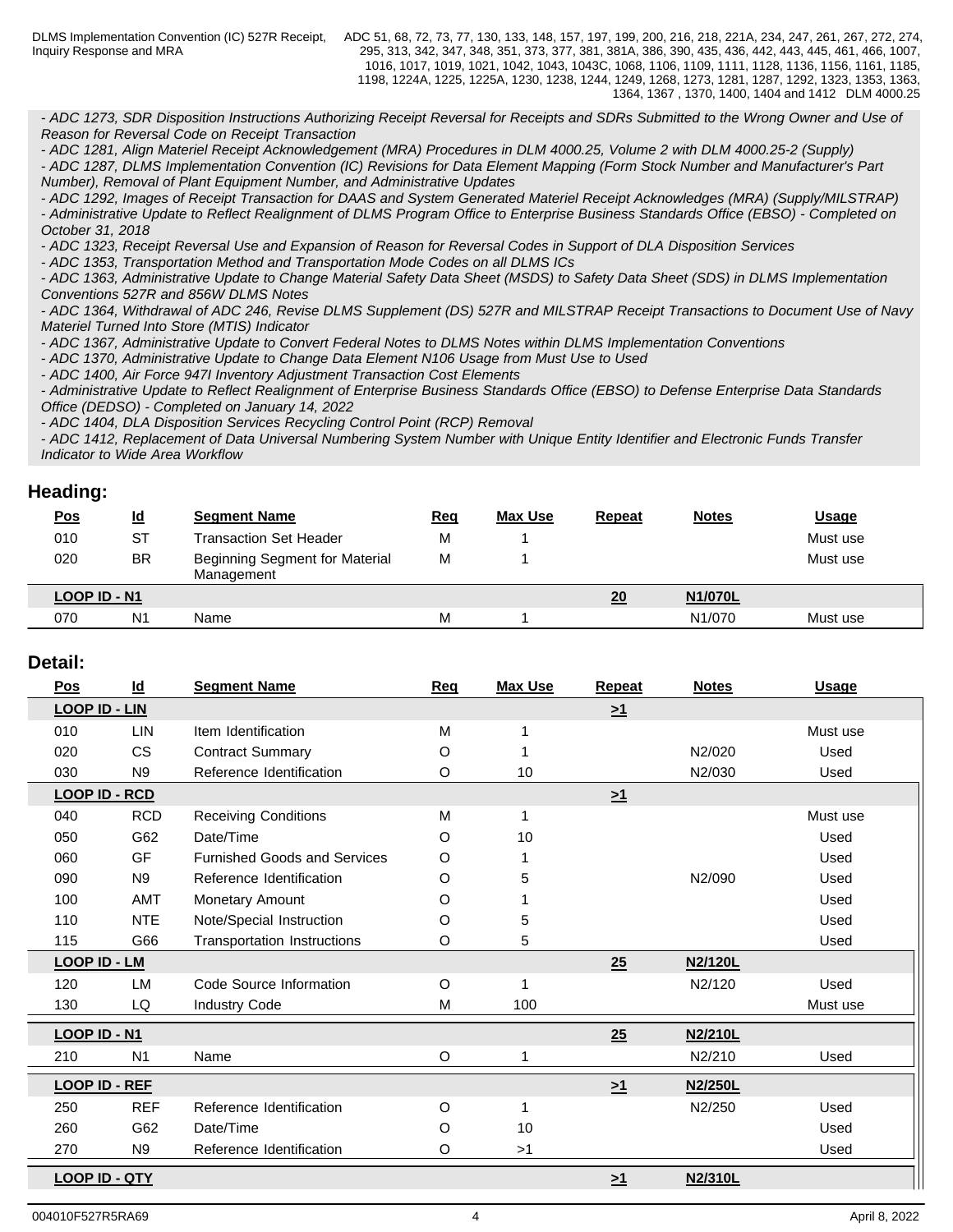*- ADC 1273, SDR Disposition Instructions Authorizing Receipt Reversal for Receipts and SDRs Submitted to the Wrong Owner and Use of Reason for Reversal Code on Receipt Transaction*
*- ADC 1281, Align Materiel Receipt Acknowledgement (MRA) Procedures in DLM 4000.25, Volume 2 with DLM 4000.25-2 (Supply)*
*- ADC 1287, DLMS Implementation Convention (IC) Revisions for Data Element Mapping (Form Stock Number and Manufacturer's Part Number), Removal of Plant Equipment Number, and Administrative Updates*
*- ADC 1292, Images of Receipt Transaction for DAAS and System Generated Materiel Receipt Acknowledges (MRA) (Supply/MILSTRAP)*
*- Administrative Update to Reflect Realignment of DLMS Program Office to Enterprise Business Standards Office (EBSO) - Completed on October 31, 2018*
*- ADC 1323, Receipt Reversal Use and Expansion of Reason for Reversal Codes in Support of DLA Disposition Services*
*- ADC 1353, Transportation Method and Transportation Mode Codes on all DLMS ICs*
*- ADC 1363, Administrative Update to Change Material Safety Data Sheet (MSDS) to Safety Data Sheet (SDS) in DLMS Implementation Conventions 527R and 856W DLMS Notes*
*- ADC 1364, Withdrawal of ADC 246, Revise DLMS Supplement (DS) 527R and MILSTRAP Receipt Transactions to Document Use of Navy Materiel Turned Into Store (MTIS) Indicator*
*- ADC 1367, Administrative Update to Convert Federal Notes to DLMS Notes within DLMS Implementation Conventions*
*- ADC 1370, Administrative Update to Change Data Element N106 Usage from Must Use to Used*
*- ADC 1400, Air Force 947I Inventory Adjustment Transaction Cost Elements*
*- Administrative Update to Reflect Realignment of Enterprise Business Standards Office (EBSO) to Defense Enterprise Data Standards Office (DEDSO) - Completed on January 14, 2022*
*- ADC 1404, DLA Disposition Services Recycling Control Point (RCP) Removal*
*- ADC 1412, Replacement of Data Universal Numbering System Number with Unique Entity Identifier and Electronic Funds Transfer Indicator to Wide Area Workflow*

## Heading:

| Pos | Id | Segment Name | Req | Max Use | Repeat | Notes | Usage |
|---|---|---|---|---|---|---|---|
| 010 | ST | Transaction Set Header | M | 1 | | | Must use |
| 020 | BR | Beginning Segment for Material Management | M | 1 | | | Must use |
| **LOOP ID - N1** | | | | | 20 | N1/070L | |
| 070 | N1 | Name | M | 1 | | N1/070 | Must use |

## Detail:

| Pos | Id | Segment Name | Req | Max Use | Repeat | Notes | Usage |
|---|---|---|---|---|---|---|---|
| **LOOP ID - LIN** | | | | | >1 | | |
| 010 | LIN | Item Identification | M | 1 | | | Must use |
| 020 | CS | Contract Summary | O | 1 | | N2/020 | Used |
| 030 | N9 | Reference Identification | O | 10 | | N2/030 | Used |
| **LOOP ID - RCD** | | | | | >1 | | |
| 040 | RCD | Receiving Conditions | M | 1 | | | Must use |
| 050 | G62 | Date/Time | O | 10 | | | Used |
| 060 | GF | Furnished Goods and Services | O | 1 | | | Used |
| 090 | N9 | Reference Identification | O | 5 | | N2/090 | Used |
| 100 | AMT | Monetary Amount | O | 1 | | | Used |
| 110 | NTE | Note/Special Instruction | O | 5 | | | Used |
| 115 | G66 | Transportation Instructions | O | 5 | | | Used |
| **LOOP ID - LM** | | | | | 25 | N2/120L | |
| 120 | LM | Code Source Information | O | 1 | | N2/120 | Used |
| 130 | LQ | Industry Code | M | 100 | | | Must use |
| **LOOP ID - N1** | | | | | 25 | N2/210L | |
| 210 | N1 | Name | O | 1 | | N2/210 | Used |
| **LOOP ID - REF** | | | | | >1 | N2/250L | |
| 250 | REF | Reference Identification | O | 1 | | N2/250 | Used |
| 260 | G62 | Date/Time | O | 10 | | | Used |
| 270 | N9 | Reference Identification | O | >1 | | | Used |
| **LOOP ID - QTY** | | | | | >1 | N2/310L | |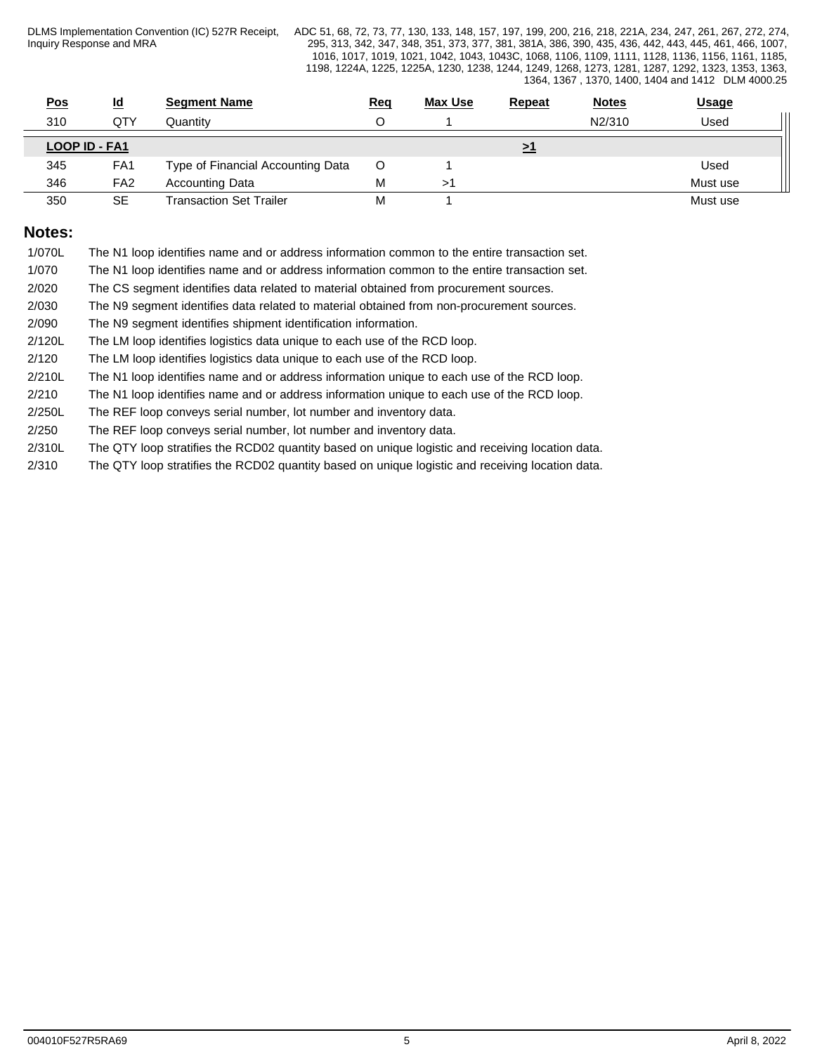| Pos | Id | Segment Name | Req | Max Use | Repeat | Notes | Usage |
|---|---|---|---|---|---|---|---|
| 310 | QTY | Quantity | O | 1 | | N2/310 | Used |
| **LOOP ID - FA1** | | | | | >1 | | |
| 345 | FA1 | Type of Financial Accounting Data | O | 1 | | | Used |
| 346 | FA2 | Accounting Data | M | >1 | | | Must use |
| 350 | SE | Transaction Set Trailer | M | 1 | | | Must use |

## Notes:

1/070L The N1 loop identifies name and or address information common to the entire transaction set.

1/070 The N1 loop identifies name and or address information common to the entire transaction set.

2/020 The CS segment identifies data related to material obtained from procurement sources.

2/030 The N9 segment identifies data related to material obtained from non-procurement sources.

2/090 The N9 segment identifies shipment identification information.

2/120L The LM loop identifies logistics data unique to each use of the RCD loop.

2/120 The LM loop identifies logistics data unique to each use of the RCD loop.

2/210L The N1 loop identifies name and or address information unique to each use of the RCD loop.

2/210 The N1 loop identifies name and or address information unique to each use of the RCD loop.

2/250L The REF loop conveys serial number, lot number and inventory data.

2/250 The REF loop conveys serial number, lot number and inventory data.

2/310L The QTY loop stratifies the RCD02 quantity based on unique logistic and receiving location data.

2/310 The QTY loop stratifies the RCD02 quantity based on unique logistic and receiving location data.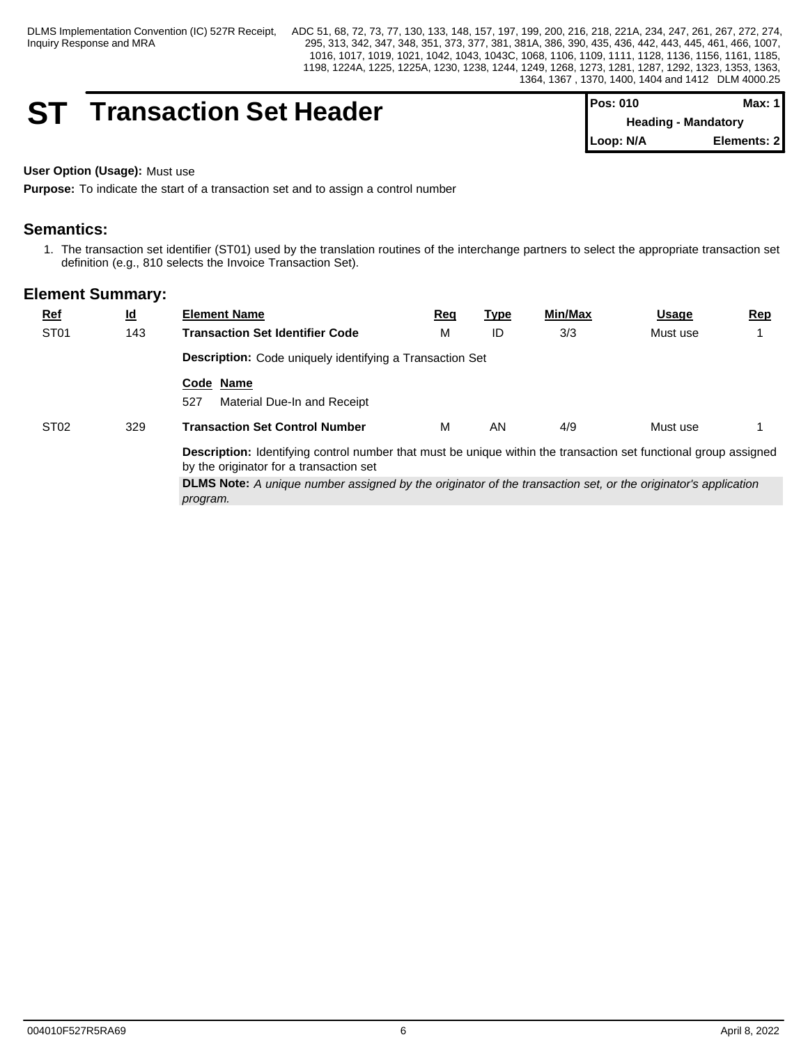# ST Transaction Set Header

| Pos: 010 | Max: 1 |
|---|---|
| Heading - Mandatory | |
| Loop: N/A | Elements: 2 |

**User Option (Usage):** Must use

**Purpose:** To indicate the start of a transaction set and to assign a control number

## Semantics:

1. The transaction set identifier (ST01) used by the translation routines of the interchange partners to select the appropriate transaction set definition (e.g., 810 selects the Invoice Transaction Set).

## Element Summary:

| Ref | Id | Element Name | Req | Type | Min/Max | Usage | Rep |
|---|---|---|---|---|---|---|---|
| ST01 | 143 | **Transaction Set Identifier Code** | M | ID | 3/3 | Must use | 1 |
| | | **Description:** Code uniquely identifying a Transaction Set | | | | | |
| | | **Code Name**<br>527 Material Due-In and Receipt | | | | | |
| ST02 | 329 | **Transaction Set Control Number** | M | AN | 4/9 | Must use | 1 |
| | | **Description:** Identifying control number that must be unique within the transaction set functional group assigned by the originator for a transaction set | | | | | |
| | | **DLMS Note:** *A unique number assigned by the originator of the transaction set, or the originator's application program.* | | | | | |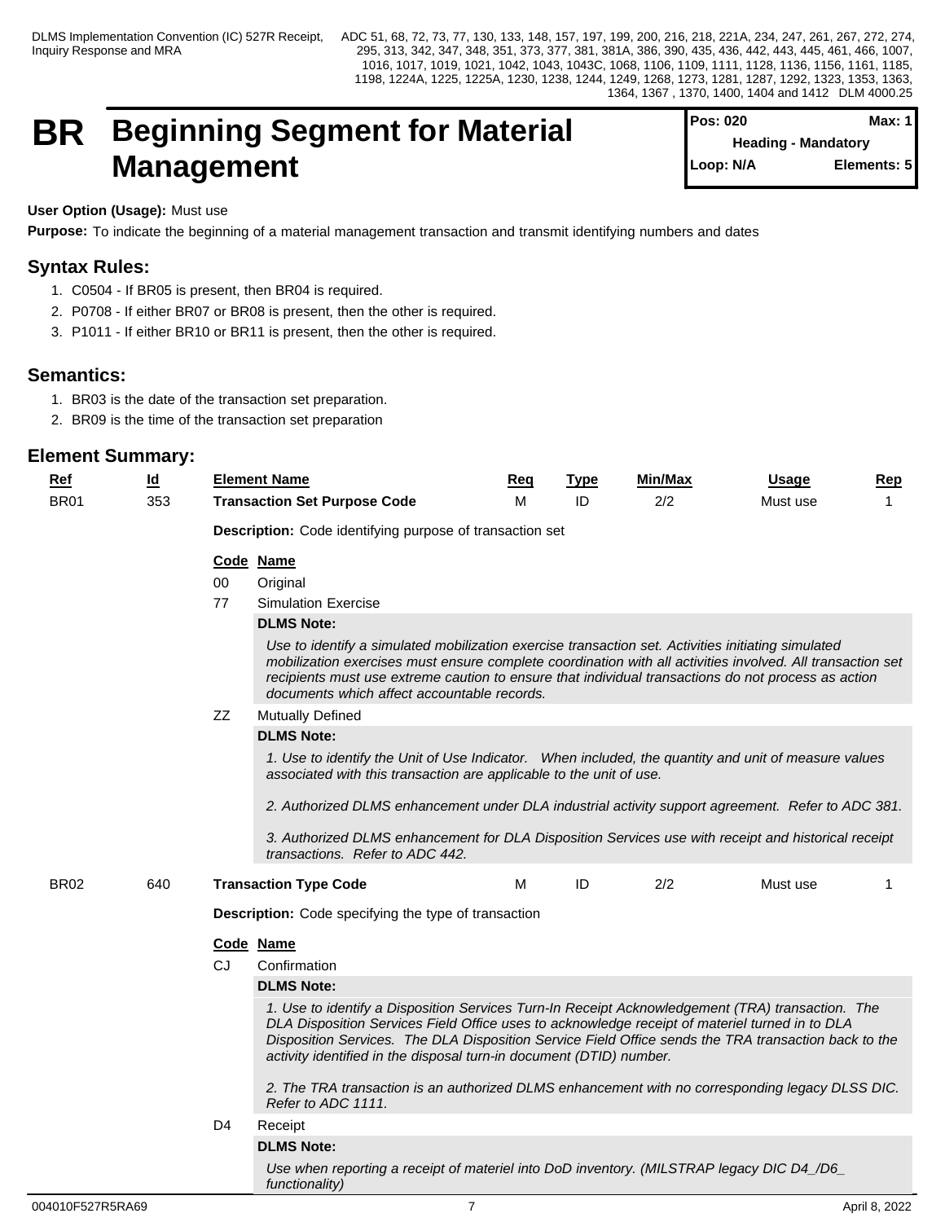# BR Beginning Segment for Material Management

| Pos: 020 | Max: 1 |
|---|---|
| Heading - Mandatory | |
| Loop: N/A | Elements: 5 |

**User Option (Usage):** Must use

**Purpose:** To indicate the beginning of a material management transaction and transmit identifying numbers and dates

## Syntax Rules:

1. C0504 - If BR05 is present, then BR04 is required.
2. P0708 - If either BR07 or BR08 is present, then the other is required.
3. P1011 - If either BR10 or BR11 is present, then the other is required.

## Semantics:

1. BR03 is the date of the transaction set preparation.
2. BR09 is the time of the transaction set preparation

## Element Summary:

| Ref | Id | Element Name | Req | Type | Min/Max | Usage | Rep |
|---|---|---|---|---|---|---|---|
| BR01 | 353 | **Transaction Set Purpose Code** | M | ID | 2/2 | Must use | 1 |

**Description:** Code identifying purpose of transaction set

| Code | Name |
|---|---|
| 00 | Original |
| 77 | Simulation Exercise |

**DLMS Note:**

*Use to identify a simulated mobilization exercise transaction set. Activities initiating simulated mobilization exercises must ensure complete coordination with all activities involved. All transaction set recipients must use extreme caution to ensure that individual transactions do not process as action documents which affect accountable records.*

| Code | Name |
|---|---|
| ZZ | Mutually Defined |

**DLMS Note:**

*1. Use to identify the Unit of Use Indicator. When included, the quantity and unit of measure values associated with this transaction are applicable to the unit of use.*

*2. Authorized DLMS enhancement under DLA industrial activity support agreement. Refer to ADC 381.*

*3. Authorized DLMS enhancement for DLA Disposition Services use with receipt and historical receipt transactions. Refer to ADC 442.*

| Ref | Id | Element Name | Req | Type | Min/Max | Usage | Rep |
|---|---|---|---|---|---|---|---|
| BR02 | 640 | **Transaction Type Code** | M | ID | 2/2 | Must use | 1 |

**Description:** Code specifying the type of transaction

| Code | Name |
|---|---|
| CJ | Confirmation |

**DLMS Note:**

*1. Use to identify a Disposition Services Turn-In Receipt Acknowledgement (TRA) transaction. The DLA Disposition Services Field Office uses to acknowledge receipt of materiel turned in to DLA Disposition Services. The DLA Disposition Service Field Office sends the TRA transaction back to the activity identified in the disposal turn-in document (DTID) number.*

*2. The TRA transaction is an authorized DLMS enhancement with no corresponding legacy DLSS DIC. Refer to ADC 1111.*

| Code | Name |
|---|---|
| D4 | Receipt |

**DLMS Note:**

*Use when reporting a receipt of materiel into DoD inventory. (MILSTRAP legacy DIC D4_/D6_ functionality)*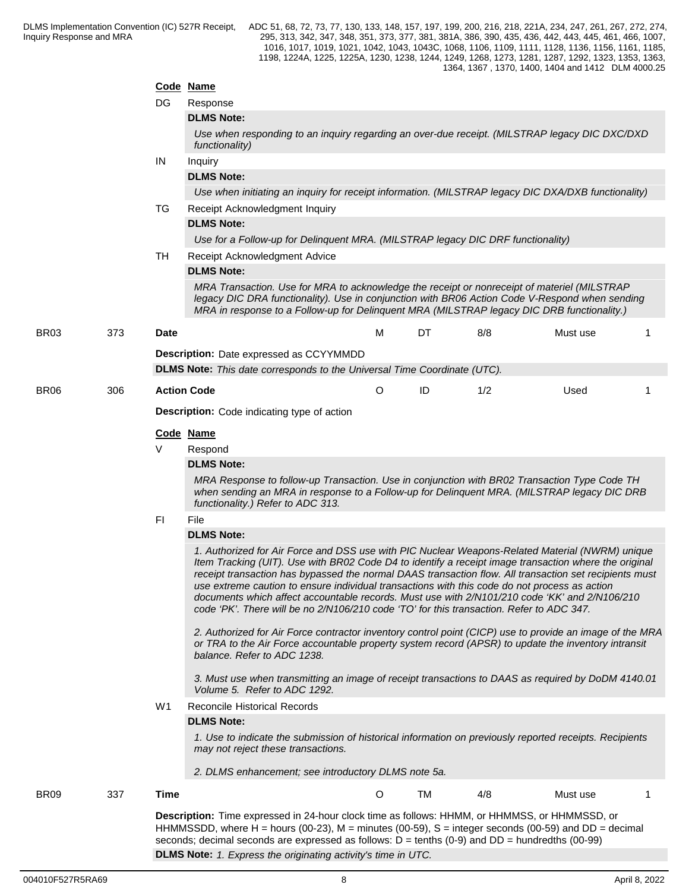**Code Name**

DG Response

**DLMS Note:**

*Use when responding to an inquiry regarding an over-due receipt. (MILSTRAP legacy DIC DXC/DXD functionality)*

IN Inquiry

**DLMS Note:**

*Use when initiating an inquiry for receipt information. (MILSTRAP legacy DIC DXA/DXB functionality)*

TG Receipt Acknowledgment Inquiry

**DLMS Note:**

*Use for a Follow-up for Delinquent MRA. (MILSTRAP legacy DIC DRF functionality)*

TH Receipt Acknowledgment Advice

**DLMS Note:**

*MRA Transaction. Use for MRA to acknowledge the receipt or nonreceipt of materiel (MILSTRAP legacy DIC DRA functionality). Use in conjunction with BR06 Action Code V-Respond when sending MRA in response to a Follow-up for Delinquent MRA (MILSTRAP legacy DIC DRB functionality.)*

| BR03 | 373 | **Date** | M | DT | 8/8 | Must use | 1 |
|---|---|---|---|---|---|---|---|

**Description:** Date expressed as CCYYMMDD

**DLMS Note:** *This date corresponds to the Universal Time Coordinate (UTC).*

| BR06 | 306 | **Action Code** | O | ID | 1/2 | Used | 1 |
|---|---|---|---|---|---|---|---|

**Description:** Code indicating type of action

**Code Name**

V Respond

**DLMS Note:**

*MRA Response to follow-up Transaction. Use in conjunction with BR02 Transaction Type Code TH when sending an MRA in response to a Follow-up for Delinquent MRA. (MILSTRAP legacy DIC DRB functionality.) Refer to ADC 313.*

FI File

**DLMS Note:**

*1. Authorized for Air Force and DSS use with PIC Nuclear Weapons-Related Material (NWRM) unique Item Tracking (UIT). Use with BR02 Code D4 to identify a receipt image transaction where the original receipt transaction has bypassed the normal DAAS transaction flow. All transaction set recipients must use extreme caution to ensure individual transactions with this code do not process as action documents which affect accountable records. Must use with 2/N101/210 code 'KK' and 2/N106/210 code 'PK'. There will be no 2/N106/210 code 'TO' for this transaction. Refer to ADC 347.*

*2. Authorized for Air Force contractor inventory control point (CICP) use to provide an image of the MRA or TRA to the Air Force accountable property system record (APSR) to update the inventory intransit balance. Refer to ADC 1238.*

*3. Must use when transmitting an image of receipt transactions to DAAS as required by DoDM 4140.01 Volume 5. Refer to ADC 1292.*

W1 Reconcile Historical Records

**DLMS Note:**

*1. Use to indicate the submission of historical information on previously reported receipts. Recipients may not reject these transactions.*

*2. DLMS enhancement; see introductory DLMS note 5a.*

| BR09 | 337 | **Time** | O | TM | 4/8 | Must use | 1 |
|---|---|---|---|---|---|---|---|

**Description:** Time expressed in 24-hour clock time as follows: HHMM, or HHMMSS, or HHMMSSD, or HHMMSSDD, where H = hours (00-23), M = minutes (00-59), S = integer seconds (00-59) and DD = decimal seconds; decimal seconds are expressed as follows: D = tenths (0-9) and DD = hundredths (00-99)

**DLMS Note:** *1. Express the originating activity's time in UTC.*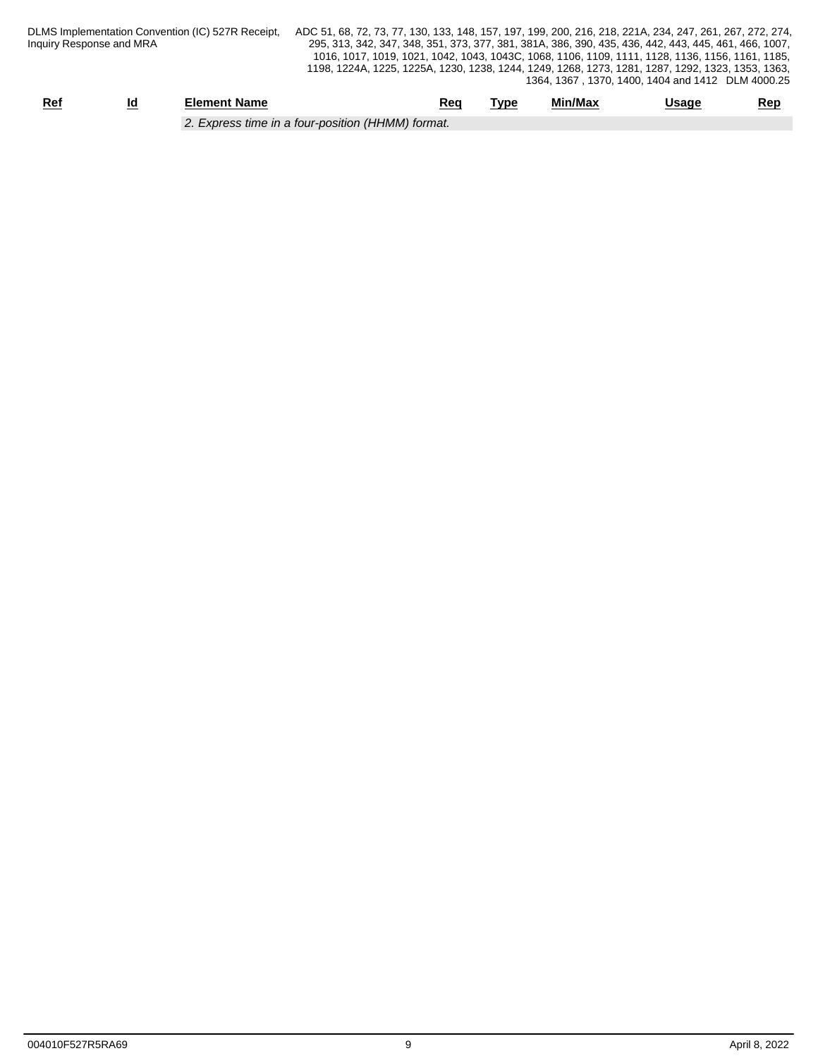| Ref | Id | Element Name | Req | Type | Min/Max | Usage | Rep |
|---|---|---|---|---|---|---|---|
| | | *2. Express time in a four-position (HHMM) format.* | | | | | |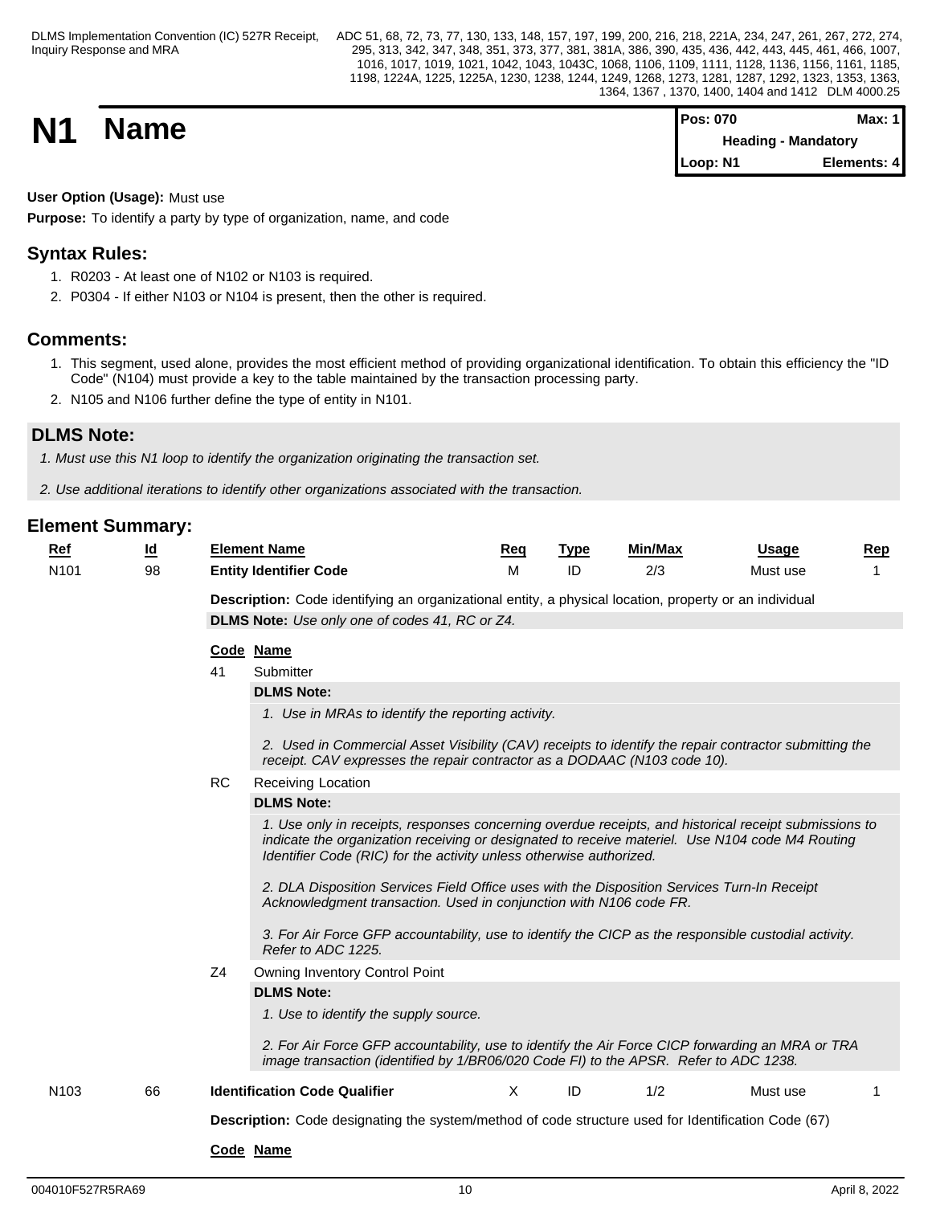# N1 Name

| Pos: 070 | Max: 1 |
|---|---|
| Heading - Mandatory | |
| Loop: N1 | Elements: 4 |

**User Option (Usage):** Must use

**Purpose:** To identify a party by type of organization, name, and code

## Syntax Rules:

1. R0203 - At least one of N102 or N103 is required.
2. P0304 - If either N103 or N104 is present, then the other is required.

## Comments:

1. This segment, used alone, provides the most efficient method of providing organizational identification. To obtain this efficiency the "ID Code" (N104) must provide a key to the table maintained by the transaction processing party.
2. N105 and N106 further define the type of entity in N101.

## DLMS Note:

*1. Must use this N1 loop to identify the organization originating the transaction set.*

*2. Use additional iterations to identify other organizations associated with the transaction.*

## Element Summary:

| Ref | Id | Element Name | Req | Type | Min/Max | Usage | Rep |
|---|---|---|---|---|---|---|---|
| N101 | 98 | **Entity Identifier Code** | M | ID | 2/3 | Must use | 1 |

**Description:** Code identifying an organizational entity, a physical location, property or an individual

**DLMS Note:** *Use only one of codes 41, RC or Z4.*

| Code | Name |
|---|---|
| 41 | Submitter |
| RC | Receiving Location |
| Z4 | Owning Inventory Control Point |

**41 Submitter**

**DLMS Note:**

*1. Use in MRAs to identify the reporting activity.*

*2. Used in Commercial Asset Visibility (CAV) receipts to identify the repair contractor submitting the receipt. CAV expresses the repair contractor as a DODAAC (N103 code 10).*

**RC Receiving Location**

**DLMS Note:**

*1. Use only in receipts, responses concerning overdue receipts, and historical receipt submissions to indicate the organization receiving or designated to receive materiel. Use N104 code M4 Routing Identifier Code (RIC) for the activity unless otherwise authorized.*

*2. DLA Disposition Services Field Office uses with the Disposition Services Turn-In Receipt Acknowledgment transaction. Used in conjunction with N106 code FR.*

*3. For Air Force GFP accountability, use to identify the CICP as the responsible custodial activity. Refer to ADC 1225.*

**Z4 Owning Inventory Control Point**

**DLMS Note:**

*1. Use to identify the supply source.*

*2. For Air Force GFP accountability, use to identify the Air Force CICP forwarding an MRA or TRA image transaction (identified by 1/BR06/020 Code FI) to the APSR. Refer to ADC 1238.*

| Ref | Id | Element Name | Req | Type | Min/Max | Usage | Rep |
|---|---|---|---|---|---|---|---|
| N103 | 66 | **Identification Code Qualifier** | X | ID | 1/2 | Must use | 1 |

**Description:** Code designating the system/method of code structure used for Identification Code (67)

**Code Name**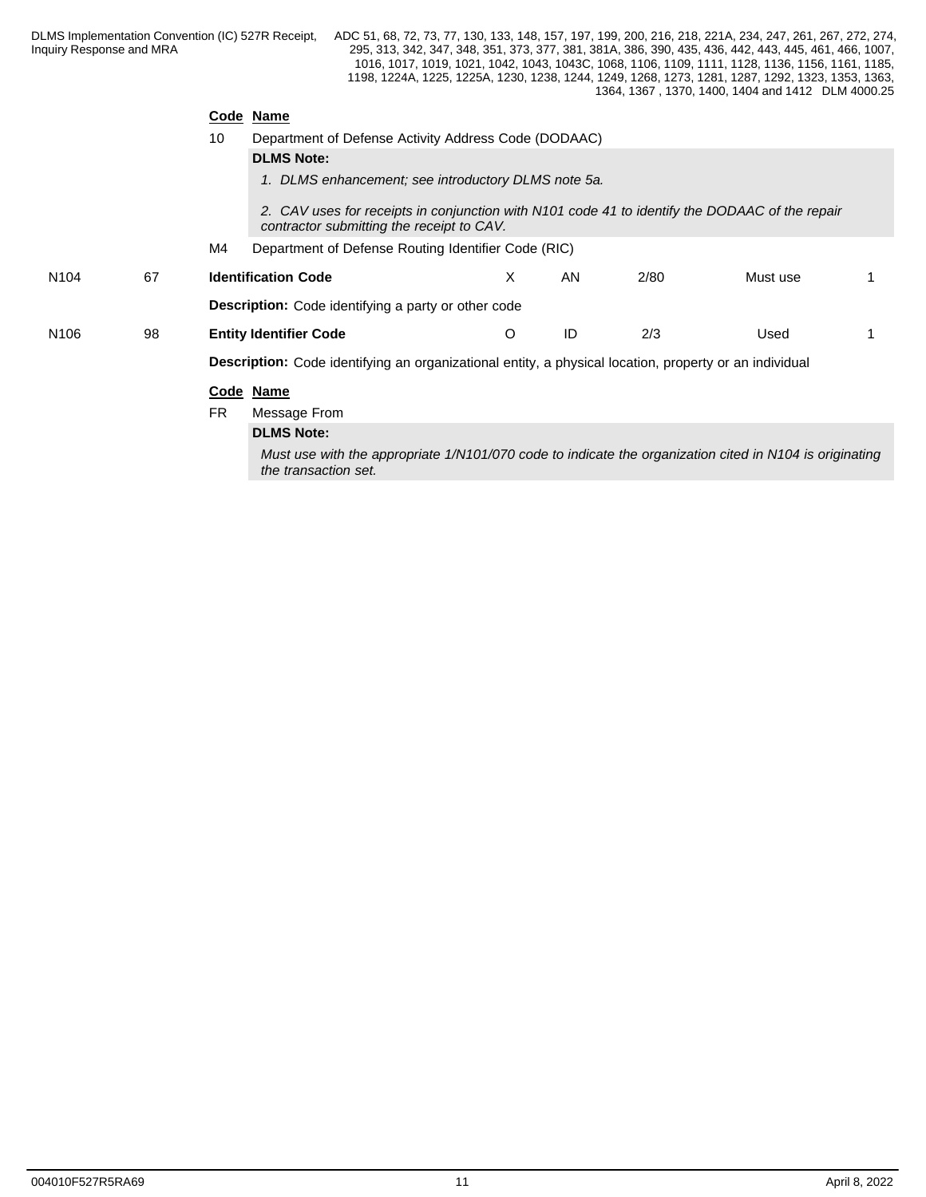| Code | Name |
|---|---|
| 10 | Department of Defense Activity Address Code (DODAAC) |

**DLMS Note:**

*1. DLMS enhancement; see introductory DLMS note 5a.*

*2. CAV uses for receipts in conjunction with N101 code 41 to identify the DODAAC of the repair contractor submitting the receipt to CAV.*

| Code | Name |
|---|---|
| M4 | Department of Defense Routing Identifier Code (RIC) |

| | | | | | | | |
|---|---|---|---|---|---|---|---|
| N104 | 67 | **Identification Code** | X | AN | 2/80 | Must use | 1 |

**Description:** Code identifying a party or other code

| | | | | | | | |
|---|---|---|---|---|---|---|---|
| N106 | 98 | **Entity Identifier Code** | O | ID | 2/3 | Used | 1 |

**Description:** Code identifying an organizational entity, a physical location, property or an individual

| Code | Name |
|---|---|
| FR | Message From |

**DLMS Note:**

*Must use with the appropriate 1/N101/070 code to indicate the organization cited in N104 is originating the transaction set.*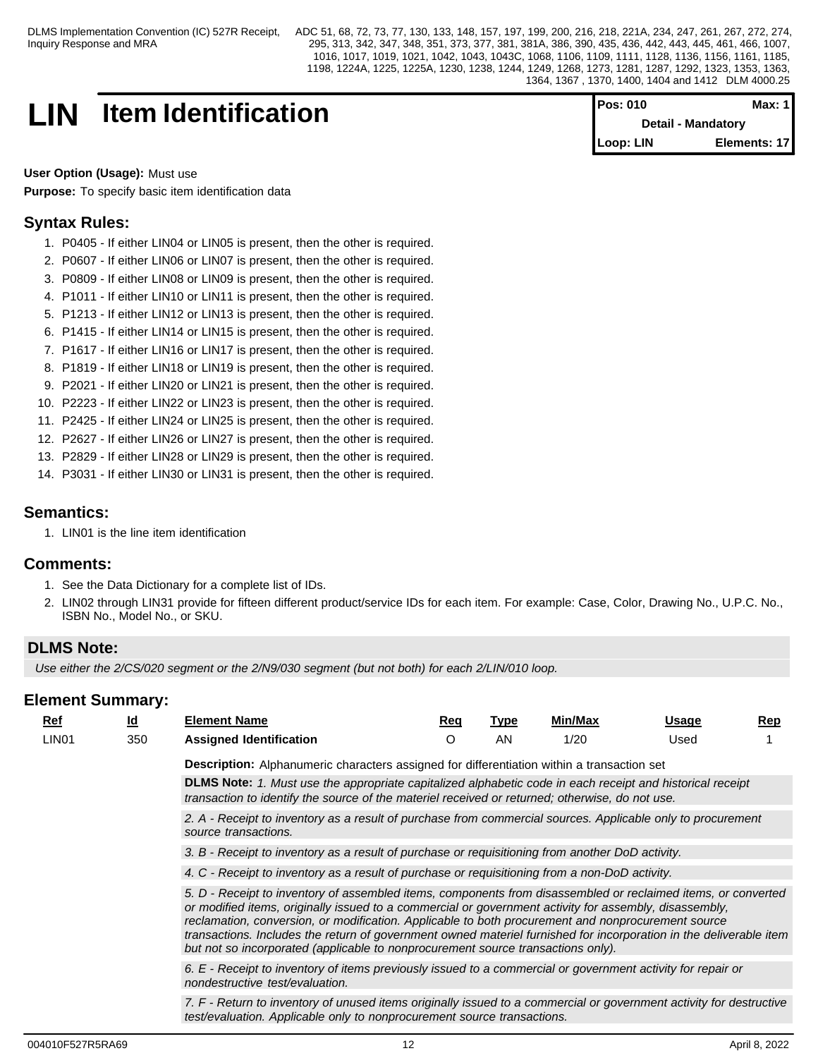# LIN Item Identification

| Pos: 010 | Max: 1 |
|---|---|
| Detail - Mandatory | |
| Loop: LIN | Elements: 17 |

**User Option (Usage):** Must use

**Purpose:** To specify basic item identification data

## Syntax Rules:

1. P0405 - If either LIN04 or LIN05 is present, then the other is required.
2. P0607 - If either LIN06 or LIN07 is present, then the other is required.
3. P0809 - If either LIN08 or LIN09 is present, then the other is required.
4. P1011 - If either LIN10 or LIN11 is present, then the other is required.
5. P1213 - If either LIN12 or LIN13 is present, then the other is required.
6. P1415 - If either LIN14 or LIN15 is present, then the other is required.
7. P1617 - If either LIN16 or LIN17 is present, then the other is required.
8. P1819 - If either LIN18 or LIN19 is present, then the other is required.
9. P2021 - If either LIN20 or LIN21 is present, then the other is required.
10. P2223 - If either LIN22 or LIN23 is present, then the other is required.
11. P2425 - If either LIN24 or LIN25 is present, then the other is required.
12. P2627 - If either LIN26 or LIN27 is present, then the other is required.
13. P2829 - If either LIN28 or LIN29 is present, then the other is required.
14. P3031 - If either LIN30 or LIN31 is present, then the other is required.

## Semantics:

1. LIN01 is the line item identification

## Comments:

1. See the Data Dictionary for a complete list of IDs.
2. LIN02 through LIN31 provide for fifteen different product/service IDs for each item. For example: Case, Color, Drawing No., U.P.C. No., ISBN No., Model No., or SKU.

## DLMS Note:

*Use either the 2/CS/020 segment or the 2/N9/030 segment (but not both) for each 2/LIN/010 loop.*

## Element Summary:

| Ref | Id | Element Name | Req | Type | Min/Max | Usage | Rep |
|---|---|---|---|---|---|---|---|
| LIN01 | 350 | **Assigned Identification** | O | AN | 1/20 | Used | 1 |

**Description:** Alphanumeric characters assigned for differentiation within a transaction set

**DLMS Note:** *1. Must use the appropriate capitalized alphabetic code in each receipt and historical receipt transaction to identify the source of the materiel received or returned; otherwise, do not use.*

*2. A - Receipt to inventory as a result of purchase from commercial sources. Applicable only to procurement source transactions.*

*3. B - Receipt to inventory as a result of purchase or requisitioning from another DoD activity.*

*4. C - Receipt to inventory as a result of purchase or requisitioning from a non-DoD activity.*

*5. D - Receipt to inventory of assembled items, components from disassembled or reclaimed items, or converted or modified items, originally issued to a commercial or government activity for assembly, disassembly, reclamation, conversion, or modification. Applicable to both procurement and nonprocurement source transactions. Includes the return of government owned materiel furnished for incorporation in the deliverable item but not so incorporated (applicable to nonprocurement source transactions only).*

*6. E - Receipt to inventory of items previously issued to a commercial or government activity for repair or nondestructive test/evaluation.*

*7. F - Return to inventory of unused items originally issued to a commercial or government activity for destructive test/evaluation. Applicable only to nonprocurement source transactions.*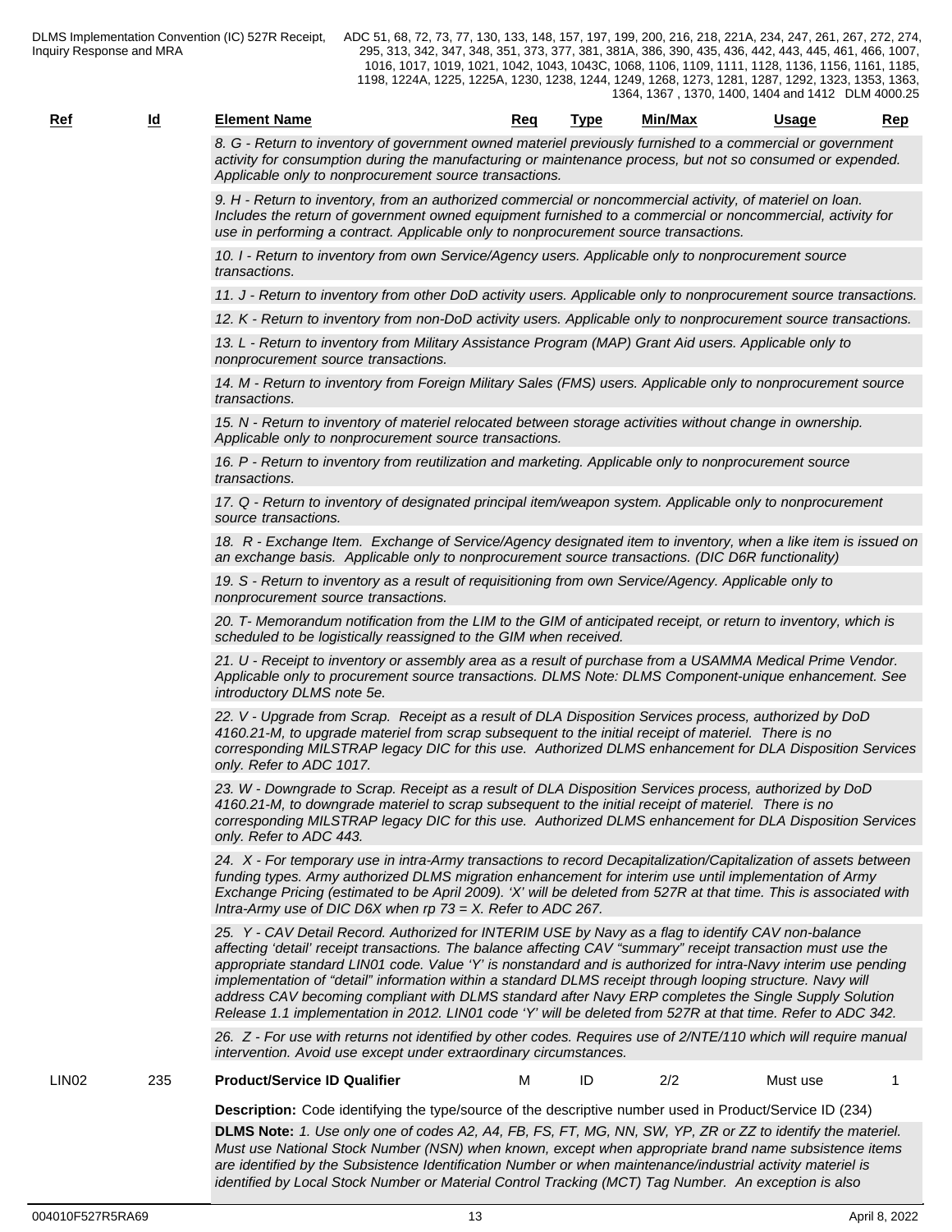| Ref | Id | Element Name | Req | Type | Min/Max | Usage | Rep |
|---|---|---|---|---|---|---|---|

*8. G - Return to inventory of government owned materiel previously furnished to a commercial or government activity for consumption during the manufacturing or maintenance process, but not so consumed or expended. Applicable only to nonprocurement source transactions.*

*9. H - Return to inventory, from an authorized commercial or noncommercial activity, of materiel on loan. Includes the return of government owned equipment furnished to a commercial or noncommercial, activity for use in performing a contract. Applicable only to nonprocurement source transactions.*

*10. I - Return to inventory from own Service/Agency users. Applicable only to nonprocurement source transactions.*

*11. J - Return to inventory from other DoD activity users. Applicable only to nonprocurement source transactions.*

*12. K - Return to inventory from non-DoD activity users. Applicable only to nonprocurement source transactions.*

*13. L - Return to inventory from Military Assistance Program (MAP) Grant Aid users. Applicable only to nonprocurement source transactions.*

*14. M - Return to inventory from Foreign Military Sales (FMS) users. Applicable only to nonprocurement source transactions.*

*15. N - Return to inventory of materiel relocated between storage activities without change in ownership. Applicable only to nonprocurement source transactions.*

*16. P - Return to inventory from reutilization and marketing. Applicable only to nonprocurement source transactions.*

*17. Q - Return to inventory of designated principal item/weapon system. Applicable only to nonprocurement source transactions.*

*18. R - Exchange Item. Exchange of Service/Agency designated item to inventory, when a like item is issued on an exchange basis. Applicable only to nonprocurement source transactions. (DIC D6R functionality)*

*19. S - Return to inventory as a result of requisitioning from own Service/Agency. Applicable only to nonprocurement source transactions.*

*20. T- Memorandum notification from the LIM to the GIM of anticipated receipt, or return to inventory, which is scheduled to be logistically reassigned to the GIM when received.*

*21. U - Receipt to inventory or assembly area as a result of purchase from a USAMMA Medical Prime Vendor. Applicable only to procurement source transactions. DLMS Note: DLMS Component-unique enhancement. See introductory DLMS note 5e.*

*22. V - Upgrade from Scrap. Receipt as a result of DLA Disposition Services process, authorized by DoD 4160.21-M, to upgrade materiel from scrap subsequent to the initial receipt of materiel. There is no corresponding MILSTRAP legacy DIC for this use. Authorized DLMS enhancement for DLA Disposition Services only. Refer to ADC 1017.*

*23. W - Downgrade to Scrap. Receipt as a result of DLA Disposition Services process, authorized by DoD 4160.21-M, to downgrade materiel to scrap subsequent to the initial receipt of materiel. There is no corresponding MILSTRAP legacy DIC for this use. Authorized DLMS enhancement for DLA Disposition Services only. Refer to ADC 443.*

*24. X - For temporary use in intra-Army transactions to record Decapitalization/Capitalization of assets between funding types. Army authorized DLMS migration enhancement for interim use until implementation of Army Exchange Pricing (estimated to be April 2009). 'X' will be deleted from 527R at that time. This is associated with Intra-Army use of DIC D6X when rp 73 = X. Refer to ADC 267.*

*25. Y - CAV Detail Record. Authorized for INTERIM USE by Navy as a flag to identify CAV non-balance affecting 'detail' receipt transactions. The balance affecting CAV "summary" receipt transaction must use the appropriate standard LIN01 code. Value 'Y' is nonstandard and is authorized for intra-Navy interim use pending implementation of "detail" information within a standard DLMS receipt through looping structure. Navy will address CAV becoming compliant with DLMS standard after Navy ERP completes the Single Supply Solution Release 1.1 implementation in 2012. LIN01 code 'Y' will be deleted from 527R at that time. Refer to ADC 342.*

*26. Z - For use with returns not identified by other codes. Requires use of 2/NTE/110 which will require manual intervention. Avoid use except under extraordinary circumstances.*

| Ref | Id | Element Name | Req | Type | Min/Max | Usage | Rep |
|---|---|---|---|---|---|---|---|
| LIN02 | 235 | **Product/Service ID Qualifier** | M | ID | 2/2 | Must use | 1 |

**Description:** Code identifying the type/source of the descriptive number used in Product/Service ID (234)

**DLMS Note:** *1. Use only one of codes A2, A4, FB, FS, FT, MG, NN, SW, YP, ZR or ZZ to identify the materiel. Must use National Stock Number (NSN) when known, except when appropriate brand name subsistence items are identified by the Subsistence Identification Number or when maintenance/industrial activity materiel is identified by Local Stock Number or Material Control Tracking (MCT) Tag Number. An exception is also*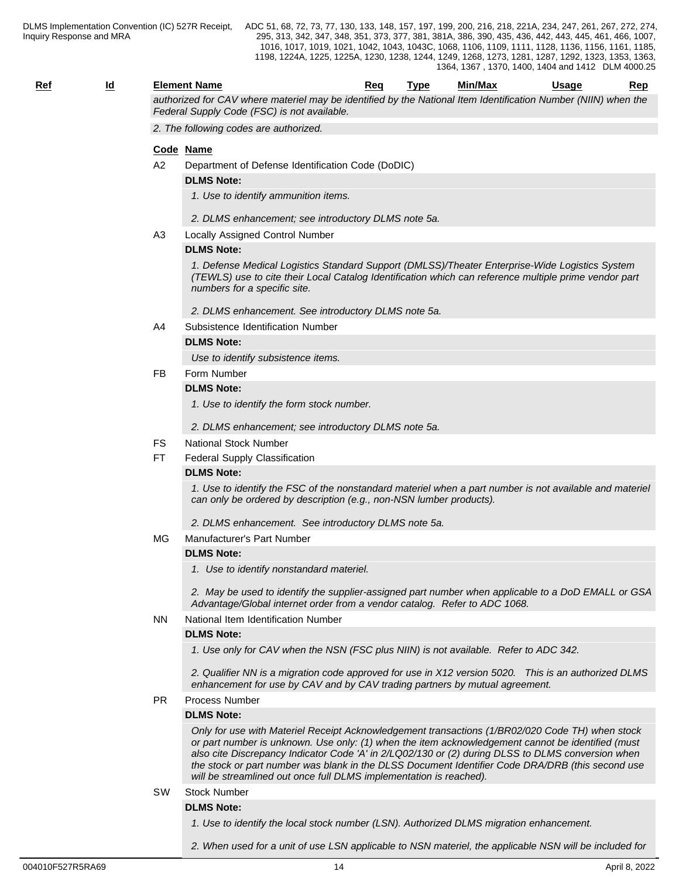| Ref | Id | Element Name | Req | Type | Min/Max | Usage | Rep |
|---|---|---|---|---|---|---|---|

*authorized for CAV where materiel may be identified by the National Item Identification Number (NIIN) when the Federal Supply Code (FSC) is not available.*

*2. The following codes are authorized.*

| Code | Name |
|---|---|
| A2 | Department of Defense Identification Code (DoDIC) |
| A3 | Locally Assigned Control Number |
| A4 | Subsistence Identification Number |
| FB | Form Number |
| FS | National Stock Number |
| FT | Federal Supply Classification |
| MG | Manufacturer's Part Number |
| NN | National Item Identification Number |
| PR | Process Number |
| SW | Stock Number |

**A2** Department of Defense Identification Code (DoDIC)

**DLMS Note:**

*1. Use to identify ammunition items.*

*2. DLMS enhancement; see introductory DLMS note 5a.*

**A3** Locally Assigned Control Number

**DLMS Note:**

*1. Defense Medical Logistics Standard Support (DMLSS)/Theater Enterprise-Wide Logistics System (TEWLS) use to cite their Local Catalog Identification which can reference multiple prime vendor part numbers for a specific site.*

*2. DLMS enhancement. See introductory DLMS note 5a.*

**A4** Subsistence Identification Number

**DLMS Note:**

*Use to identify subsistence items.*

**FB** Form Number

**DLMS Note:**

*1. Use to identify the form stock number.*

*2. DLMS enhancement; see introductory DLMS note 5a.*

**FS** National Stock Number

**FT** Federal Supply Classification

**DLMS Note:**

*1. Use to identify the FSC of the nonstandard materiel when a part number is not available and materiel can only be ordered by description (e.g., non-NSN lumber products).*

*2. DLMS enhancement. See introductory DLMS note 5a.*

**MG** Manufacturer's Part Number

**DLMS Note:**

*1. Use to identify nonstandard materiel.*

*2. May be used to identify the supplier-assigned part number when applicable to a DoD EMALL or GSA Advantage/Global internet order from a vendor catalog. Refer to ADC 1068.*

**NN** National Item Identification Number

**DLMS Note:**

*1. Use only for CAV when the NSN (FSC plus NIIN) is not available. Refer to ADC 342.*

*2. Qualifier NN is a migration code approved for use in X12 version 5020. This is an authorized DLMS enhancement for use by CAV and by CAV trading partners by mutual agreement.*

**PR** Process Number

**DLMS Note:**

*Only for use with Materiel Receipt Acknowledgement transactions (1/BR02/020 Code TH) when stock or part number is unknown. Use only: (1) when the item acknowledgement cannot be identified (must also cite Discrepancy Indicator Code 'A' in 2/LQ02/130 or (2) during DLSS to DLMS conversion when the stock or part number was blank in the DLSS Document Identifier Code DRA/DRB (this second use will be streamlined out once full DLMS implementation is reached).*

**SW** Stock Number

**DLMS Note:**

*1. Use to identify the local stock number (LSN). Authorized DLMS migration enhancement.*

*2. When used for a unit of use LSN applicable to NSN materiel, the applicable NSN will be included for*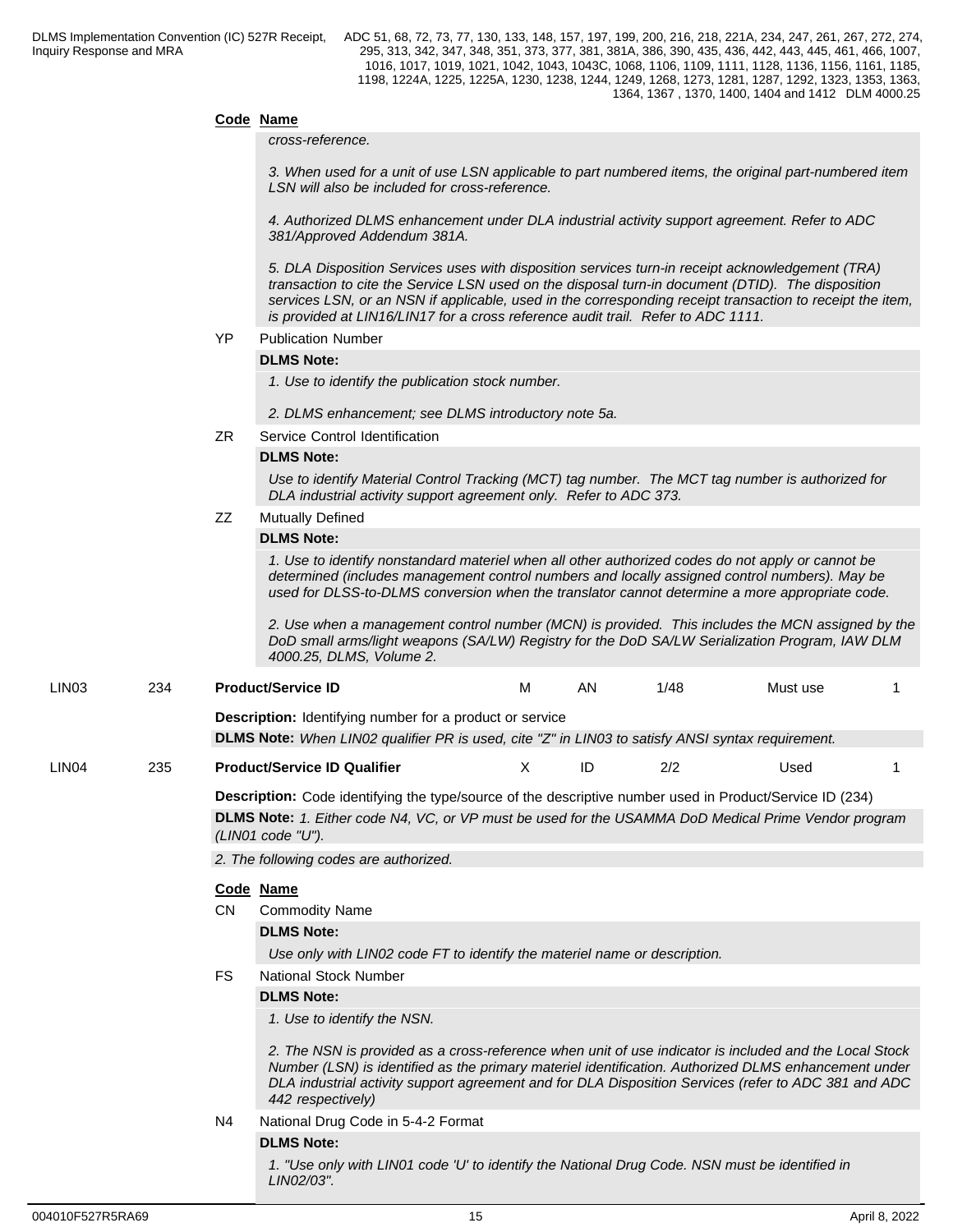**Code Name**

*cross-reference.*

*3. When used for a unit of use LSN applicable to part numbered items, the original part-numbered item LSN will also be included for cross-reference.*

*4. Authorized DLMS enhancement under DLA industrial activity support agreement. Refer to ADC 381/Approved Addendum 381A.*

*5. DLA Disposition Services uses with disposition services turn-in receipt acknowledgement (TRA) transaction to cite the Service LSN used on the disposal turn-in document (DTID). The disposition services LSN, or an NSN if applicable, used in the corresponding receipt transaction to receipt the item, is provided at LIN16/LIN17 for a cross reference audit trail. Refer to ADC 1111.*

YP Publication Number

**DLMS Note:**

*1. Use to identify the publication stock number.*

*2. DLMS enhancement; see DLMS introductory note 5a.*

ZR Service Control Identification

**DLMS Note:**

*Use to identify Material Control Tracking (MCT) tag number. The MCT tag number is authorized for DLA industrial activity support agreement only. Refer to ADC 373.*

ZZ Mutually Defined

**DLMS Note:**

*1. Use to identify nonstandard materiel when all other authorized codes do not apply or cannot be determined (includes management control numbers and locally assigned control numbers). May be used for DLSS-to-DLMS conversion when the translator cannot determine a more appropriate code.*

*2. Use when a management control number (MCN) is provided. This includes the MCN assigned by the DoD small arms/light weapons (SA/LW) Registry for the DoD SA/LW Serialization Program, IAW DLM 4000.25, DLMS, Volume 2.*

| LIN03 | 234 | **Product/Service ID** | M | AN | 1/48 | Must use | 1 |
|---|---|---|---|---|---|---|---|

**Description:** Identifying number for a product or service

**DLMS Note:** *When LIN02 qualifier PR is used, cite "Z" in LIN03 to satisfy ANSI syntax requirement.*

| LIN04 | 235 | **Product/Service ID Qualifier** | X | ID | 2/2 | Used | 1 |
|---|---|---|---|---|---|---|---|

**Description:** Code identifying the type/source of the descriptive number used in Product/Service ID (234)

**DLMS Note:** *1. Either code N4, VC, or VP must be used for the USAMMA DoD Medical Prime Vendor program (LIN01 code "U").*

*2. The following codes are authorized.*

**Code Name**

CN Commodity Name

**DLMS Note:**

*Use only with LIN02 code FT to identify the materiel name or description.*

FS National Stock Number

**DLMS Note:**

*1. Use to identify the NSN.*

*2. The NSN is provided as a cross-reference when unit of use indicator is included and the Local Stock Number (LSN) is identified as the primary materiel identification. Authorized DLMS enhancement under DLA industrial activity support agreement and for DLA Disposition Services (refer to ADC 381 and ADC 442 respectively)*

N4 National Drug Code in 5-4-2 Format

**DLMS Note:**

*1. "Use only with LIN01 code 'U' to identify the National Drug Code. NSN must be identified in LIN02/03".*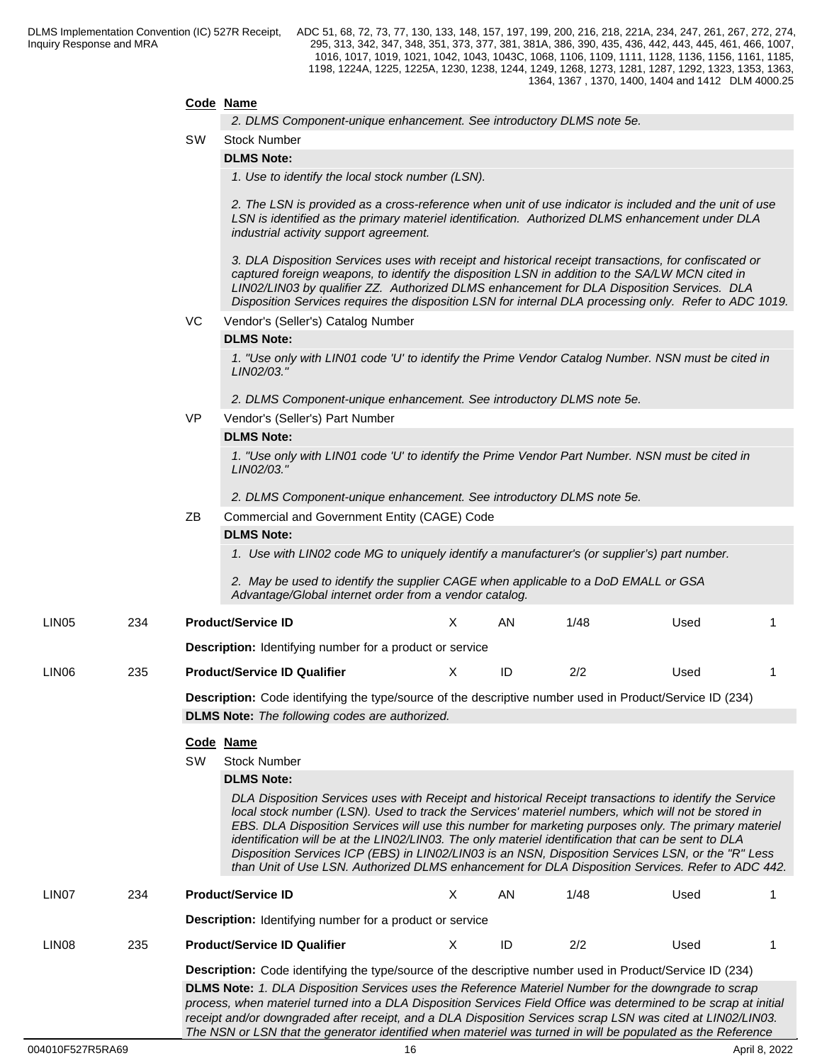| Code | Name |
|---|---|
| | *2. DLMS Component-unique enhancement. See introductory DLMS note 5e.* |
| SW | Stock Number |

**DLMS Note:**

*1. Use to identify the local stock number (LSN).*

*2. The LSN is provided as a cross-reference when unit of use indicator is included and the unit of use LSN is identified as the primary materiel identification. Authorized DLMS enhancement under DLA industrial activity support agreement.*

*3. DLA Disposition Services uses with receipt and historical receipt transactions, for confiscated or captured foreign weapons, to identify the disposition LSN in addition to the SA/LW MCN cited in LIN02/LIN03 by qualifier ZZ. Authorized DLMS enhancement for DLA Disposition Services. DLA Disposition Services requires the disposition LSN for internal DLA processing only. Refer to ADC 1019.*

VC — Vendor's (Seller's) Catalog Number

**DLMS Note:**

*1. "Use only with LIN01 code 'U' to identify the Prime Vendor Catalog Number. NSN must be cited in LIN02/03."*

*2. DLMS Component-unique enhancement. See introductory DLMS note 5e.*

VP — Vendor's (Seller's) Part Number

**DLMS Note:**

*1. "Use only with LIN01 code 'U' to identify the Prime Vendor Part Number. NSN must be cited in LIN02/03."*

*2. DLMS Component-unique enhancement. See introductory DLMS note 5e.*

ZB — Commercial and Government Entity (CAGE) Code

**DLMS Note:**

*1. Use with LIN02 code MG to uniquely identify a manufacturer's (or supplier's) part number.*

*2. May be used to identify the supplier CAGE when applicable to a DoD EMALL or GSA Advantage/Global internet order from a vendor catalog.*

| LIN05 | 234 | **Product/Service ID** | X | AN | 1/48 | Used | 1 |
|---|---|---|---|---|---|---|---|

**Description:** Identifying number for a product or service

| LIN06 | 235 | **Product/Service ID Qualifier** | X | ID | 2/2 | Used | 1 |
|---|---|---|---|---|---|---|---|

**Description:** Code identifying the type/source of the descriptive number used in Product/Service ID (234)

**DLMS Note:** *The following codes are authorized.*

| Code | Name |
|---|---|
| SW | Stock Number |

**DLMS Note:**

*DLA Disposition Services uses with Receipt and historical Receipt transactions to identify the Service local stock number (LSN). Used to track the Services' materiel numbers, which will not be stored in EBS. DLA Disposition Services will use this number for marketing purposes only. The primary materiel identification will be at the LIN02/LIN03. The only materiel identification that can be sent to DLA Disposition Services ICP (EBS) in LIN02/LIN03 is an NSN, Disposition Services LSN, or the "R" Less than Unit of Use LSN. Authorized DLMS enhancement for DLA Disposition Services. Refer to ADC 442.*

| LIN07 | 234 | **Product/Service ID** | X | AN | 1/48 | Used | 1 |
|---|---|---|---|---|---|---|---|

**Description:** Identifying number for a product or service

| LIN08 | 235 | **Product/Service ID Qualifier** | X | ID | 2/2 | Used | 1 |
|---|---|---|---|---|---|---|---|

**Description:** Code identifying the type/source of the descriptive number used in Product/Service ID (234)

**DLMS Note:** *1. DLA Disposition Services uses the Reference Materiel Number for the downgrade to scrap process, when materiel turned into a DLA Disposition Services Field Office was determined to be scrap at initial receipt and/or downgraded after receipt, and a DLA Disposition Services scrap LSN was cited at LIN02/LIN03. The NSN or LSN that the generator identified when materiel was turned in will be populated as the Reference*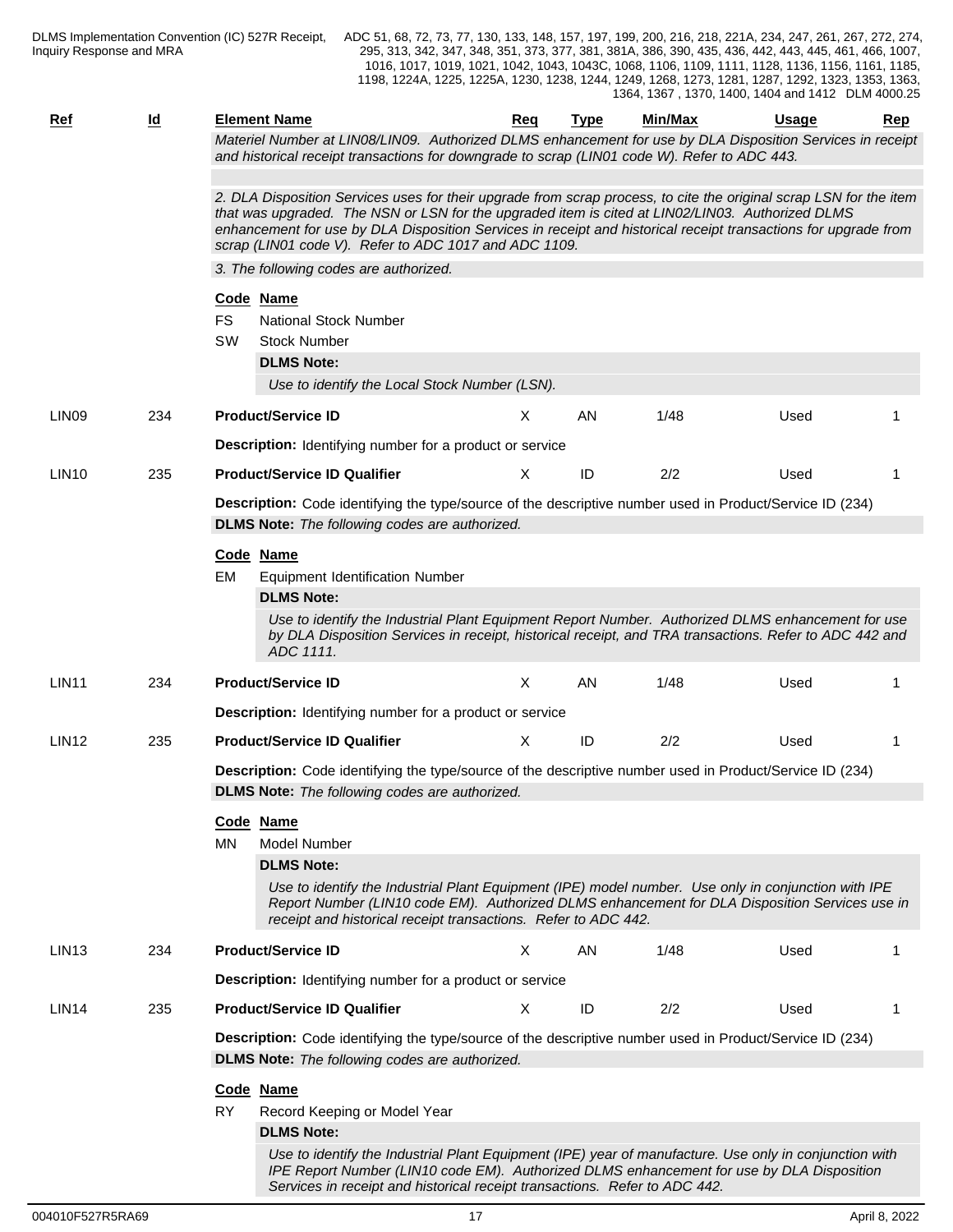| Ref | Id | Element Name | Req | Type | Min/Max | Usage | Rep |
|---|---|---|---|---|---|---|---|

*Materiel Number at LIN08/LIN09. Authorized DLMS enhancement for use by DLA Disposition Services in receipt and historical receipt transactions for downgrade to scrap (LIN01 code W). Refer to ADC 443.*

*2. DLA Disposition Services uses for their upgrade from scrap process, to cite the original scrap LSN for the item that was upgraded. The NSN or LSN for the upgraded item is cited at LIN02/LIN03. Authorized DLMS enhancement for use by DLA Disposition Services in receipt and historical receipt transactions for upgrade from scrap (LIN01 code V). Refer to ADC 1017 and ADC 1109.*

*3. The following codes are authorized.*

**Code Name**

FS National Stock Number

SW Stock Number

**DLMS Note:**

*Use to identify the Local Stock Number (LSN).*

| Ref | Id | Element Name | Req | Type | Min/Max | Usage | Rep |
|---|---|---|---|---|---|---|---|
| LIN09 | 234 | **Product/Service ID** | X | AN | 1/48 | Used | 1 |

**Description:** Identifying number for a product or service

| Ref | Id | Element Name | Req | Type | Min/Max | Usage | Rep |
|---|---|---|---|---|---|---|---|
| LIN10 | 235 | **Product/Service ID Qualifier** | X | ID | 2/2 | Used | 1 |

**Description:** Code identifying the type/source of the descriptive number used in Product/Service ID (234)

**DLMS Note:** *The following codes are authorized.*

**Code Name**

EM Equipment Identification Number

**DLMS Note:**

*Use to identify the Industrial Plant Equipment Report Number. Authorized DLMS enhancement for use by DLA Disposition Services in receipt, historical receipt, and TRA transactions. Refer to ADC 442 and ADC 1111.*

| Ref | Id | Element Name | Req | Type | Min/Max | Usage | Rep |
|---|---|---|---|---|---|---|---|
| LIN11 | 234 | **Product/Service ID** | X | AN | 1/48 | Used | 1 |

**Description:** Identifying number for a product or service

| Ref | Id | Element Name | Req | Type | Min/Max | Usage | Rep |
|---|---|---|---|---|---|---|---|
| LIN12 | 235 | **Product/Service ID Qualifier** | X | ID | 2/2 | Used | 1 |

**Description:** Code identifying the type/source of the descriptive number used in Product/Service ID (234)

**DLMS Note:** *The following codes are authorized.*

**Code Name**

MN Model Number

**DLMS Note:**

*Use to identify the Industrial Plant Equipment (IPE) model number. Use only in conjunction with IPE Report Number (LIN10 code EM). Authorized DLMS enhancement for DLA Disposition Services use in receipt and historical receipt transactions. Refer to ADC 442.*

| Ref | Id | Element Name | Req | Type | Min/Max | Usage | Rep |
|---|---|---|---|---|---|---|---|
| LIN13 | 234 | **Product/Service ID** | X | AN | 1/48 | Used | 1 |

**Description:** Identifying number for a product or service

| Ref | Id | Element Name | Req | Type | Min/Max | Usage | Rep |
|---|---|---|---|---|---|---|---|
| LIN14 | 235 | **Product/Service ID Qualifier** | X | ID | 2/2 | Used | 1 |

**Description:** Code identifying the type/source of the descriptive number used in Product/Service ID (234)

**DLMS Note:** *The following codes are authorized.*

**Code Name**

RY Record Keeping or Model Year

**DLMS Note:**

*Use to identify the Industrial Plant Equipment (IPE) year of manufacture. Use only in conjunction with IPE Report Number (LIN10 code EM). Authorized DLMS enhancement for use by DLA Disposition Services in receipt and historical receipt transactions. Refer to ADC 442.*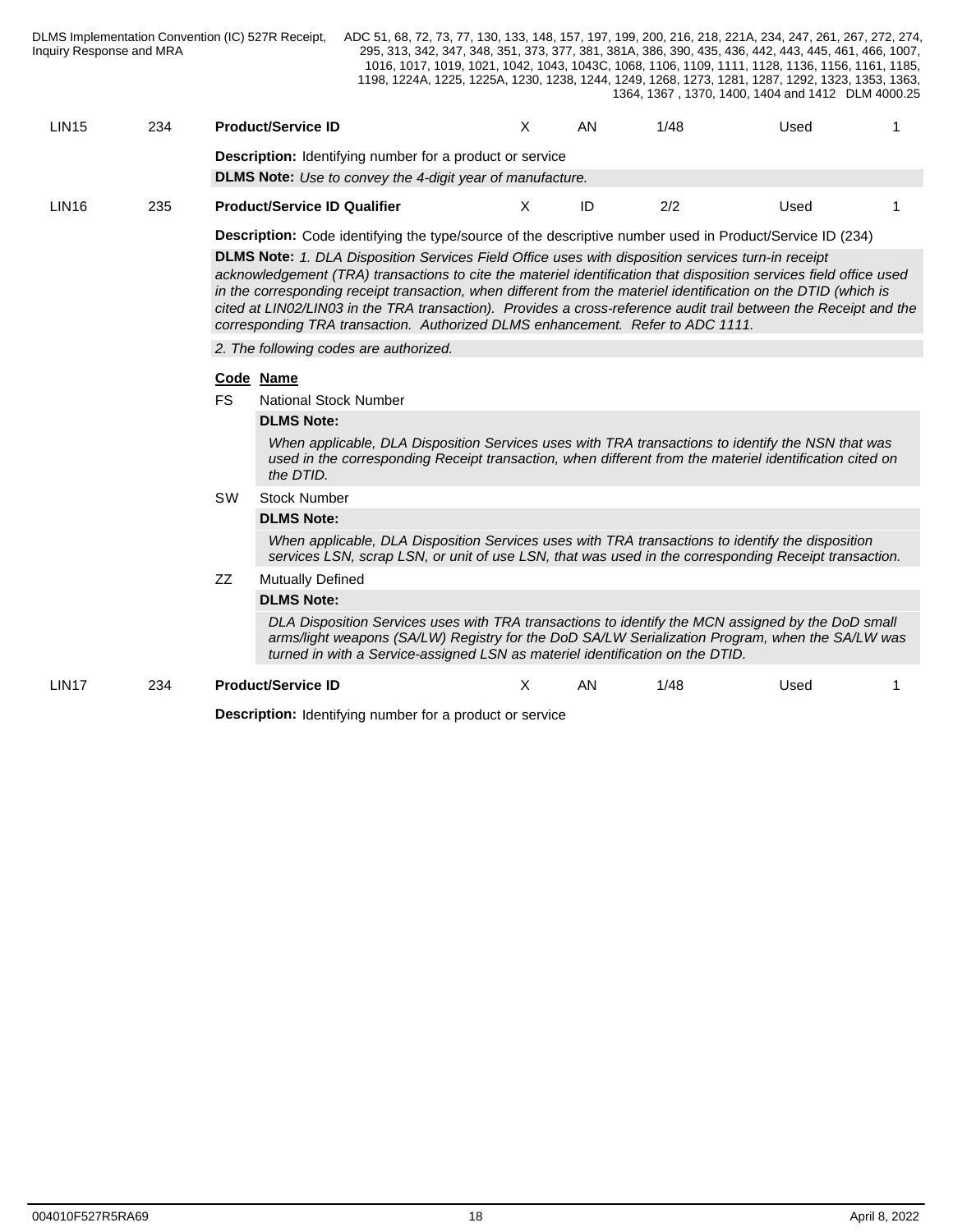| | | | | | | | |
|---|---|---|---|---|---|---|---|
| LIN15 | 234 | **Product/Service ID** | X | AN | 1/48 | Used | 1 |

**Description:** Identifying number for a product or service

**DLMS Note:** *Use to convey the 4-digit year of manufacture.*

| | | | | | | | |
|---|---|---|---|---|---|---|---|
| LIN16 | 235 | **Product/Service ID Qualifier** | X | ID | 2/2 | Used | 1 |

**Description:** Code identifying the type/source of the descriptive number used in Product/Service ID (234)

**DLMS Note:** *1. DLA Disposition Services Field Office uses with disposition services turn-in receipt acknowledgement (TRA) transactions to cite the materiel identification that disposition services field office used in the corresponding receipt transaction, when different from the materiel identification on the DTID (which is cited at LIN02/LIN03 in the TRA transaction). Provides a cross-reference audit trail between the Receipt and the corresponding TRA transaction. Authorized DLMS enhancement. Refer to ADC 1111.*

*2. The following codes are authorized.*

| Code | Name |
|---|---|
| FS | National Stock Number |
| | **DLMS Note:** *When applicable, DLA Disposition Services uses with TRA transactions to identify the NSN that was used in the corresponding Receipt transaction, when different from the materiel identification cited on the DTID.* |
| SW | Stock Number |
| | **DLMS Note:** *When applicable, DLA Disposition Services uses with TRA transactions to identify the disposition services LSN, scrap LSN, or unit of use LSN, that was used in the corresponding Receipt transaction.* |
| ZZ | Mutually Defined |
| | **DLMS Note:** *DLA Disposition Services uses with TRA transactions to identify the MCN assigned by the DoD small arms/light weapons (SA/LW) Registry for the DoD SA/LW Serialization Program, when the SA/LW was turned in with a Service-assigned LSN as materiel identification on the DTID.* |

| | | | | | | | |
|---|---|---|---|---|---|---|---|
| LIN17 | 234 | **Product/Service ID** | X | AN | 1/48 | Used | 1 |

**Description:** Identifying number for a product or service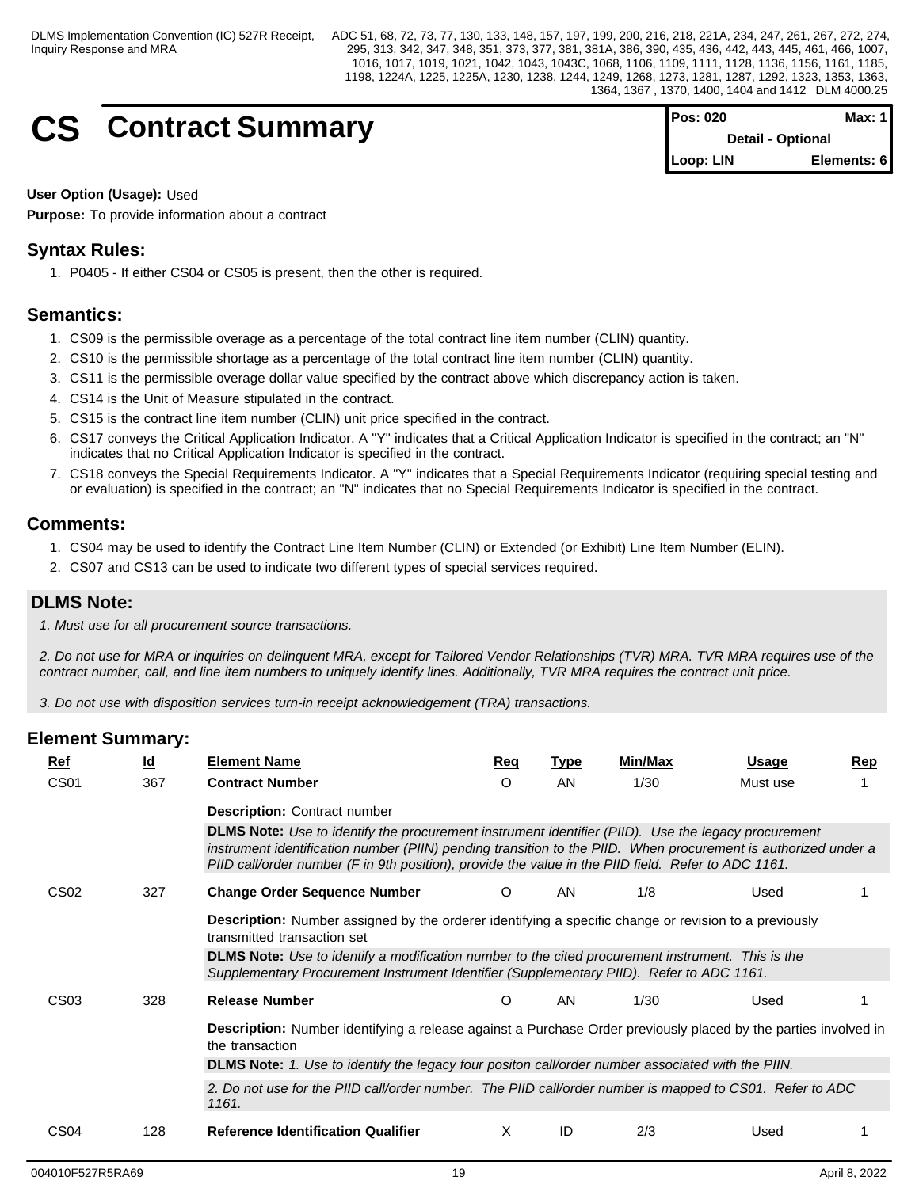# CS Contract Summary

| Pos: 020 | Max: 1 |
|---|---|
| Detail - Optional | |
| Loop: LIN | Elements: 6 |

**User Option (Usage):** Used

**Purpose:** To provide information about a contract

## Syntax Rules:

1. P0405 - If either CS04 or CS05 is present, then the other is required.

## Semantics:

1. CS09 is the permissible overage as a percentage of the total contract line item number (CLIN) quantity.
2. CS10 is the permissible shortage as a percentage of the total contract line item number (CLIN) quantity.
3. CS11 is the permissible overage dollar value specified by the contract above which discrepancy action is taken.
4. CS14 is the Unit of Measure stipulated in the contract.
5. CS15 is the contract line item number (CLIN) unit price specified in the contract.
6. CS17 conveys the Critical Application Indicator. A "Y" indicates that a Critical Application Indicator is specified in the contract; an "N" indicates that no Critical Application Indicator is specified in the contract.
7. CS18 conveys the Special Requirements Indicator. A "Y" indicates that a Special Requirements Indicator (requiring special testing and or evaluation) is specified in the contract; an "N" indicates that no Special Requirements Indicator is specified in the contract.

## Comments:

1. CS04 may be used to identify the Contract Line Item Number (CLIN) or Extended (or Exhibit) Line Item Number (ELIN).
2. CS07 and CS13 can be used to indicate two different types of special services required.

## DLMS Note:

*1. Must use for all procurement source transactions.*

*2. Do not use for MRA or inquiries on delinquent MRA, except for Tailored Vendor Relationships (TVR) MRA. TVR MRA requires use of the contract number, call, and line item numbers to uniquely identify lines. Additionally, TVR MRA requires the contract unit price.*

*3. Do not use with disposition services turn-in receipt acknowledgement (TRA) transactions.*

## Element Summary:

| Ref | Id | Element Name | Req | Type | Min/Max | Usage | Rep |
|---|---|---|---|---|---|---|---|
| CS01 | 367 | **Contract Number** | O | AN | 1/30 | Must use | 1 |
| | | **Description:** Contract number | | | | | |
| | | **DLMS Note:** *Use to identify the procurement instrument identifier (PIID). Use the legacy procurement instrument identification number (PIIN) pending transition to the PIID. When procurement is authorized under a PIID call/order number (F in 9th position), provide the value in the PIID field. Refer to ADC 1161.* | | | | | |
| CS02 | 327 | **Change Order Sequence Number** | O | AN | 1/8 | Used | 1 |
| | | **Description:** Number assigned by the orderer identifying a specific change or revision to a previously transmitted transaction set | | | | | |
| | | **DLMS Note:** *Use to identify a modification number to the cited procurement instrument. This is the Supplementary Procurement Instrument Identifier (Supplementary PIID). Refer to ADC 1161.* | | | | | |
| CS03 | 328 | **Release Number** | O | AN | 1/30 | Used | 1 |
| | | **Description:** Number identifying a release against a Purchase Order previously placed by the parties involved in the transaction | | | | | |
| | | **DLMS Note:** *1. Use to identify the legacy four positon call/order number associated with the PIIN.* | | | | | |
| | | *2. Do not use for the PIID call/order number. The PIID call/order number is mapped to CS01. Refer to ADC 1161.* | | | | | |
| CS04 | 128 | **Reference Identification Qualifier** | X | ID | 2/3 | Used | 1 |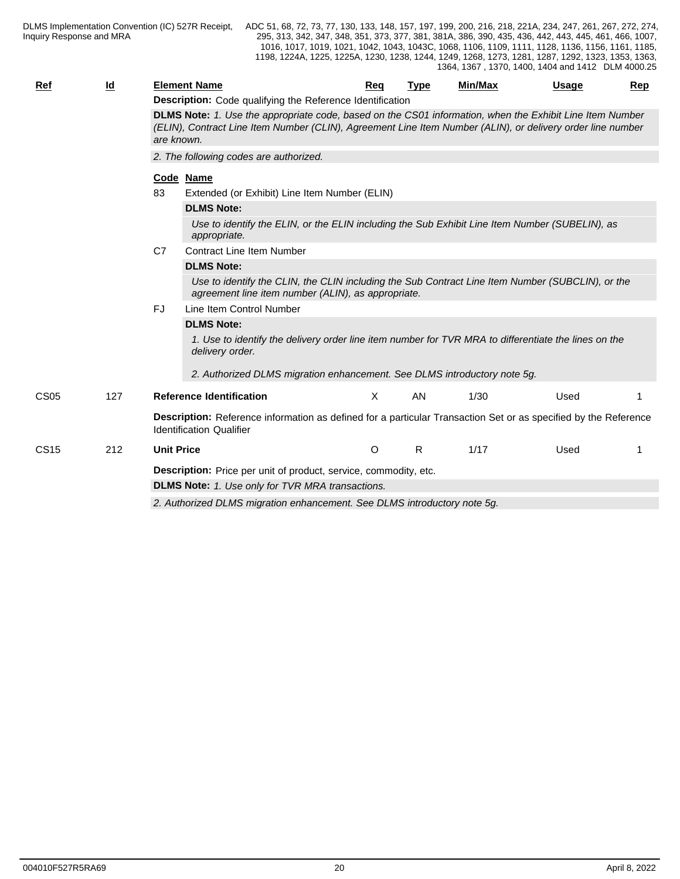| Ref | Id | Element Name | Req | Type | Min/Max | Usage | Rep |
|---|---|---|---|---|---|---|---|

**Description:** Code qualifying the Reference Identification

**DLMS Note:** *1. Use the appropriate code, based on the CS01 information, when the Exhibit Line Item Number (ELIN), Contract Line Item Number (CLIN), Agreement Line Item Number (ALIN), or delivery order line number are known.*

*2. The following codes are authorized.*

**Code Name**

83 Extended (or Exhibit) Line Item Number (ELIN)

**DLMS Note:**

*Use to identify the ELIN, or the ELIN including the Sub Exhibit Line Item Number (SUBELIN), as appropriate.*

C7 Contract Line Item Number

**DLMS Note:**

*Use to identify the CLIN, the CLIN including the Sub Contract Line Item Number (SUBCLIN), or the agreement line item number (ALIN), as appropriate.*

FJ Line Item Control Number

**DLMS Note:**

*1. Use to identify the delivery order line item number for TVR MRA to differentiate the lines on the delivery order.*

*2. Authorized DLMS migration enhancement. See DLMS introductory note 5g.*

| Ref | Id | Element Name | Req | Type | Min/Max | Usage | Rep |
|---|---|---|---|---|---|---|---|
| CS05 | 127 | **Reference Identification** | X | AN | 1/30 | Used | 1 |

**Description:** Reference information as defined for a particular Transaction Set or as specified by the Reference Identification Qualifier

| Ref | Id | Element Name | Req | Type | Min/Max | Usage | Rep |
|---|---|---|---|---|---|---|---|
| CS15 | 212 | **Unit Price** | O | R | 1/17 | Used | 1 |

**Description:** Price per unit of product, service, commodity, etc.

**DLMS Note:** *1. Use only for TVR MRA transactions.*

*2. Authorized DLMS migration enhancement. See DLMS introductory note 5g.*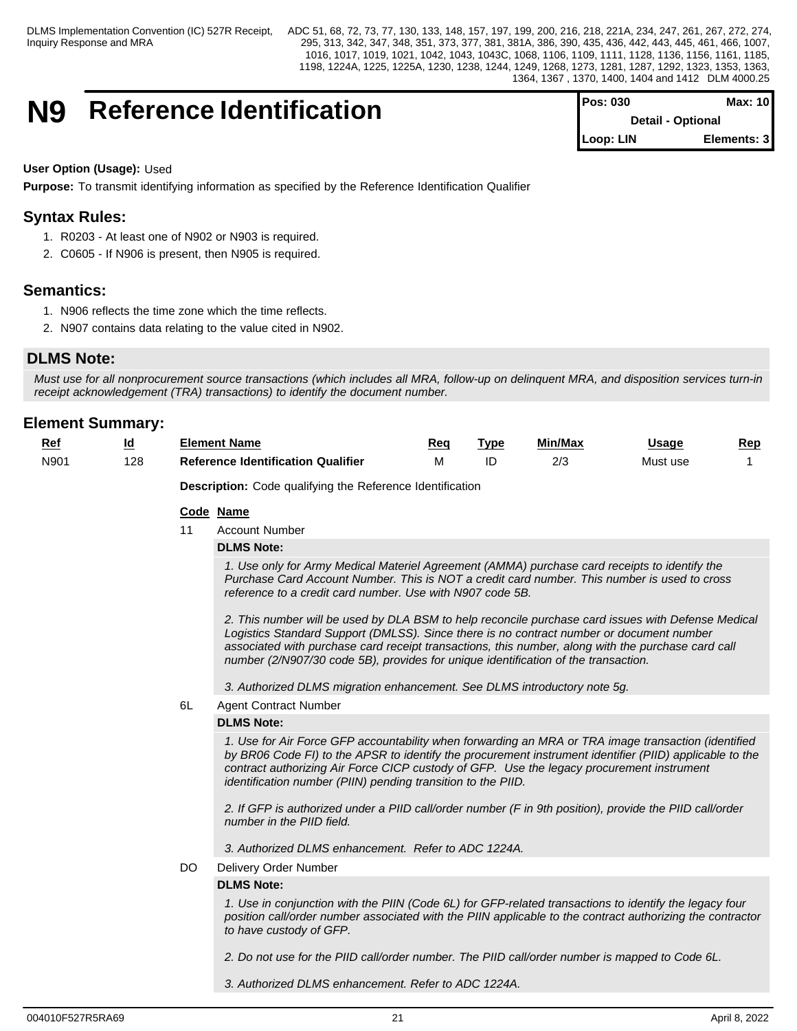# N9 Reference Identification

| Pos: 030 | Max: 10 |
|---|---|
| Detail - Optional | |
| Loop: LIN | Elements: 3 |

**User Option (Usage):** Used

**Purpose:** To transmit identifying information as specified by the Reference Identification Qualifier

## Syntax Rules:

1. R0203 - At least one of N902 or N903 is required.
2. C0605 - If N906 is present, then N905 is required.

## Semantics:

1. N906 reflects the time zone which the time reflects.
2. N907 contains data relating to the value cited in N902.

### DLMS Note:

*Must use for all nonprocurement source transactions (which includes all MRA, follow-up on delinquent MRA, and disposition services turn-in receipt acknowledgement (TRA) transactions) to identify the document number.*

## Element Summary:

| Ref | Id | Element Name | Req | Type | Min/Max | Usage | Rep |
|---|---|---|---|---|---|---|---|
| N901 | 128 | **Reference Identification Qualifier** | M | ID | 2/3 | Must use | 1 |

**Description:** Code qualifying the Reference Identification

| Code | Name |
|---|---|
| 11 | Account Number |
| 6L | Agent Contract Number |
| DO | Delivery Order Number |

**11 Account Number**

**DLMS Note:**

*1. Use only for Army Medical Materiel Agreement (AMMA) purchase card receipts to identify the Purchase Card Account Number. This is NOT a credit card number. This number is used to cross reference to a credit card number. Use with N907 code 5B.*

*2. This number will be used by DLA BSM to help reconcile purchase card issues with Defense Medical Logistics Standard Support (DMLSS). Since there is no contract number or document number associated with purchase card receipt transactions, this number, along with the purchase card call number (2/N907/30 code 5B), provides for unique identification of the transaction.*

*3. Authorized DLMS migration enhancement. See DLMS introductory note 5g.*

**6L Agent Contract Number**

**DLMS Note:**

*1. Use for Air Force GFP accountability when forwarding an MRA or TRA image transaction (identified by BR06 Code FI) to the APSR to identify the procurement instrument identifier (PIID) applicable to the contract authorizing Air Force CICP custody of GFP. Use the legacy procurement instrument identification number (PIIN) pending transition to the PIID.*

*2. If GFP is authorized under a PIID call/order number (F in 9th position), provide the PIID call/order number in the PIID field.*

*3. Authorized DLMS enhancement. Refer to ADC 1224A.*

**DO Delivery Order Number**

**DLMS Note:**

*1. Use in conjunction with the PIIN (Code 6L) for GFP-related transactions to identify the legacy four position call/order number associated with the PIIN applicable to the contract authorizing the contractor to have custody of GFP.*

*2. Do not use for the PIID call/order number. The PIID call/order number is mapped to Code 6L.*

*3. Authorized DLMS enhancement. Refer to ADC 1224A.*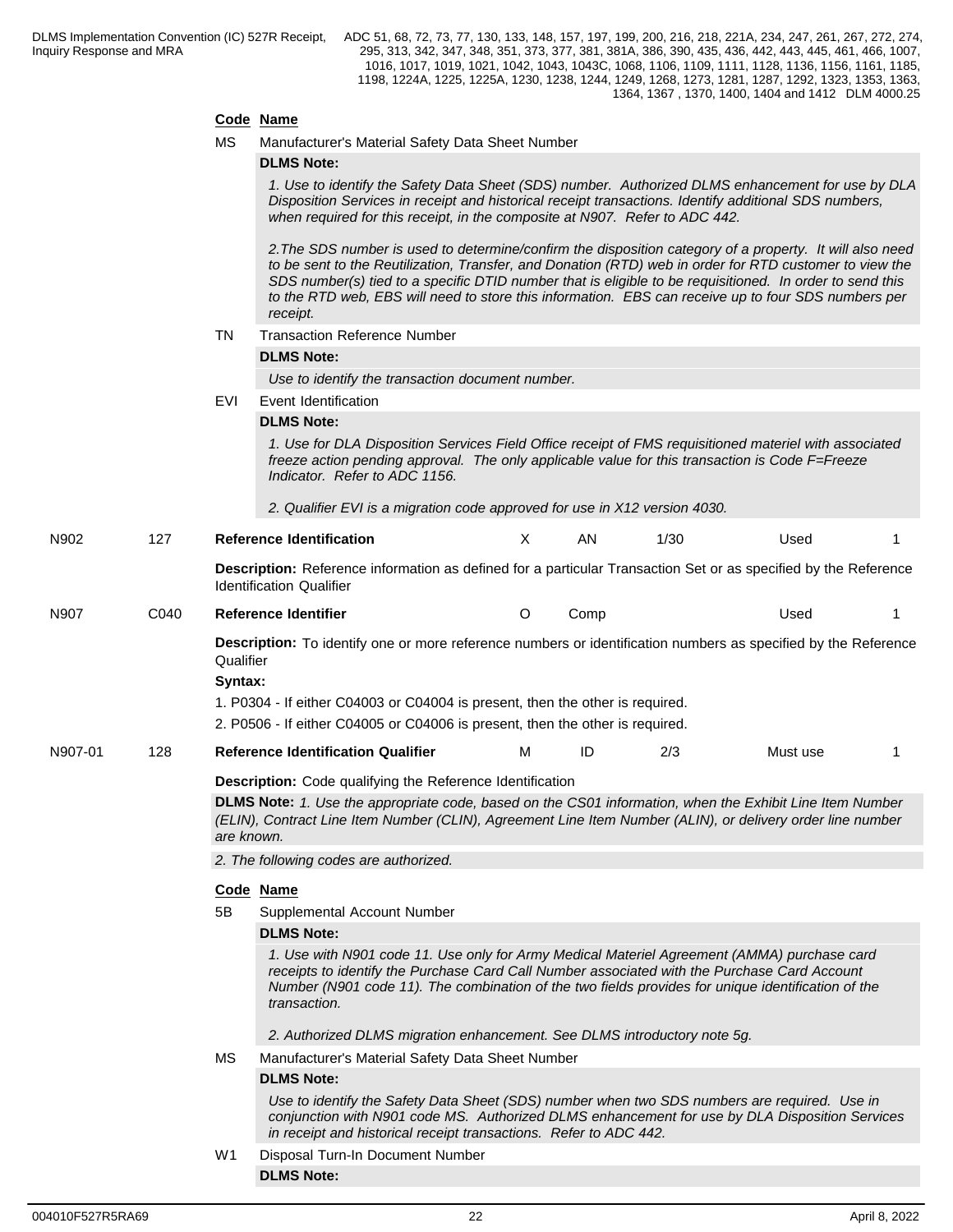| Code | Name |
|---|---|
| MS | Manufacturer's Material Safety Data Sheet Number |

**DLMS Note:**

*1. Use to identify the Safety Data Sheet (SDS) number. Authorized DLMS enhancement for use by DLA Disposition Services in receipt and historical receipt transactions. Identify additional SDS numbers, when required for this receipt, in the composite at N907. Refer to ADC 442.*

*2.The SDS number is used to determine/confirm the disposition category of a property. It will also need to be sent to the Reutilization, Transfer, and Donation (RTD) web in order for RTD customer to view the SDS number(s) tied to a specific DTID number that is eligible to be requisitioned. In order to send this to the RTD web, EBS will need to store this information. EBS can receive up to four SDS numbers per receipt.*

| Code | Name |
|---|---|
| TN | Transaction Reference Number |

**DLMS Note:**

*Use to identify the transaction document number.*

| Code | Name |
|---|---|
| EVI | Event Identification |

**DLMS Note:**

*1. Use for DLA Disposition Services Field Office receipt of FMS requisitioned materiel with associated freeze action pending approval. The only applicable value for this transaction is Code F=Freeze Indicator. Refer to ADC 1156.*

*2. Qualifier EVI is a migration code approved for use in X12 version 4030.*

| Ref | Element | Name | Req | Type | Min/Max | Usage | Rep |
|---|---|---|---|---|---|---|---|
| N902 | 127 | **Reference Identification** | X | AN | 1/30 | Used | 1 |

**Description:** Reference information as defined for a particular Transaction Set or as specified by the Reference Identification Qualifier

| Ref | Element | Name | Req | Type | Min/Max | Usage | Rep |
|---|---|---|---|---|---|---|---|
| N907 | C040 | **Reference Identifier** | O | Comp | | Used | 1 |

**Description:** To identify one or more reference numbers or identification numbers as specified by the Reference Qualifier

**Syntax:**

1. P0304 - If either C04003 or C04004 is present, then the other is required.
2. P0506 - If either C04005 or C04006 is present, then the other is required.

| Ref | Element | Name | Req | Type | Min/Max | Usage | Rep |
|---|---|---|---|---|---|---|---|
| N907-01 | 128 | **Reference Identification Qualifier** | M | ID | 2/3 | Must use | 1 |

**Description:** Code qualifying the Reference Identification

**DLMS Note:** *1. Use the appropriate code, based on the CS01 information, when the Exhibit Line Item Number (ELIN), Contract Line Item Number (CLIN), Agreement Line Item Number (ALIN), or delivery order line number are known.*

*2. The following codes are authorized.*

| Code | Name |
|---|---|
| 5B | Supplemental Account Number |

**DLMS Note:**

*1. Use with N901 code 11. Use only for Army Medical Materiel Agreement (AMMA) purchase card receipts to identify the Purchase Card Call Number associated with the Purchase Card Account Number (N901 code 11). The combination of the two fields provides for unique identification of the transaction.*

*2. Authorized DLMS migration enhancement. See DLMS introductory note 5g.*

| Code | Name |
|---|---|
| MS | Manufacturer's Material Safety Data Sheet Number |

**DLMS Note:**

*Use to identify the Safety Data Sheet (SDS) number when two SDS numbers are required. Use in conjunction with N901 code MS. Authorized DLMS enhancement for use by DLA Disposition Services in receipt and historical receipt transactions. Refer to ADC 442.*

| Code | Name |
|---|---|
| W1 | Disposal Turn-In Document Number |

**DLMS Note:**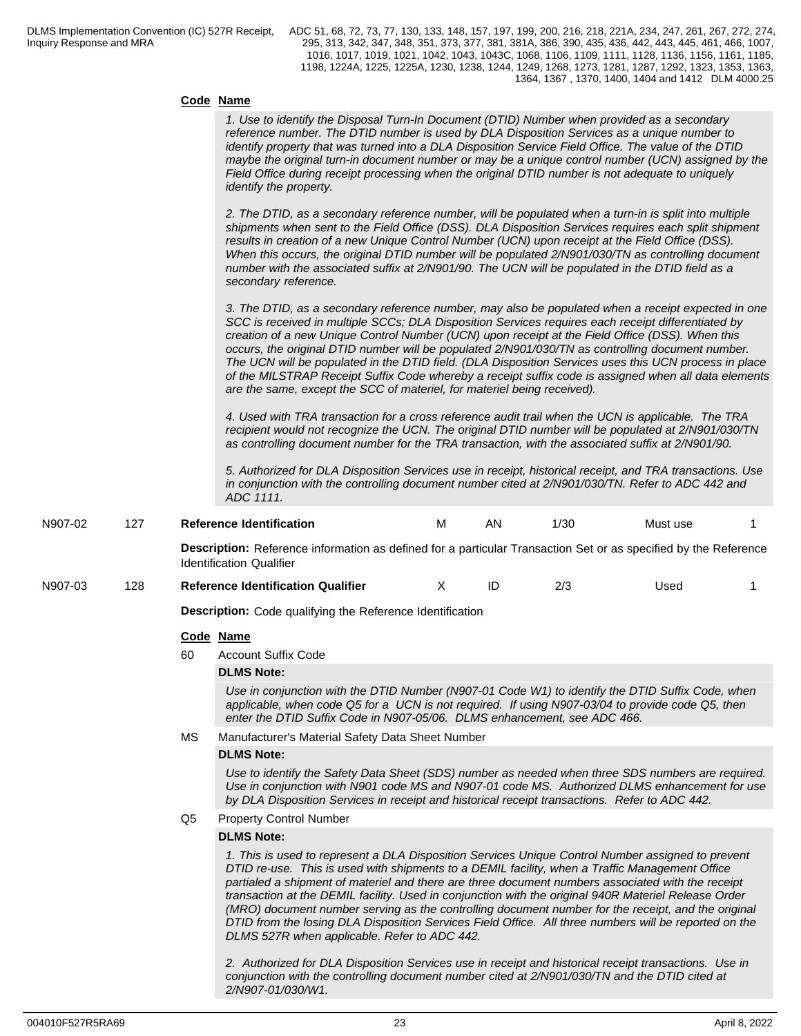**Code** **Name**

*1. Use to identify the Disposal Turn-In Document (DTID) Number when provided as a secondary reference number. The DTID number is used by DLA Disposition Services as a unique number to identify property that was turned into a DLA Disposition Service Field Office. The value of the DTID maybe the original turn-in document number or may be a unique control number (UCN) assigned by the Field Office during receipt processing when the original DTID number is not adequate to uniquely identify the property.*

*2. The DTID, as a secondary reference number, will be populated when a turn-in is split into multiple shipments when sent to the Field Office (DSS). DLA Disposition Services requires each split shipment results in creation of a new Unique Control Number (UCN) upon receipt at the Field Office (DSS). When this occurs, the original DTID number will be populated 2/N901/030/TN as controlling document number with the associated suffix at 2/N901/90. The UCN will be populated in the DTID field as a secondary reference.*

*3. The DTID, as a secondary reference number, may also be populated when a receipt expected in one SCC is received in multiple SCCs; DLA Disposition Services requires each receipt differentiated by creation of a new Unique Control Number (UCN) upon receipt at the Field Office (DSS). When this occurs, the original DTID number will be populated 2/N901/030/TN as controlling document number. The UCN will be populated in the DTID field. (DLA Disposition Services uses this UCN process in place of the MILSTRAP Receipt Suffix Code whereby a receipt suffix code is assigned when all data elements are the same, except the SCC of materiel, for materiel being received).*

*4. Used with TRA transaction for a cross reference audit trail when the UCN is applicable. The TRA recipient would not recognize the UCN. The original DTID number will be populated at 2/N901/030/TN as controlling document number for the TRA transaction, with the associated suffix at 2/N901/90.*

*5. Authorized for DLA Disposition Services use in receipt, historical receipt, and TRA transactions. Use in conjunction with the controlling document number cited at 2/N901/030/TN. Refer to ADC 442 and ADC 1111.*

| N907-02 | 127 | **Reference Identification** | M | AN | 1/30 | Must use | 1 |
|---|---|---|---|---|---|---|---|

**Description:** Reference information as defined for a particular Transaction Set or as specified by the Reference Identification Qualifier

| N907-03 | 128 | **Reference Identification Qualifier** | X | ID | 2/3 | Used | 1 |
|---|---|---|---|---|---|---|---|

**Description:** Code qualifying the Reference Identification

**Code** **Name**

60 Account Suffix Code

**DLMS Note:**

*Use in conjunction with the DTID Number (N907-01 Code W1) to identify the DTID Suffix Code, when applicable, when code Q5 for a UCN is not required. If using N907-03/04 to provide code Q5, then enter the DTID Suffix Code in N907-05/06. DLMS enhancement, see ADC 466.*

MS Manufacturer's Material Safety Data Sheet Number

**DLMS Note:**

*Use to identify the Safety Data Sheet (SDS) number as needed when three SDS numbers are required. Use in conjunction with N901 code MS and N907-01 code MS. Authorized DLMS enhancement for use by DLA Disposition Services in receipt and historical receipt transactions. Refer to ADC 442.*

Q5 Property Control Number

**DLMS Note:**

*1. This is used to represent a DLA Disposition Services Unique Control Number assigned to prevent DTID re-use. This is used with shipments to a DEMIL facility, when a Traffic Management Office partialed a shipment of materiel and there are three document numbers associated with the receipt transaction at the DEMIL facility. Used in conjunction with the original 940R Materiel Release Order (MRO) document number serving as the controlling document number for the receipt, and the original DTID from the losing DLA Disposition Services Field Office. All three numbers will be reported on the DLMS 527R when applicable. Refer to ADC 442.*

*2. Authorized for DLA Disposition Services use in receipt and historical receipt transactions. Use in conjunction with the controlling document number cited at 2/N901/030/TN and the DTID cited at 2/N907-01/030/W1.*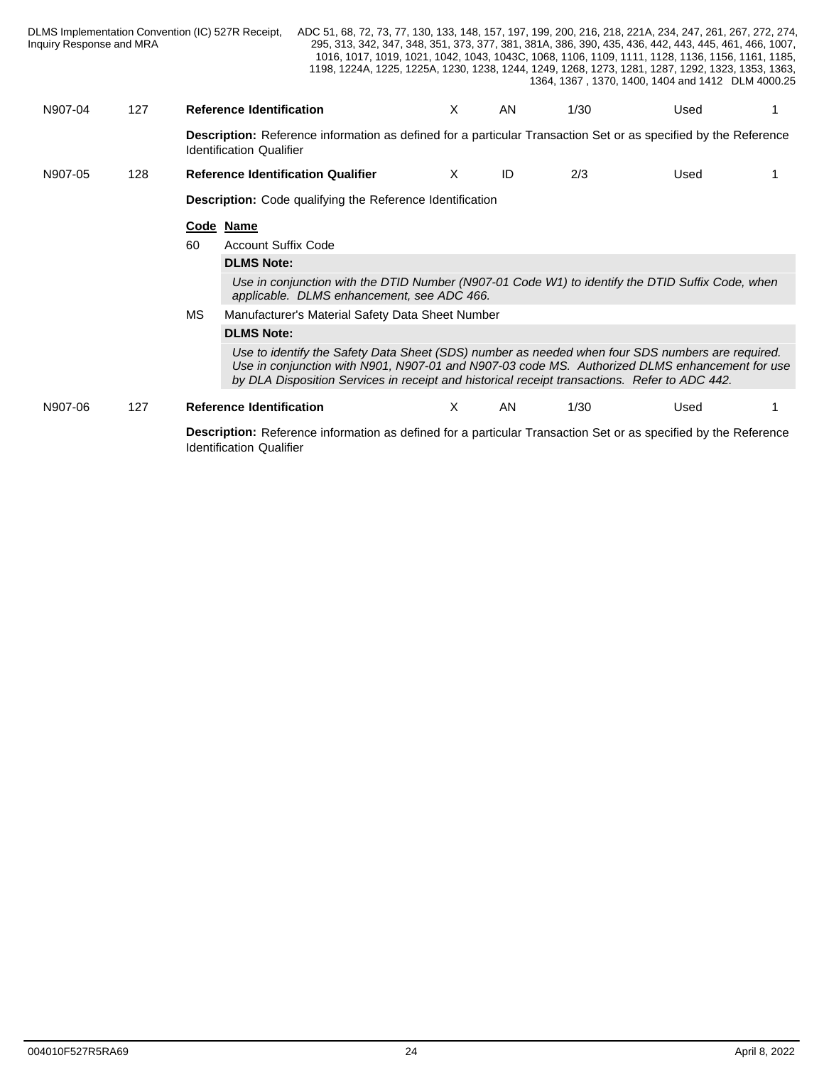| | | | | | | | |
|---|---|---|---|---|---|---|---|
| N907-04 | 127 | **Reference Identification** | X | AN | 1/30 | Used | 1 |

**Description:** Reference information as defined for a particular Transaction Set or as specified by the Reference Identification Qualifier

| | | | | | | | |
|---|---|---|---|---|---|---|---|
| N907-05 | 128 | **Reference Identification Qualifier** | X | ID | 2/3 | Used | 1 |

**Description:** Code qualifying the Reference Identification

| **Code** | **Name** |
|---|---|
| 60 | Account Suffix Code |

**DLMS Note:**

*Use in conjunction with the DTID Number (N907-01 Code W1) to identify the DTID Suffix Code, when applicable. DLMS enhancement, see ADC 466.*

| **Code** | **Name** |
|---|---|
| MS | Manufacturer's Material Safety Data Sheet Number |

**DLMS Note:**

*Use to identify the Safety Data Sheet (SDS) number as needed when four SDS numbers are required. Use in conjunction with N901, N907-01 and N907-03 code MS. Authorized DLMS enhancement for use by DLA Disposition Services in receipt and historical receipt transactions. Refer to ADC 442.*

| | | | | | | | |
|---|---|---|---|---|---|---|---|
| N907-06 | 127 | **Reference Identification** | X | AN | 1/30 | Used | 1 |

**Description:** Reference information as defined for a particular Transaction Set or as specified by the Reference Identification Qualifier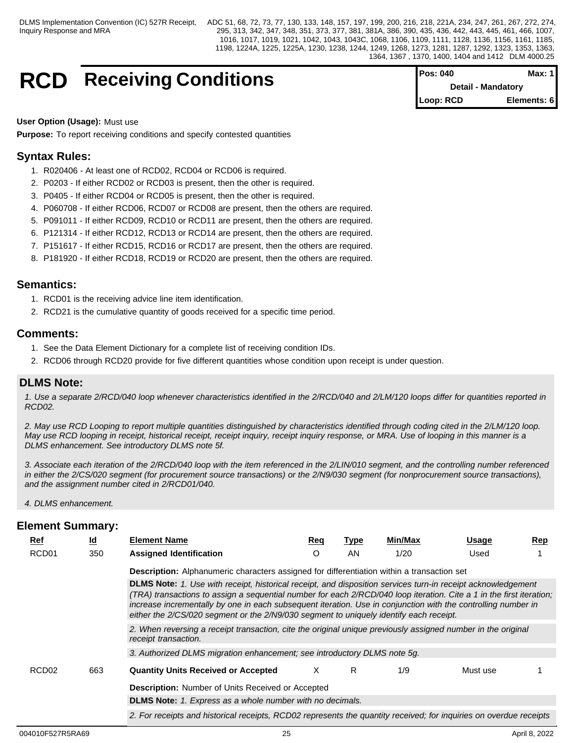# RCD Receiving Conditions

| Pos: 040 | Max: 1 |
|---|---|
| Detail - Mandatory | |
| Loop: RCD | Elements: 6 |

**User Option (Usage):** Must use

**Purpose:** To report receiving conditions and specify contested quantities

## Syntax Rules:

1. R020406 - At least one of RCD02, RCD04 or RCD06 is required.
2. P0203 - If either RCD02 or RCD03 is present, then the other is required.
3. P0405 - If either RCD04 or RCD05 is present, then the other is required.
4. P060708 - If either RCD06, RCD07 or RCD08 are present, then the others are required.
5. P091011 - If either RCD09, RCD10 or RCD11 are present, then the others are required.
6. P121314 - If either RCD12, RCD13 or RCD14 are present, then the others are required.
7. P151617 - If either RCD15, RCD16 or RCD17 are present, then the others are required.
8. P181920 - If either RCD18, RCD19 or RCD20 are present, then the others are required.

## Semantics:

1. RCD01 is the receiving advice line item identification.
2. RCD21 is the cumulative quantity of goods received for a specific time period.

## Comments:

1. See the Data Element Dictionary for a complete list of receiving condition IDs.
2. RCD06 through RCD20 provide for five different quantities whose condition upon receipt is under question.

## DLMS Note:

*1. Use a separate 2/RCD/040 loop whenever characteristics identified in the 2/RCD/040 and 2/LM/120 loops differ for quantities reported in RCD02.*

*2. May use RCD Looping to report multiple quantities distinguished by characteristics identified through coding cited in the 2/LM/120 loop. May use RCD looping in receipt, historical receipt, receipt inquiry, receipt inquiry response, or MRA. Use of looping in this manner is a DLMS enhancement. See introductory DLMS note 5f.*

*3. Associate each iteration of the 2/RCD/040 loop with the item referenced in the 2/LIN/010 segment, and the controlling number referenced in either the 2/CS/020 segment (for procurement source transactions) or the 2/N9/030 segment (for nonprocurement source transactions), and the assignment number cited in 2/RCD01/040.*

*4. DLMS enhancement.*

## Element Summary:

| Ref | Id | Element Name | Req | Type | Min/Max | Usage | Rep |
|---|---|---|---|---|---|---|---|
| RCD01 | 350 | **Assigned Identification** | O | AN | 1/20 | Used | 1 |

**Description:** Alphanumeric characters assigned for differentiation within a transaction set

**DLMS Note:** *1. Use with receipt, historical receipt, and disposition services turn-in receipt acknowledgement (TRA) transactions to assign a sequential number for each 2/RCD/040 loop iteration. Cite a 1 in the first iteration; increase incrementally by one in each subsequent iteration. Use in conjunction with the controlling number in either the 2/CS/020 segment or the 2/N9/030 segment to uniquely identify each receipt.*

*2. When reversing a receipt transaction, cite the original unique previously assigned number in the original receipt transaction.*

*3. Authorized DLMS migration enhancement; see introductory DLMS note 5g.*

| Ref | Id | Element Name | Req | Type | Min/Max | Usage | Rep |
|---|---|---|---|---|---|---|---|
| RCD02 | 663 | **Quantity Units Received or Accepted** | X | R | 1/9 | Must use | 1 |

**Description:** Number of Units Received or Accepted

**DLMS Note:** *1. Express as a whole number with no decimals.*

*2. For receipts and historical receipts, RCD02 represents the quantity received; for inquiries on overdue receipts*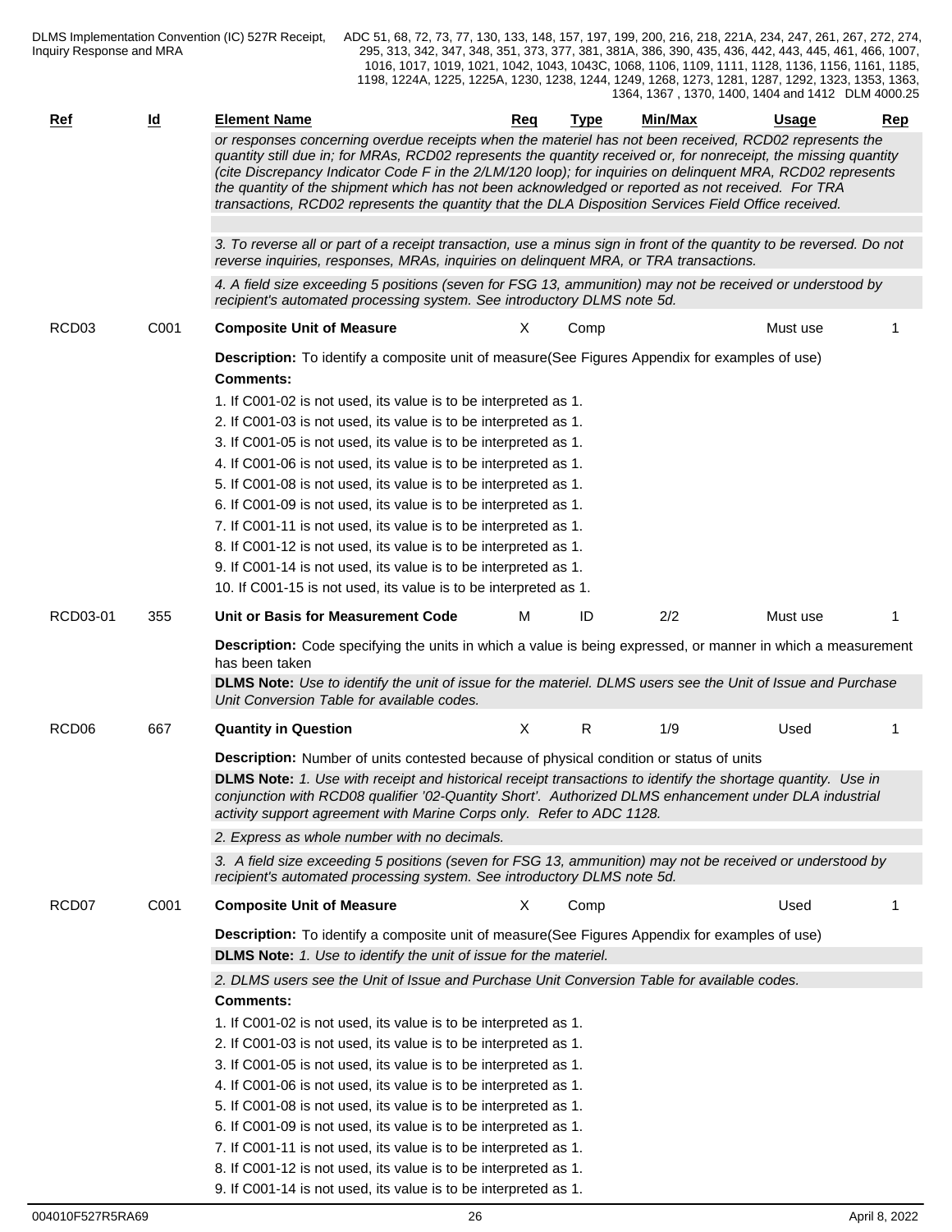| Ref | Id | Element Name | Req | Type | Min/Max | Usage | Rep |
|---|---|---|---|---|---|---|---|

*or responses concerning overdue receipts when the materiel has not been received, RCD02 represents the quantity still due in; for MRAs, RCD02 represents the quantity received or, for nonreceipt, the missing quantity (cite Discrepancy Indicator Code F in the 2/LM/120 loop); for inquiries on delinquent MRA, RCD02 represents the quantity of the shipment which has not been acknowledged or reported as not received. For TRA transactions, RCD02 represents the quantity that the DLA Disposition Services Field Office received.*

*3. To reverse all or part of a receipt transaction, use a minus sign in front of the quantity to be reversed. Do not reverse inquiries, responses, MRAs, inquiries on delinquent MRA, or TRA transactions.*

*4. A field size exceeding 5 positions (seven for FSG 13, ammunition) may not be received or understood by recipient's automated processing system. See introductory DLMS note 5d.*

| Ref | Id | Element Name | Req | Type | Min/Max | Usage | Rep |
|---|---|---|---|---|---|---|---|
| RCD03 | C001 | **Composite Unit of Measure** | X | Comp | | Must use | 1 |

**Description:** To identify a composite unit of measure(See Figures Appendix for examples of use)

**Comments:**

1. If C001-02 is not used, its value is to be interpreted as 1.
2. If C001-03 is not used, its value is to be interpreted as 1.
3. If C001-05 is not used, its value is to be interpreted as 1.
4. If C001-06 is not used, its value is to be interpreted as 1.
5. If C001-08 is not used, its value is to be interpreted as 1.
6. If C001-09 is not used, its value is to be interpreted as 1.
7. If C001-11 is not used, its value is to be interpreted as 1.
8. If C001-12 is not used, its value is to be interpreted as 1.
9. If C001-14 is not used, its value is to be interpreted as 1.
10. If C001-15 is not used, its value is to be interpreted as 1.

| Ref | Id | Element Name | Req | Type | Min/Max | Usage | Rep |
|---|---|---|---|---|---|---|---|
| RCD03-01 | 355 | **Unit or Basis for Measurement Code** | M | ID | 2/2 | Must use | 1 |

**Description:** Code specifying the units in which a value is being expressed, or manner in which a measurement has been taken

**DLMS Note:** *Use to identify the unit of issue for the materiel. DLMS users see the Unit of Issue and Purchase Unit Conversion Table for available codes.*

| Ref | Id | Element Name | Req | Type | Min/Max | Usage | Rep |
|---|---|---|---|---|---|---|---|
| RCD06 | 667 | **Quantity in Question** | X | R | 1/9 | Used | 1 |

**Description:** Number of units contested because of physical condition or status of units

**DLMS Note:** *1. Use with receipt and historical receipt transactions to identify the shortage quantity. Use in conjunction with RCD08 qualifier '02-Quantity Short'. Authorized DLMS enhancement under DLA industrial activity support agreement with Marine Corps only. Refer to ADC 1128.*

*2. Express as whole number with no decimals.*

*3. A field size exceeding 5 positions (seven for FSG 13, ammunition) may not be received or understood by recipient's automated processing system. See introductory DLMS note 5d.*

| Ref | Id | Element Name | Req | Type | Min/Max | Usage | Rep |
|---|---|---|---|---|---|---|---|
| RCD07 | C001 | **Composite Unit of Measure** | X | Comp | | Used | 1 |

**Description:** To identify a composite unit of measure(See Figures Appendix for examples of use)

**DLMS Note:** *1. Use to identify the unit of issue for the materiel.*

*2. DLMS users see the Unit of Issue and Purchase Unit Conversion Table for available codes.*

**Comments:**

1. If C001-02 is not used, its value is to be interpreted as 1.
2. If C001-03 is not used, its value is to be interpreted as 1.
3. If C001-05 is not used, its value is to be interpreted as 1.
4. If C001-06 is not used, its value is to be interpreted as 1.
5. If C001-08 is not used, its value is to be interpreted as 1.
6. If C001-09 is not used, its value is to be interpreted as 1.
7. If C001-11 is not used, its value is to be interpreted as 1.
8. If C001-12 is not used, its value is to be interpreted as 1.
9. If C001-14 is not used, its value is to be interpreted as 1.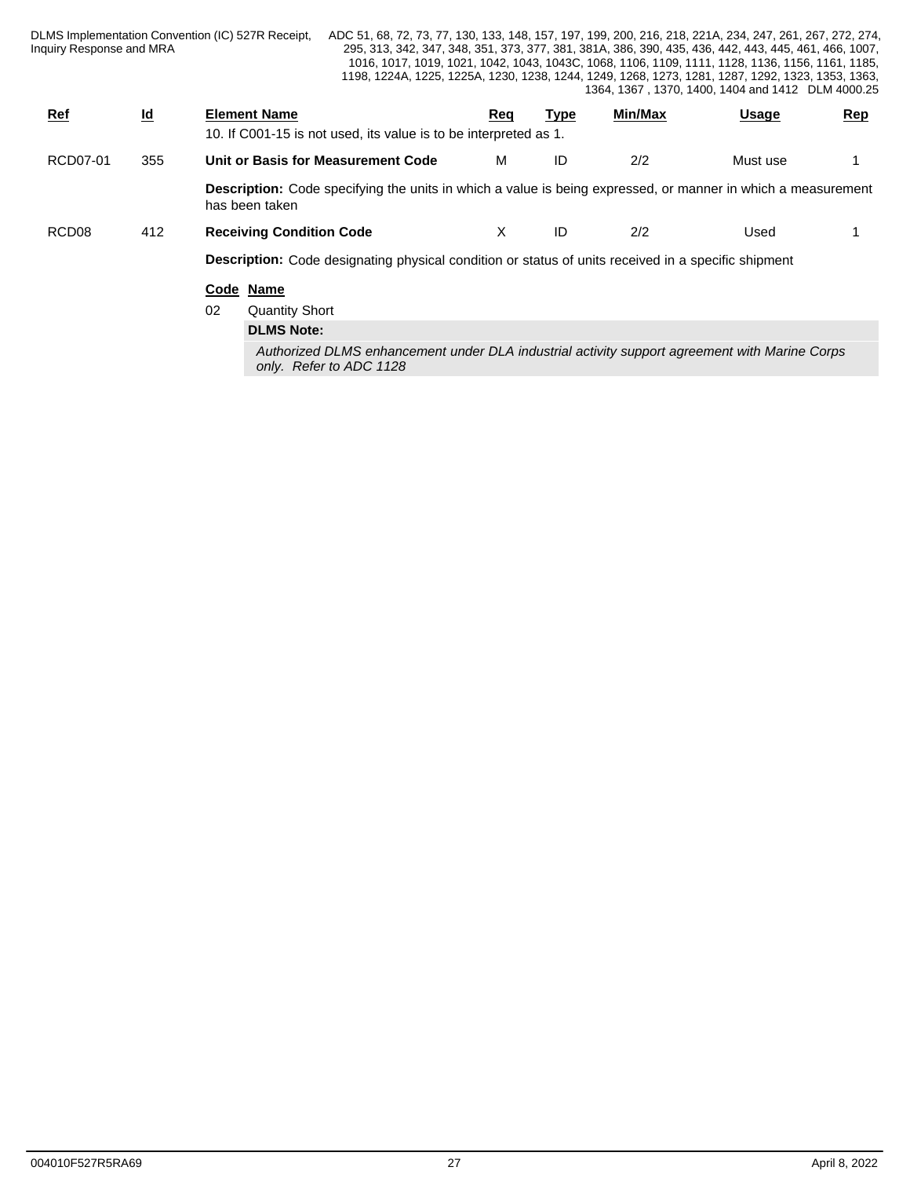| Ref | Id | Element Name | Req | Type | Min/Max | Usage | Rep |
|---|---|---|---|---|---|---|---|
| | | 10. If C001-15 is not used, its value is to be interpreted as 1. | | | | | |
| RCD07-01 | 355 | **Unit or Basis for Measurement Code** | M | ID | 2/2 | Must use | 1 |
| | | **Description:** Code specifying the units in which a value is being expressed, or manner in which a measurement has been taken | | | | | |
| RCD08 | 412 | **Receiving Condition Code** | X | ID | 2/2 | Used | 1 |
| | | **Description:** Code designating physical condition or status of units received in a specific shipment | | | | | |

**Code** **Name**

02 Quantity Short

**DLMS Note:**

*Authorized DLMS enhancement under DLA industrial activity support agreement with Marine Corps only. Refer to ADC 1128*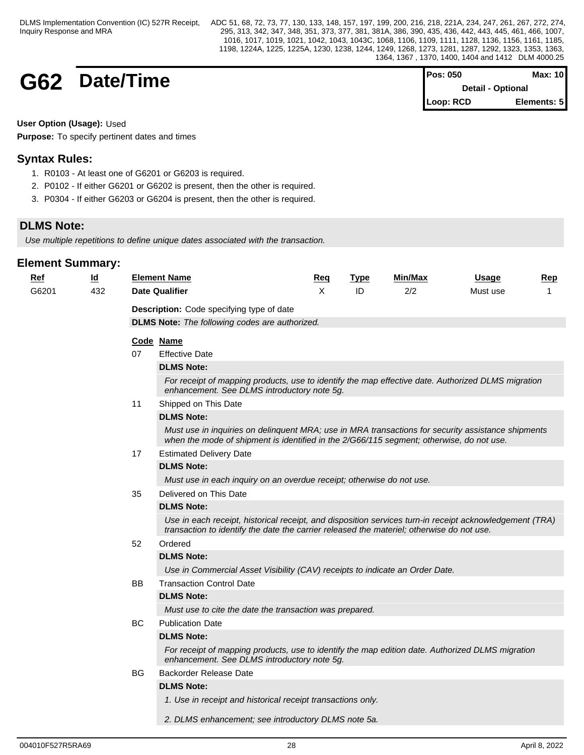# G62 Date/Time

| Pos: 050 | Max: 10 |
|---|---|
| Detail - Optional | |
| Loop: RCD | Elements: 5 |

**User Option (Usage):** Used

**Purpose:** To specify pertinent dates and times

## Syntax Rules:

1. R0103 - At least one of G6201 or G6203 is required.
2. P0102 - If either G6201 or G6202 is present, then the other is required.
3. P0304 - If either G6203 or G6204 is present, then the other is required.

## DLMS Note:

*Use multiple repetitions to define unique dates associated with the transaction.*

## Element Summary:

| Ref | Id | Element Name | Req | Type | Min/Max | Usage | Rep |
|---|---|---|---|---|---|---|---|
| G6201 | 432 | **Date Qualifier** | X | ID | 2/2 | Must use | 1 |

**Description:** Code specifying type of date

**DLMS Note:** *The following codes are authorized.*

| Code | Name |
|---|---|
| 07 | Effective Date |
| | **DLMS Note:** *For receipt of mapping products, use to identify the map effective date. Authorized DLMS migration enhancement. See DLMS introductory note 5g.* |
| 11 | Shipped on This Date |
| | **DLMS Note:** *Must use in inquiries on delinquent MRA; use in MRA transactions for security assistance shipments when the mode of shipment is identified in the 2/G66/115 segment; otherwise, do not use.* |
| 17 | Estimated Delivery Date |
| | **DLMS Note:** *Must use in each inquiry on an overdue receipt; otherwise do not use.* |
| 35 | Delivered on This Date |
| | **DLMS Note:** *Use in each receipt, historical receipt, and disposition services turn-in receipt acknowledgement (TRA) transaction to identify the date the carrier released the materiel; otherwise do not use.* |
| 52 | Ordered |
| | **DLMS Note:** *Use in Commercial Asset Visibility (CAV) receipts to indicate an Order Date.* |
| BB | Transaction Control Date |
| | **DLMS Note:** *Must use to cite the date the transaction was prepared.* |
| BC | Publication Date |
| | **DLMS Note:** *For receipt of mapping products, use to identify the map edition date. Authorized DLMS migration enhancement. See DLMS introductory note 5g.* |
| BG | Backorder Release Date |
| | **DLMS Note:** *1. Use in receipt and historical receipt transactions only.* *2. DLMS enhancement; see introductory DLMS note 5a.* |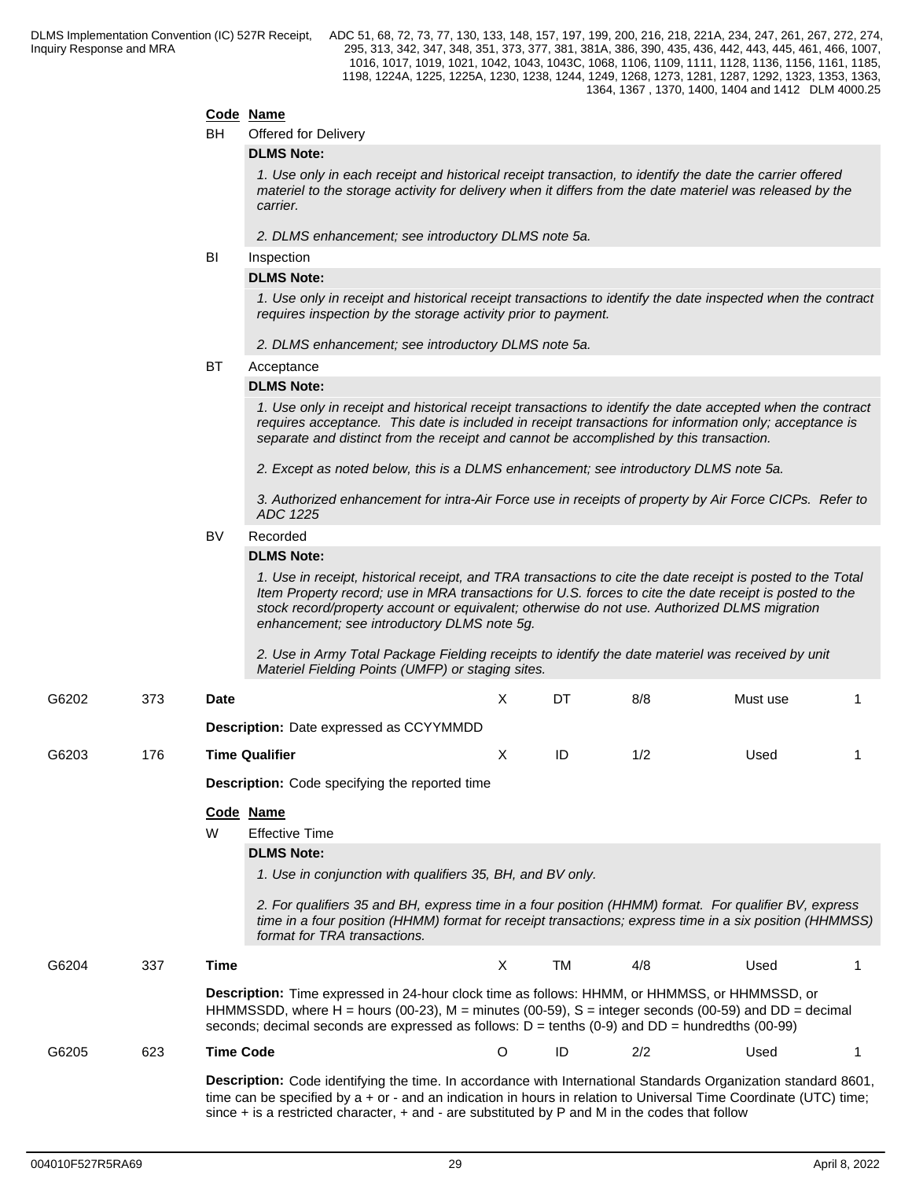| Code | Name |
|---|---|
| BH | Offered for Delivery |

**DLMS Note:**

*1. Use only in each receipt and historical receipt transaction, to identify the date the carrier offered materiel to the storage activity for delivery when it differs from the date materiel was released by the carrier.*

*2. DLMS enhancement; see introductory DLMS note 5a.*

BI Inspection

**DLMS Note:**

*1. Use only in receipt and historical receipt transactions to identify the date inspected when the contract requires inspection by the storage activity prior to payment.*

*2. DLMS enhancement; see introductory DLMS note 5a.*

BT Acceptance

**DLMS Note:**

*1. Use only in receipt and historical receipt transactions to identify the date accepted when the contract requires acceptance. This date is included in receipt transactions for information only; acceptance is separate and distinct from the receipt and cannot be accomplished by this transaction.*

*2. Except as noted below, this is a DLMS enhancement; see introductory DLMS note 5a.*

*3. Authorized enhancement for intra-Air Force use in receipts of property by Air Force CICPs. Refer to ADC 1225*

BV Recorded

**DLMS Note:**

*1. Use in receipt, historical receipt, and TRA transactions to cite the date receipt is posted to the Total Item Property record; use in MRA transactions for U.S. forces to cite the date receipt is posted to the stock record/property account or equivalent; otherwise do not use. Authorized DLMS migration enhancement; see introductory DLMS note 5g.*

*2. Use in Army Total Package Fielding receipts to identify the date materiel was received by unit Materiel Fielding Points (UMFP) or staging sites.*

| G6202 | 373 | **Date** | X | DT | 8/8 | Must use | 1 |
|---|---|---|---|---|---|---|---|

**Description:** Date expressed as CCYYMMDD

| G6203 | 176 | **Time Qualifier** | X | ID | 1/2 | Used | 1 |
|---|---|---|---|---|---|---|---|

**Description:** Code specifying the reported time

| Code | Name |
|---|---|
| W | Effective Time |

**DLMS Note:**

*1. Use in conjunction with qualifiers 35, BH, and BV only.*

*2. For qualifiers 35 and BH, express time in a four position (HHMM) format. For qualifier BV, express time in a four position (HHMM) format for receipt transactions; express time in a six position (HHMMSS) format for TRA transactions.*

| G6204 | 337 | **Time** | X | TM | 4/8 | Used | 1 |
|---|---|---|---|---|---|---|---|

**Description:** Time expressed in 24-hour clock time as follows: HHMM, or HHMMSS, or HHMMSSD, or HHMMSSDD, where H = hours (00-23), M = minutes (00-59), S = integer seconds (00-59) and DD = decimal seconds; decimal seconds are expressed as follows: D = tenths (0-9) and DD = hundredths (00-99)

| G6205 | 623 | **Time Code** | O | ID | 2/2 | Used | 1 |
|---|---|---|---|---|---|---|---|

**Description:** Code identifying the time. In accordance with International Standards Organization standard 8601, time can be specified by a + or - and an indication in hours in relation to Universal Time Coordinate (UTC) time; since + is a restricted character, + and - are substituted by P and M in the codes that follow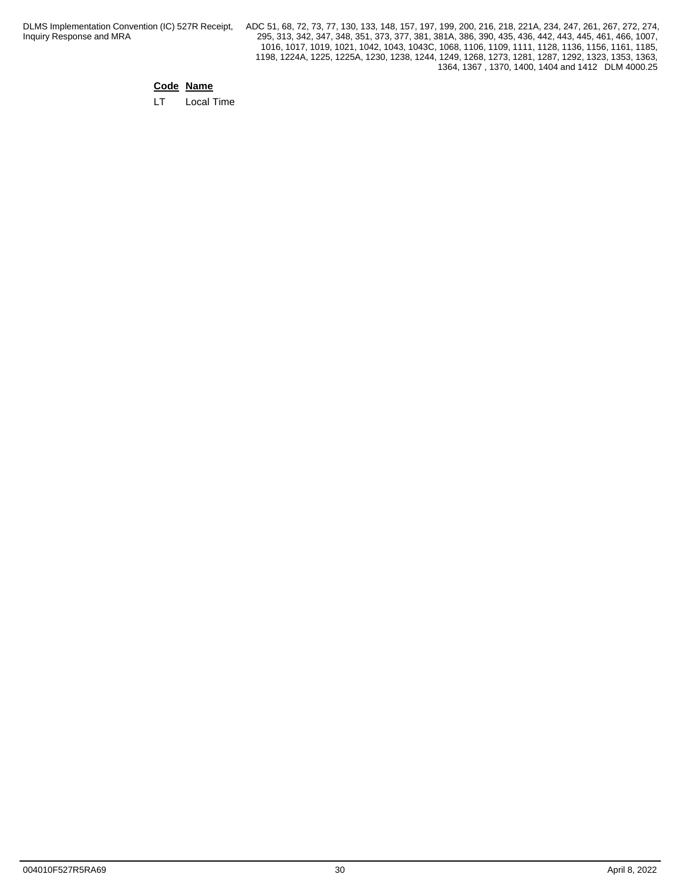| Code | Name |
| --- | --- |
| LT | Local Time |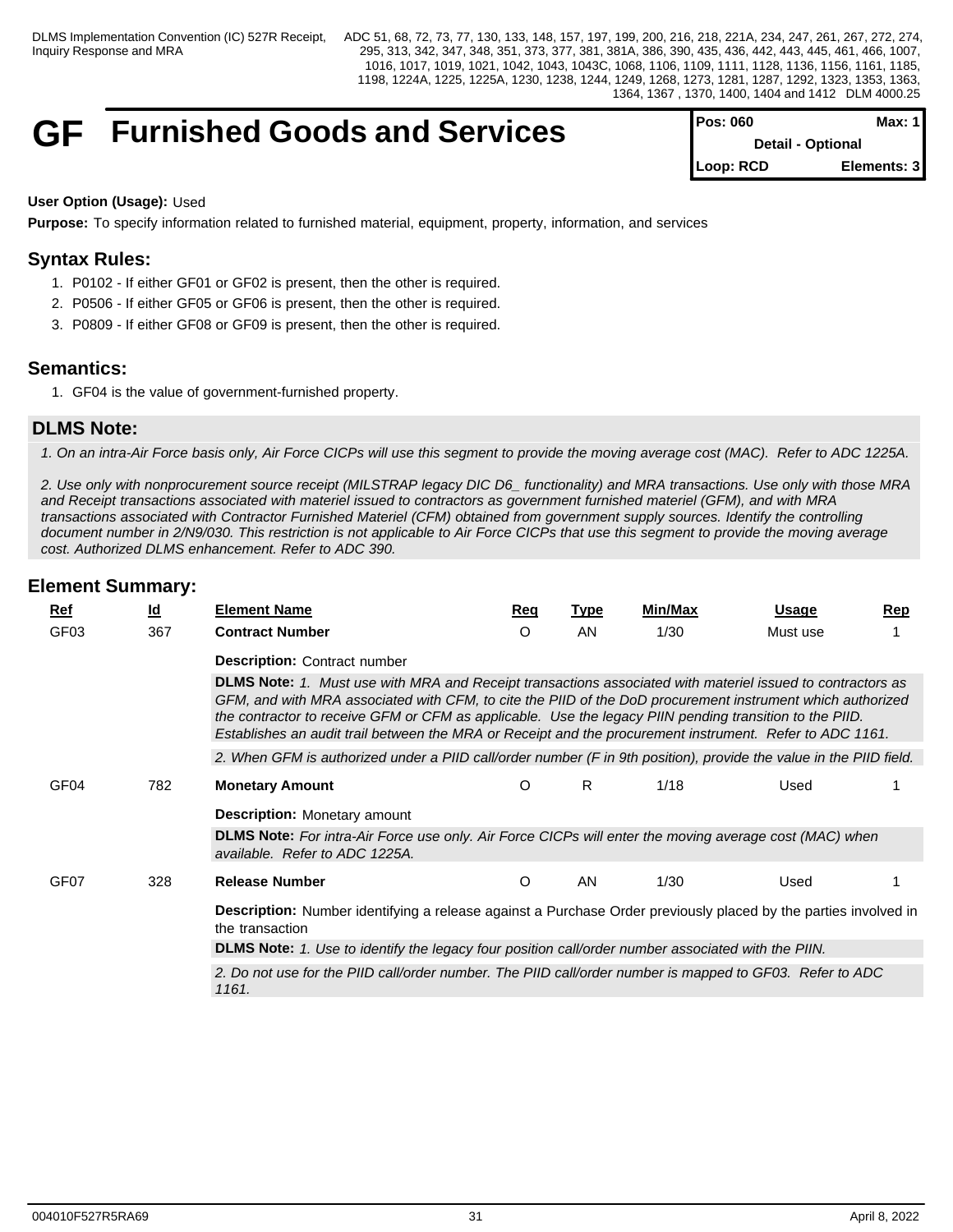# GF Furnished Goods and Services

| Pos: 060 | Max: 1 |
|---|---|
| Detail - Optional | |
| Loop: RCD | Elements: 3 |

**User Option (Usage):** Used

**Purpose:** To specify information related to furnished material, equipment, property, information, and services

## Syntax Rules:

1. P0102 - If either GF01 or GF02 is present, then the other is required.
2. P0506 - If either GF05 or GF06 is present, then the other is required.
3. P0809 - If either GF08 or GF09 is present, then the other is required.

## Semantics:

1. GF04 is the value of government-furnished property.

## DLMS Note:

*1. On an intra-Air Force basis only, Air Force CICPs will use this segment to provide the moving average cost (MAC). Refer to ADC 1225A.*

*2. Use only with nonprocurement source receipt (MILSTRAP legacy DIC D6_ functionality) and MRA transactions. Use only with those MRA and Receipt transactions associated with materiel issued to contractors as government furnished materiel (GFM), and with MRA transactions associated with Contractor Furnished Materiel (CFM) obtained from government supply sources. Identify the controlling document number in 2/N9/030. This restriction is not applicable to Air Force CICPs that use this segment to provide the moving average cost. Authorized DLMS enhancement. Refer to ADC 390.*

## Element Summary:

| Ref | Id | Element Name | Req | Type | Min/Max | Usage | Rep |
|---|---|---|---|---|---|---|---|
| GF03 | 367 | **Contract Number** | O | AN | 1/30 | Must use | 1 |

**Description:** Contract number

**DLMS Note:** *1. Must use with MRA and Receipt transactions associated with materiel issued to contractors as GFM, and with MRA associated with CFM, to cite the PIID of the DoD procurement instrument which authorized the contractor to receive GFM or CFM as applicable. Use the legacy PIIN pending transition to the PIID. Establishes an audit trail between the MRA or Receipt and the procurement instrument. Refer to ADC 1161.*

*2. When GFM is authorized under a PIID call/order number (F in 9th position), provide the value in the PIID field.*

| Ref | Id | Element Name | Req | Type | Min/Max | Usage | Rep |
|---|---|---|---|---|---|---|---|
| GF04 | 782 | **Monetary Amount** | O | R | 1/18 | Used | 1 |

**Description:** Monetary amount

**DLMS Note:** *For intra-Air Force use only. Air Force CICPs will enter the moving average cost (MAC) when available. Refer to ADC 1225A.*

| Ref | Id | Element Name | Req | Type | Min/Max | Usage | Rep |
|---|---|---|---|---|---|---|---|
| GF07 | 328 | **Release Number** | O | AN | 1/30 | Used | 1 |

**Description:** Number identifying a release against a Purchase Order previously placed by the parties involved in the transaction

**DLMS Note:** *1. Use to identify the legacy four position call/order number associated with the PIIN.*

*2. Do not use for the PIID call/order number. The PIID call/order number is mapped to GF03. Refer to ADC 1161.*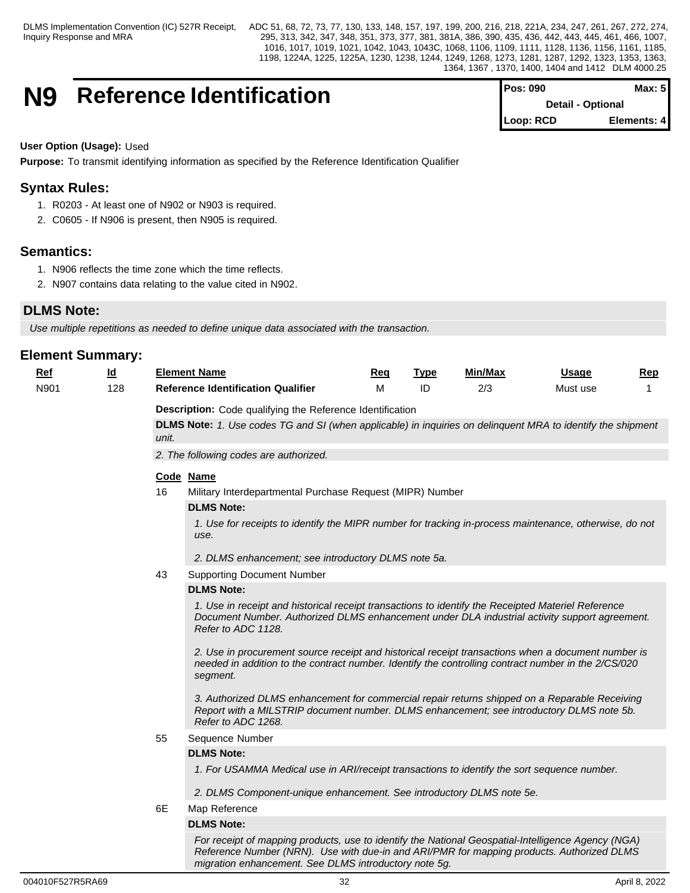# N9 Reference Identification

| Pos: 090 | Max: 5 |
| --- | --- |
| Detail - Optional | |
| Loop: RCD | Elements: 4 |

**User Option (Usage):** Used

**Purpose:** To transmit identifying information as specified by the Reference Identification Qualifier

## Syntax Rules:

1. R0203 - At least one of N902 or N903 is required.
2. C0605 - If N906 is present, then N905 is required.

## Semantics:

1. N906 reflects the time zone which the time reflects.
2. N907 contains data relating to the value cited in N902.

## DLMS Note:

*Use multiple repetitions as needed to define unique data associated with the transaction.*

## Element Summary:

| Ref | Id | Element Name | Req | Type | Min/Max | Usage | Rep |
| --- | --- | --- | --- | --- | --- | --- | --- |
| N901 | 128 | **Reference Identification Qualifier** | M | ID | 2/3 | Must use | 1 |

**Description:** Code qualifying the Reference Identification

**DLMS Note:** *1. Use codes TG and SI (when applicable) in inquiries on delinquent MRA to identify the shipment unit.*

*2. The following codes are authorized.*

**Code Name**

**16** Military Interdepartmental Purchase Request (MIPR) Number

**DLMS Note:**

*1. Use for receipts to identify the MIPR number for tracking in-process maintenance, otherwise, do not use.*

*2. DLMS enhancement; see introductory DLMS note 5a.*

**43** Supporting Document Number

**DLMS Note:**

*1. Use in receipt and historical receipt transactions to identify the Receipted Materiel Reference Document Number. Authorized DLMS enhancement under DLA industrial activity support agreement. Refer to ADC 1128.*

*2. Use in procurement source receipt and historical receipt transactions when a document number is needed in addition to the contract number. Identify the controlling contract number in the 2/CS/020 segment.*

*3. Authorized DLMS enhancement for commercial repair returns shipped on a Reparable Receiving Report with a MILSTRIP document number. DLMS enhancement; see introductory DLMS note 5b. Refer to ADC 1268.*

**55** Sequence Number

**DLMS Note:**

*1. For USAMMA Medical use in ARI/receipt transactions to identify the sort sequence number.*

*2. DLMS Component-unique enhancement. See introductory DLMS note 5e.*

**6E** Map Reference

**DLMS Note:**

*For receipt of mapping products, use to identify the National Geospatial-Intelligence Agency (NGA) Reference Number (NRN). Use with due-in and ARI/PMR for mapping products. Authorized DLMS migration enhancement. See DLMS introductory note 5g.*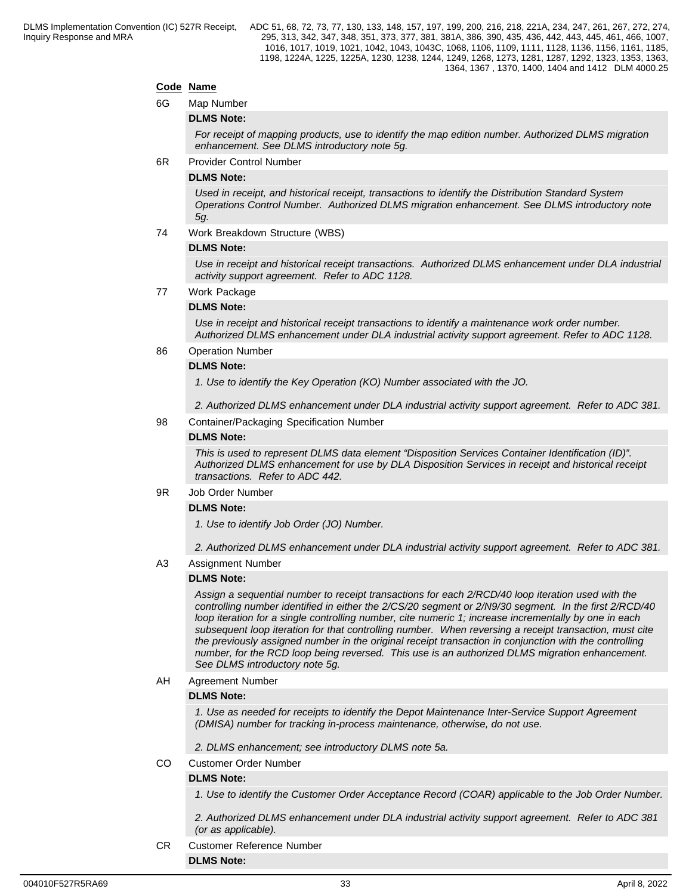**Code** **Name**

6G Map Number

**DLMS Note:**

*For receipt of mapping products, use to identify the map edition number. Authorized DLMS migration enhancement. See DLMS introductory note 5g.*

6R Provider Control Number

**DLMS Note:**

*Used in receipt, and historical receipt, transactions to identify the Distribution Standard System Operations Control Number. Authorized DLMS migration enhancement. See DLMS introductory note 5g.*

74 Work Breakdown Structure (WBS)

**DLMS Note:**

*Use in receipt and historical receipt transactions. Authorized DLMS enhancement under DLA industrial activity support agreement. Refer to ADC 1128.*

77 Work Package

**DLMS Note:**

*Use in receipt and historical receipt transactions to identify a maintenance work order number. Authorized DLMS enhancement under DLA industrial activity support agreement. Refer to ADC 1128.*

86 Operation Number

**DLMS Note:**

*1. Use to identify the Key Operation (KO) Number associated with the JO.*

*2. Authorized DLMS enhancement under DLA industrial activity support agreement. Refer to ADC 381.*

98 Container/Packaging Specification Number

**DLMS Note:**

*This is used to represent DLMS data element "Disposition Services Container Identification (ID)". Authorized DLMS enhancement for use by DLA Disposition Services in receipt and historical receipt transactions. Refer to ADC 442.*

9R Job Order Number

**DLMS Note:**

*1. Use to identify Job Order (JO) Number.*

*2. Authorized DLMS enhancement under DLA industrial activity support agreement. Refer to ADC 381.*

A3 Assignment Number

**DLMS Note:**

*Assign a sequential number to receipt transactions for each 2/RCD/40 loop iteration used with the controlling number identified in either the 2/CS/20 segment or 2/N9/30 segment. In the first 2/RCD/40 loop iteration for a single controlling number, cite numeric 1; increase incrementally by one in each subsequent loop iteration for that controlling number. When reversing a receipt transaction, must cite the previously assigned number in the original receipt transaction in conjunction with the controlling number, for the RCD loop being reversed. This use is an authorized DLMS migration enhancement. See DLMS introductory note 5g.*

AH Agreement Number

**DLMS Note:**

*1. Use as needed for receipts to identify the Depot Maintenance Inter-Service Support Agreement (DMISA) number for tracking in-process maintenance, otherwise, do not use.*

*2. DLMS enhancement; see introductory DLMS note 5a.*

CO Customer Order Number

**DLMS Note:**

*1. Use to identify the Customer Order Acceptance Record (COAR) applicable to the Job Order Number.*

*2. Authorized DLMS enhancement under DLA industrial activity support agreement. Refer to ADC 381 (or as applicable).*

CR Customer Reference Number

**DLMS Note:**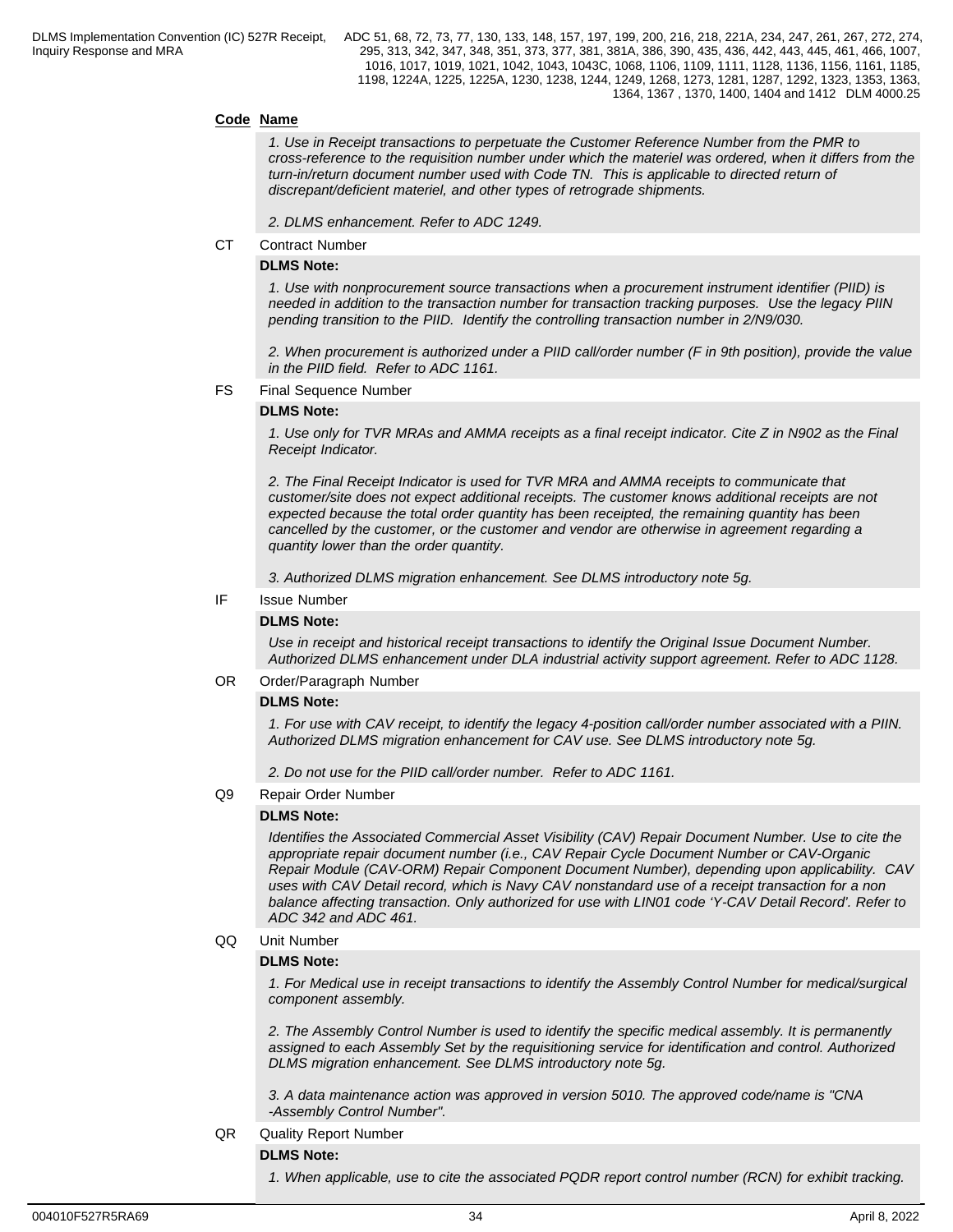**Code Name**

*1. Use in Receipt transactions to perpetuate the Customer Reference Number from the PMR to cross-reference to the requisition number under which the materiel was ordered, when it differs from the turn-in/return document number used with Code TN. This is applicable to directed return of discrepant/deficient materiel, and other types of retrograde shipments.*

*2. DLMS enhancement. Refer to ADC 1249.*

CT Contract Number

**DLMS Note:**

*1. Use with nonprocurement source transactions when a procurement instrument identifier (PIID) is needed in addition to the transaction number for transaction tracking purposes. Use the legacy PIIN pending transition to the PIID. Identify the controlling transaction number in 2/N9/030.*

*2. When procurement is authorized under a PIID call/order number (F in 9th position), provide the value in the PIID field. Refer to ADC 1161.*

FS Final Sequence Number

**DLMS Note:**

*1. Use only for TVR MRAs and AMMA receipts as a final receipt indicator. Cite Z in N902 as the Final Receipt Indicator.*

*2. The Final Receipt Indicator is used for TVR MRA and AMMA receipts to communicate that customer/site does not expect additional receipts. The customer knows additional receipts are not expected because the total order quantity has been receipted, the remaining quantity has been cancelled by the customer, or the customer and vendor are otherwise in agreement regarding a quantity lower than the order quantity.*

*3. Authorized DLMS migration enhancement. See DLMS introductory note 5g.*

IF Issue Number

**DLMS Note:**

*Use in receipt and historical receipt transactions to identify the Original Issue Document Number. Authorized DLMS enhancement under DLA industrial activity support agreement. Refer to ADC 1128.*

OR Order/Paragraph Number

**DLMS Note:**

*1. For use with CAV receipt, to identify the legacy 4-position call/order number associated with a PIIN. Authorized DLMS migration enhancement for CAV use. See DLMS introductory note 5g.*

*2. Do not use for the PIID call/order number. Refer to ADC 1161.*

Q9 Repair Order Number

**DLMS Note:**

*Identifies the Associated Commercial Asset Visibility (CAV) Repair Document Number. Use to cite the appropriate repair document number (i.e., CAV Repair Cycle Document Number or CAV-Organic Repair Module (CAV-ORM) Repair Component Document Number), depending upon applicability. CAV uses with CAV Detail record, which is Navy CAV nonstandard use of a receipt transaction for a non balance affecting transaction. Only authorized for use with LIN01 code 'Y-CAV Detail Record'. Refer to ADC 342 and ADC 461.*

QQ Unit Number

**DLMS Note:**

*1. For Medical use in receipt transactions to identify the Assembly Control Number for medical/surgical component assembly.*

*2. The Assembly Control Number is used to identify the specific medical assembly. It is permanently assigned to each Assembly Set by the requisitioning service for identification and control. Authorized DLMS migration enhancement. See DLMS introductory note 5g.*

*3. A data maintenance action was approved in version 5010. The approved code/name is "CNA -Assembly Control Number".*

QR Quality Report Number

**DLMS Note:**

*1. When applicable, use to cite the associated PQDR report control number (RCN) for exhibit tracking.*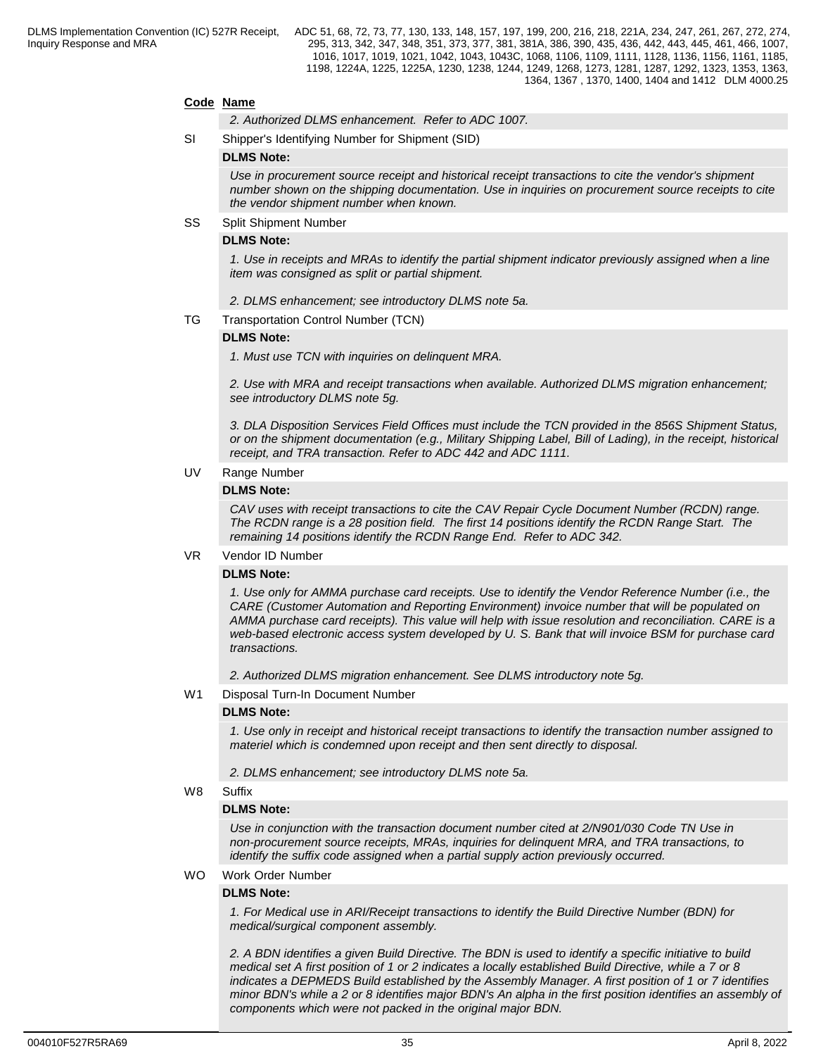**Code** **Name**

*2. Authorized DLMS enhancement. Refer to ADC 1007.*

SI Shipper's Identifying Number for Shipment (SID)

**DLMS Note:**

*Use in procurement source receipt and historical receipt transactions to cite the vendor's shipment number shown on the shipping documentation. Use in inquiries on procurement source receipts to cite the vendor shipment number when known.*

SS Split Shipment Number

**DLMS Note:**

*1. Use in receipts and MRAs to identify the partial shipment indicator previously assigned when a line item was consigned as split or partial shipment.*

*2. DLMS enhancement; see introductory DLMS note 5a.*

TG Transportation Control Number (TCN)

**DLMS Note:**

*1. Must use TCN with inquiries on delinquent MRA.*

*2. Use with MRA and receipt transactions when available. Authorized DLMS migration enhancement; see introductory DLMS note 5g.*

*3. DLA Disposition Services Field Offices must include the TCN provided in the 856S Shipment Status, or on the shipment documentation (e.g., Military Shipping Label, Bill of Lading), in the receipt, historical receipt, and TRA transaction. Refer to ADC 442 and ADC 1111.*

UV Range Number

**DLMS Note:**

*CAV uses with receipt transactions to cite the CAV Repair Cycle Document Number (RCDN) range. The RCDN range is a 28 position field. The first 14 positions identify the RCDN Range Start. The remaining 14 positions identify the RCDN Range End. Refer to ADC 342.*

VR Vendor ID Number

**DLMS Note:**

*1. Use only for AMMA purchase card receipts. Use to identify the Vendor Reference Number (i.e., the CARE (Customer Automation and Reporting Environment) invoice number that will be populated on AMMA purchase card receipts). This value will help with issue resolution and reconciliation. CARE is a web-based electronic access system developed by U. S. Bank that will invoice BSM for purchase card transactions.*

*2. Authorized DLMS migration enhancement. See DLMS introductory note 5g.*

W1 Disposal Turn-In Document Number

**DLMS Note:**

*1. Use only in receipt and historical receipt transactions to identify the transaction number assigned to materiel which is condemned upon receipt and then sent directly to disposal.*

*2. DLMS enhancement; see introductory DLMS note 5a.*

W8 Suffix

**DLMS Note:**

*Use in conjunction with the transaction document number cited at 2/N901/030 Code TN Use in non-procurement source receipts, MRAs, inquiries for delinquent MRA, and TRA transactions, to identify the suffix code assigned when a partial supply action previously occurred.*

WO Work Order Number

**DLMS Note:**

*1. For Medical use in ARI/Receipt transactions to identify the Build Directive Number (BDN) for medical/surgical component assembly.*

*2. A BDN identifies a given Build Directive. The BDN is used to identify a specific initiative to build medical set A first position of 1 or 2 indicates a locally established Build Directive, while a 7 or 8 indicates a DEPMEDS Build established by the Assembly Manager. A first position of 1 or 7 identifies minor BDN's while a 2 or 8 identifies major BDN's An alpha in the first position identifies an assembly of components which were not packed in the original major BDN.*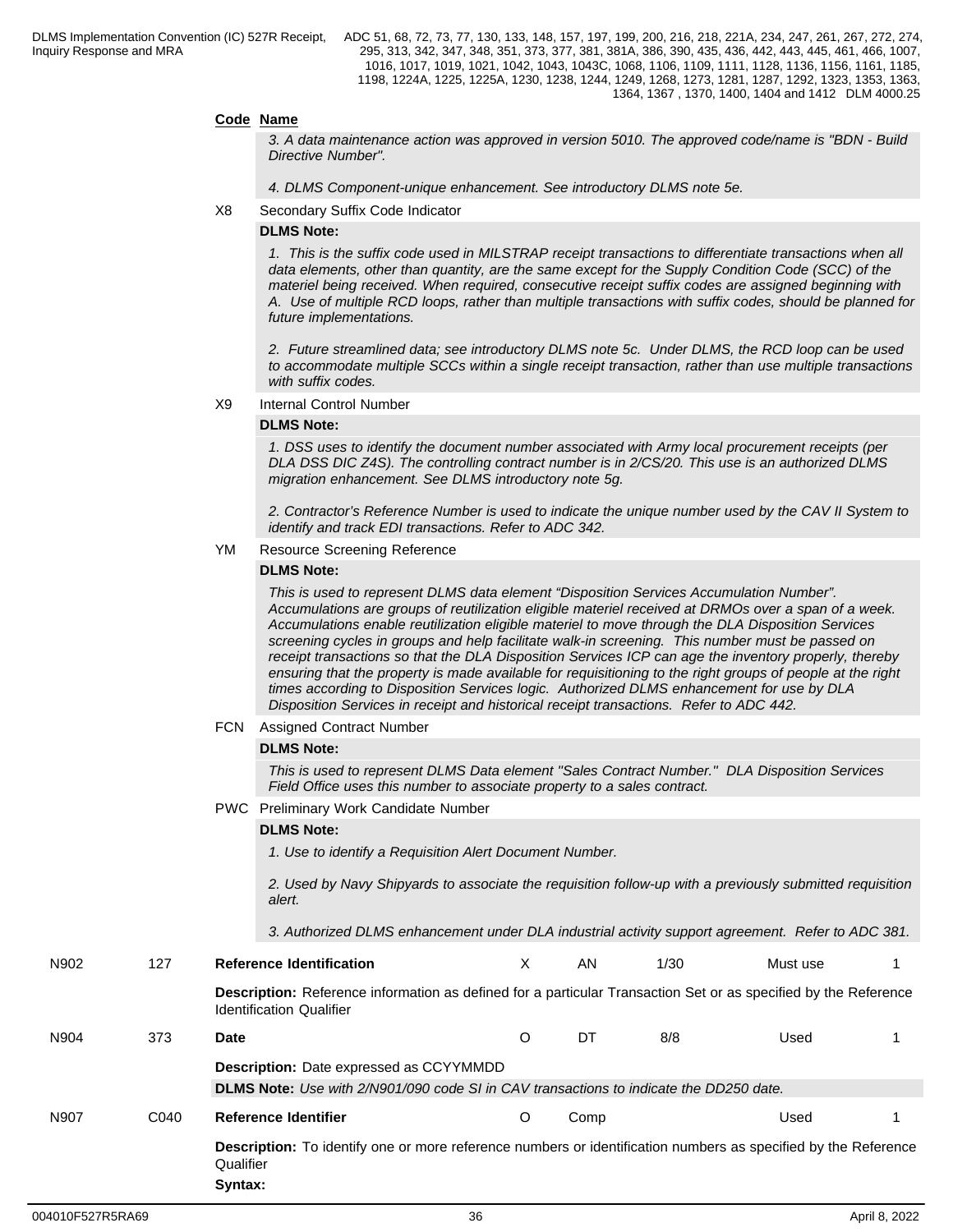**Code Name**

*3. A data maintenance action was approved in version 5010. The approved code/name is "BDN - Build Directive Number".*

*4. DLMS Component-unique enhancement. See introductory DLMS note 5e.*

X8 Secondary Suffix Code Indicator

**DLMS Note:**

*1. This is the suffix code used in MILSTRAP receipt transactions to differentiate transactions when all data elements, other than quantity, are the same except for the Supply Condition Code (SCC) of the materiel being received. When required, consecutive receipt suffix codes are assigned beginning with A. Use of multiple RCD loops, rather than multiple transactions with suffix codes, should be planned for future implementations.*

*2. Future streamlined data; see introductory DLMS note 5c. Under DLMS, the RCD loop can be used to accommodate multiple SCCs within a single receipt transaction, rather than use multiple transactions with suffix codes.*

X9 Internal Control Number

**DLMS Note:**

*1. DSS uses to identify the document number associated with Army local procurement receipts (per DLA DSS DIC Z4S). The controlling contract number is in 2/CS/20. This use is an authorized DLMS migration enhancement. See DLMS introductory note 5g.*

*2. Contractor's Reference Number is used to indicate the unique number used by the CAV II System to identify and track EDI transactions. Refer to ADC 342.*

YM Resource Screening Reference

**DLMS Note:**

*This is used to represent DLMS data element "Disposition Services Accumulation Number". Accumulations are groups of reutilization eligible materiel received at DRMOs over a span of a week. Accumulations enable reutilization eligible materiel to move through the DLA Disposition Services screening cycles in groups and help facilitate walk-in screening. This number must be passed on receipt transactions so that the DLA Disposition Services ICP can age the inventory properly, thereby ensuring that the property is made available for requisitioning to the right groups of people at the right times according to Disposition Services logic. Authorized DLMS enhancement for use by DLA Disposition Services in receipt and historical receipt transactions. Refer to ADC 442.*

FCN Assigned Contract Number

**DLMS Note:**

*This is used to represent DLMS Data element "Sales Contract Number." DLA Disposition Services Field Office uses this number to associate property to a sales contract.*

PWC Preliminary Work Candidate Number

**DLMS Note:**

*1. Use to identify a Requisition Alert Document Number.*

*2. Used by Navy Shipyards to associate the requisition follow-up with a previously submitted requisition alert.*

*3. Authorized DLMS enhancement under DLA industrial activity support agreement. Refer to ADC 381.*

| N902 | 127 | **Reference Identification** | X | AN | 1/30 | Must use | 1 |
|---|---|---|---|---|---|---|---|

**Description:** Reference information as defined for a particular Transaction Set or as specified by the Reference Identification Qualifier

| N904 | 373 | **Date** | O | DT | 8/8 | Used | 1 |
|---|---|---|---|---|---|---|---|

**Description:** Date expressed as CCYYMMDD

**DLMS Note:** *Use with 2/N901/090 code SI in CAV transactions to indicate the DD250 date.*

| N907 | C040 | **Reference Identifier** | O | Comp | | Used | 1 |
|---|---|---|---|---|---|---|---|

**Description:** To identify one or more reference numbers or identification numbers as specified by the Reference Qualifier

**Syntax:**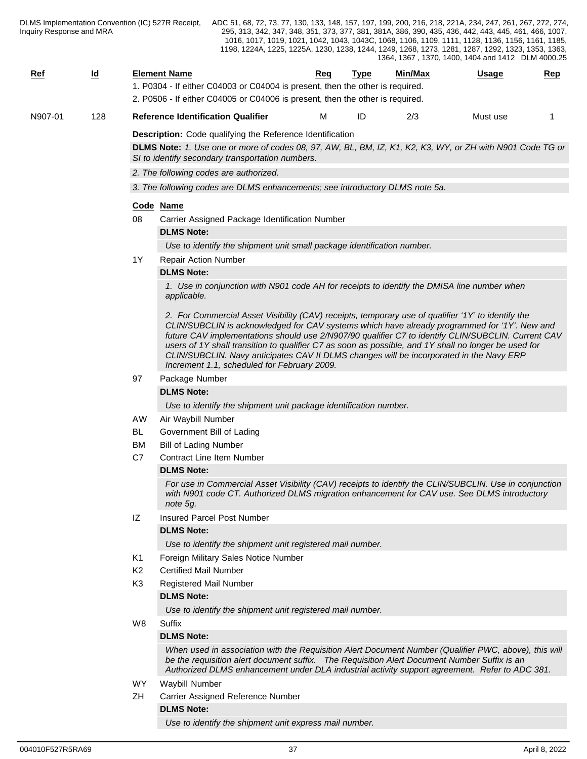| Ref | Id | Element Name | Req | Type | Min/Max | Usage | Rep |
|---|---|---|---|---|---|---|---|

1. P0304 - If either C04003 or C04004 is present, then the other is required.
2. P0506 - If either C04005 or C04006 is present, then the other is required.

| N907-01 | 128 | **Reference Identification Qualifier** | M | ID | 2/3 | Must use | 1 |
|---|---|---|---|---|---|---|---|

**Description:** Code qualifying the Reference Identification

**DLMS Note:** *1. Use one or more of codes 08, 97, AW, BL, BM, IZ, K1, K2, K3, WY, or ZH with N901 Code TG or SI to identify secondary transportation numbers.*

*2. The following codes are authorized.*

*3. The following codes are DLMS enhancements; see introductory DLMS note 5a.*

| Code | Name |
|---|---|
| 08 | Carrier Assigned Package Identification Number |

**DLMS Note:**

*Use to identify the shipment unit small package identification number.*

| 1Y | Repair Action Number |
|---|---|

**DLMS Note:**

*1. Use in conjunction with N901 code AH for receipts to identify the DMISA line number when applicable.*

*2. For Commercial Asset Visibility (CAV) receipts, temporary use of qualifier '1Y' to identify the CLIN/SUBCLIN is acknowledged for CAV systems which have already programmed for '1Y'. New and future CAV implementations should use 2/N907/90 qualifier C7 to identify CLIN/SUBCLIN. Current CAV users of 1Y shall transition to qualifier C7 as soon as possible, and 1Y shall no longer be used for CLIN/SUBCLIN. Navy anticipates CAV II DLMS changes will be incorporated in the Navy ERP Increment 1.1, scheduled for February 2009.*

| 97 | Package Number |
|---|---|

**DLMS Note:**

*Use to identify the shipment unit package identification number.*

| Code | Name |
|---|---|
| AW | Air Waybill Number |
| BL | Government Bill of Lading |
| BM | Bill of Lading Number |
| C7 | Contract Line Item Number |

**DLMS Note:**

*For use in Commercial Asset Visibility (CAV) receipts to identify the CLIN/SUBCLIN. Use in conjunction with N901 code CT. Authorized DLMS migration enhancement for CAV use. See DLMS introductory note 5g.*

| IZ | Insured Parcel Post Number |
|---|---|

**DLMS Note:**

*Use to identify the shipment unit registered mail number.*

| Code | Name |
|---|---|
| K1 | Foreign Military Sales Notice Number |
| K2 | Certified Mail Number |
| K3 | Registered Mail Number |

**DLMS Note:**

*Use to identify the shipment unit registered mail number.*

| W8 | Suffix |
|---|---|

**DLMS Note:**

*When used in association with the Requisition Alert Document Number (Qualifier PWC, above), this will be the requisition alert document suffix. The Requisition Alert Document Number Suffix is an Authorized DLMS enhancement under DLA industrial activity support agreement. Refer to ADC 381.*

| Code | Name |
|---|---|
| WY | Waybill Number |
| ZH | Carrier Assigned Reference Number |

**DLMS Note:**

*Use to identify the shipment unit express mail number.*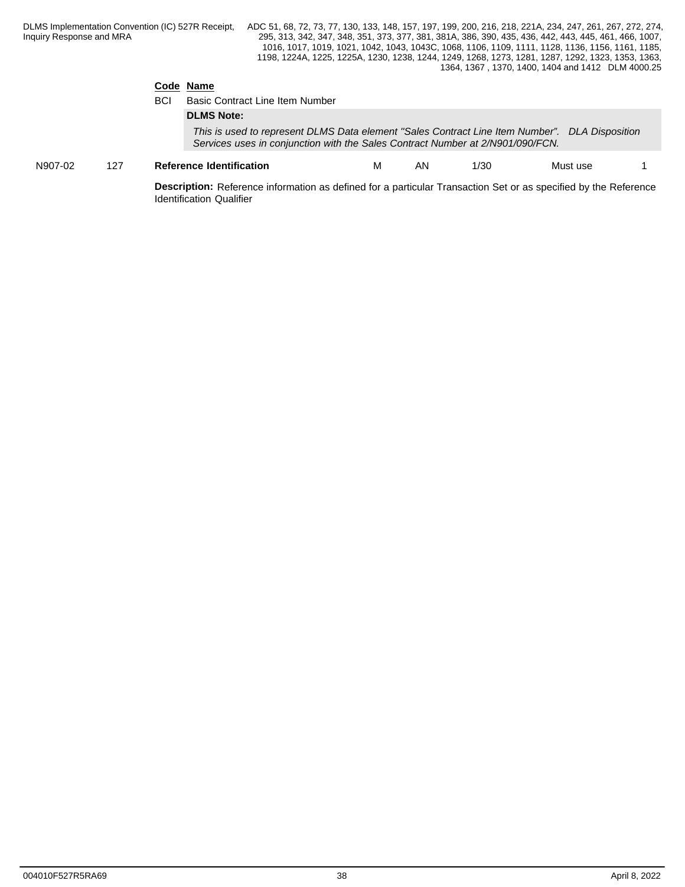| Code | Name |
| --- | --- |
| BCI | Basic Contract Line Item Number |

**DLMS Note:**

*This is used to represent DLMS Data element "Sales Contract Line Item Number". DLA Disposition Services uses in conjunction with the Sales Contract Number at 2/N901/090/FCN.*

| N907-02 | 127 | **Reference Identification** | M | AN | 1/30 | Must use | 1 |
| --- | --- | --- | --- | --- | --- | --- | --- |

**Description:** Reference information as defined for a particular Transaction Set or as specified by the Reference Identification Qualifier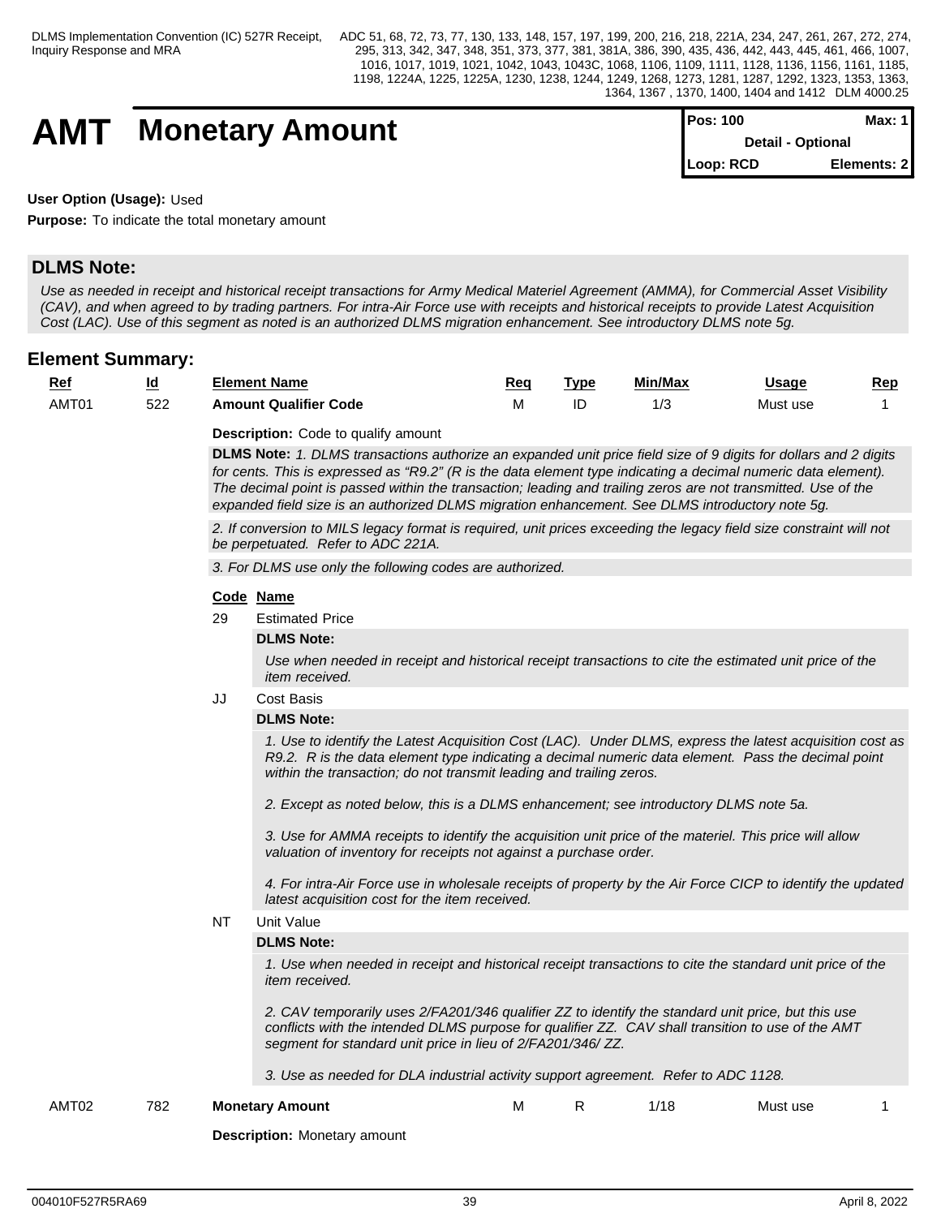# AMT Monetary Amount

| Pos: 100 | Max: 1 |
|---|---|
| Detail - Optional | |
| Loop: RCD | Elements: 2 |

**User Option (Usage):** Used

**Purpose:** To indicate the total monetary amount

## DLMS Note:

*Use as needed in receipt and historical receipt transactions for Army Medical Materiel Agreement (AMMA), for Commercial Asset Visibility (CAV), and when agreed to by trading partners. For intra-Air Force use with receipts and historical receipts to provide Latest Acquisition Cost (LAC). Use of this segment as noted is an authorized DLMS migration enhancement. See introductory DLMS note 5g.*

## Element Summary:

| Ref | Id | Element Name | Req | Type | Min/Max | Usage | Rep |
|---|---|---|---|---|---|---|---|
| AMT01 | 522 | **Amount Qualifier Code** | M | ID | 1/3 | Must use | 1 |

**Description:** Code to qualify amount

**DLMS Note:** *1. DLMS transactions authorize an expanded unit price field size of 9 digits for dollars and 2 digits for cents. This is expressed as "R9.2" (R is the data element type indicating a decimal numeric data element). The decimal point is passed within the transaction; leading and trailing zeros are not transmitted. Use of the expanded field size is an authorized DLMS migration enhancement. See DLMS introductory note 5g.*

*2. If conversion to MILS legacy format is required, unit prices exceeding the legacy field size constraint will not be perpetuated. Refer to ADC 221A.*

*3. For DLMS use only the following codes are authorized.*

| Code | Name |
|---|---|
| 29 | Estimated Price |

**DLMS Note:**

*Use when needed in receipt and historical receipt transactions to cite the estimated unit price of the item received.*

| Code | Name |
|---|---|
| JJ | Cost Basis |

**DLMS Note:**

*1. Use to identify the Latest Acquisition Cost (LAC). Under DLMS, express the latest acquisition cost as R9.2. R is the data element type indicating a decimal numeric data element. Pass the decimal point within the transaction; do not transmit leading and trailing zeros.*

*2. Except as noted below, this is a DLMS enhancement; see introductory DLMS note 5a.*

*3. Use for AMMA receipts to identify the acquisition unit price of the materiel. This price will allow valuation of inventory for receipts not against a purchase order.*

*4. For intra-Air Force use in wholesale receipts of property by the Air Force CICP to identify the updated latest acquisition cost for the item received.*

| Code | Name |
|---|---|
| NT | Unit Value |

**DLMS Note:**

*1. Use when needed in receipt and historical receipt transactions to cite the standard unit price of the item received.*

*2. CAV temporarily uses 2/FA201/346 qualifier ZZ to identify the standard unit price, but this use conflicts with the intended DLMS purpose for qualifier ZZ. CAV shall transition to use of the AMT segment for standard unit price in lieu of 2/FA201/346/ ZZ.*

*3. Use as needed for DLA industrial activity support agreement. Refer to ADC 1128.*

| Ref | Id | Element Name | Req | Type | Min/Max | Usage | Rep |
|---|---|---|---|---|---|---|---|
| AMT02 | 782 | **Monetary Amount** | M | R | 1/18 | Must use | 1 |

**Description:** Monetary amount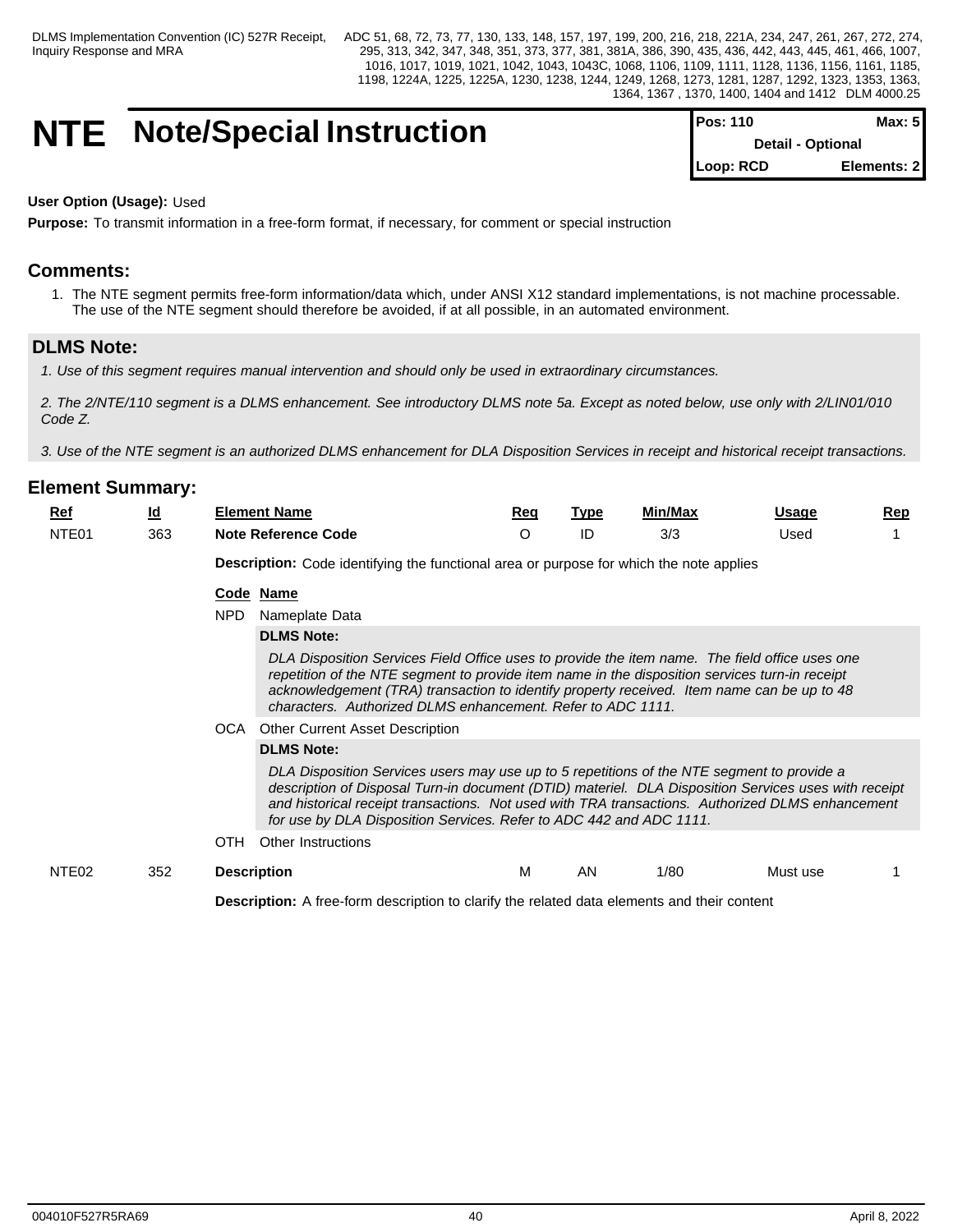# NTE Note/Special Instruction

| Pos: 110 | Max: 5 |
|---|---|
| Detail - Optional | |
| Loop: RCD | Elements: 2 |

**User Option (Usage):** Used

**Purpose:** To transmit information in a free-form format, if necessary, for comment or special instruction

## Comments:

1. The NTE segment permits free-form information/data which, under ANSI X12 standard implementations, is not machine processable. The use of the NTE segment should therefore be avoided, if at all possible, in an automated environment.

## DLMS Note:

*1. Use of this segment requires manual intervention and should only be used in extraordinary circumstances.*

*2. The 2/NTE/110 segment is a DLMS enhancement. See introductory DLMS note 5a. Except as noted below, use only with 2/LIN01/010 Code Z.*

*3. Use of the NTE segment is an authorized DLMS enhancement for DLA Disposition Services in receipt and historical receipt transactions.*

## Element Summary:

| Ref | Id | Element Name | Req | Type | Min/Max | Usage | Rep |
|---|---|---|---|---|---|---|---|
| NTE01 | 363 | **Note Reference Code** | O | ID | 3/3 | Used | 1 |

**Description:** Code identifying the functional area or purpose for which the note applies

| Code | Name |
|---|---|
| NPD | Nameplate Data |
| OCA | Other Current Asset Description |
| OTH | Other Instructions |

**NPD – DLMS Note:**

*DLA Disposition Services Field Office uses to provide the item name. The field office uses one repetition of the NTE segment to provide item name in the disposition services turn-in receipt acknowledgement (TRA) transaction to identify property received. Item name can be up to 48 characters. Authorized DLMS enhancement. Refer to ADC 1111.*

**OCA – DLMS Note:**

*DLA Disposition Services users may use up to 5 repetitions of the NTE segment to provide a description of Disposal Turn-in document (DTID) materiel. DLA Disposition Services uses with receipt and historical receipt transactions. Not used with TRA transactions. Authorized DLMS enhancement for use by DLA Disposition Services. Refer to ADC 442 and ADC 1111.*

| Ref | Id | Element Name | Req | Type | Min/Max | Usage | Rep |
|---|---|---|---|---|---|---|---|
| NTE02 | 352 | **Description** | M | AN | 1/80 | Must use | 1 |

**Description:** A free-form description to clarify the related data elements and their content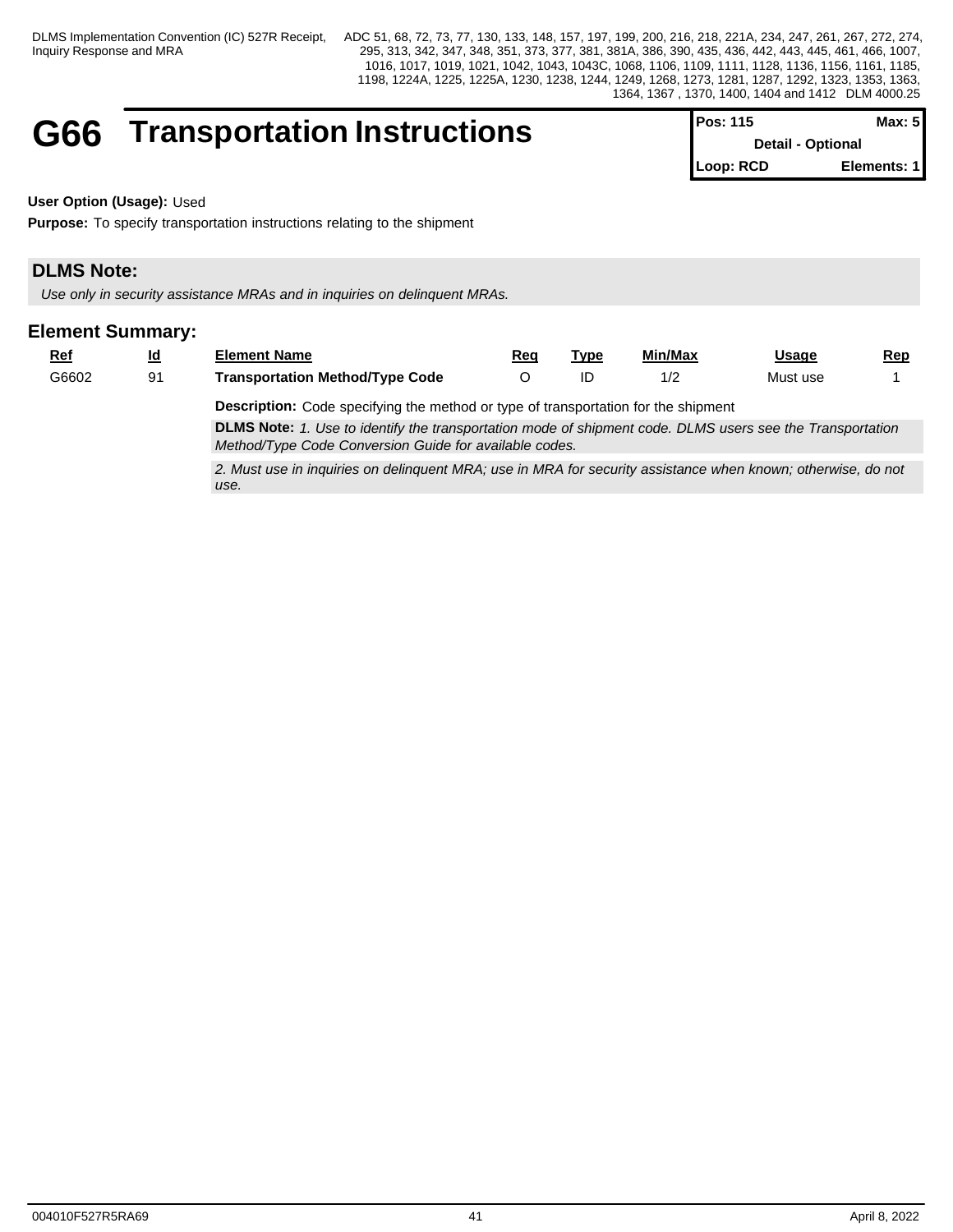# G66 Transportation Instructions

| Pos: 115 | Max: 5 |
|---|---|
| Detail - Optional | |
| Loop: RCD | Elements: 1 |

**User Option (Usage):** Used

**Purpose:** To specify transportation instructions relating to the shipment

## DLMS Note:

*Use only in security assistance MRAs and in inquiries on delinquent MRAs.*

## Element Summary:

| Ref | Id | Element Name | Req | Type | Min/Max | Usage | Rep |
|---|---|---|---|---|---|---|---|
| G6602 | 91 | **Transportation Method/Type Code** | O | ID | 1/2 | Must use | 1 |

**Description:** Code specifying the method or type of transportation for the shipment

**DLMS Note:** *1. Use to identify the transportation mode of shipment code. DLMS users see the Transportation Method/Type Code Conversion Guide for available codes.*

*2. Must use in inquiries on delinquent MRA; use in MRA for security assistance when known; otherwise, do not use.*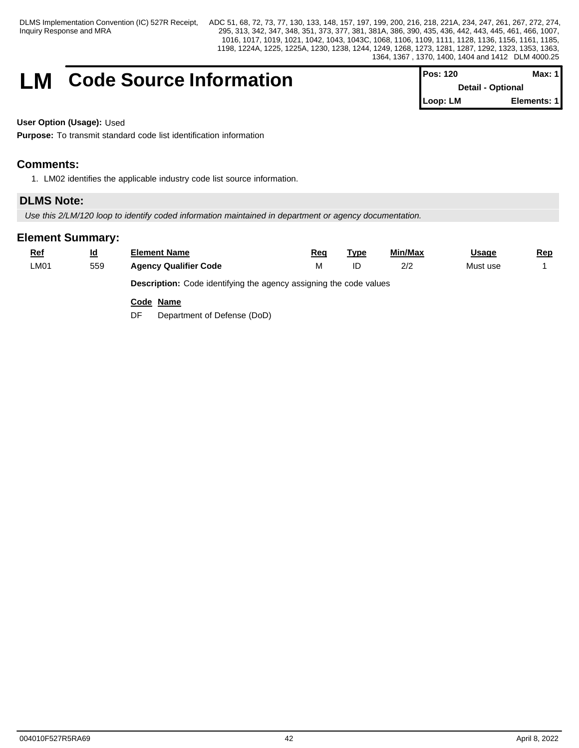# LM Code Source Information

| Pos: 120 | Max: 1 |
|---|---|
| Detail - Optional | |
| Loop: LM | Elements: 1 |

**User Option (Usage):** Used

**Purpose:** To transmit standard code list identification information

## Comments:

1. LM02 identifies the applicable industry code list source information.

## DLMS Note:

*Use this 2/LM/120 loop to identify coded information maintained in department or agency documentation.*

## Element Summary:

| Ref | Id | Element Name | Req | Type | Min/Max | Usage | Rep |
|---|---|---|---|---|---|---|---|
| LM01 | 559 | **Agency Qualifier Code** | M | ID | 2/2 | Must use | 1 |

**Description:** Code identifying the agency assigning the code values

| Code | Name |
|---|---|
| DF | Department of Defense (DoD) |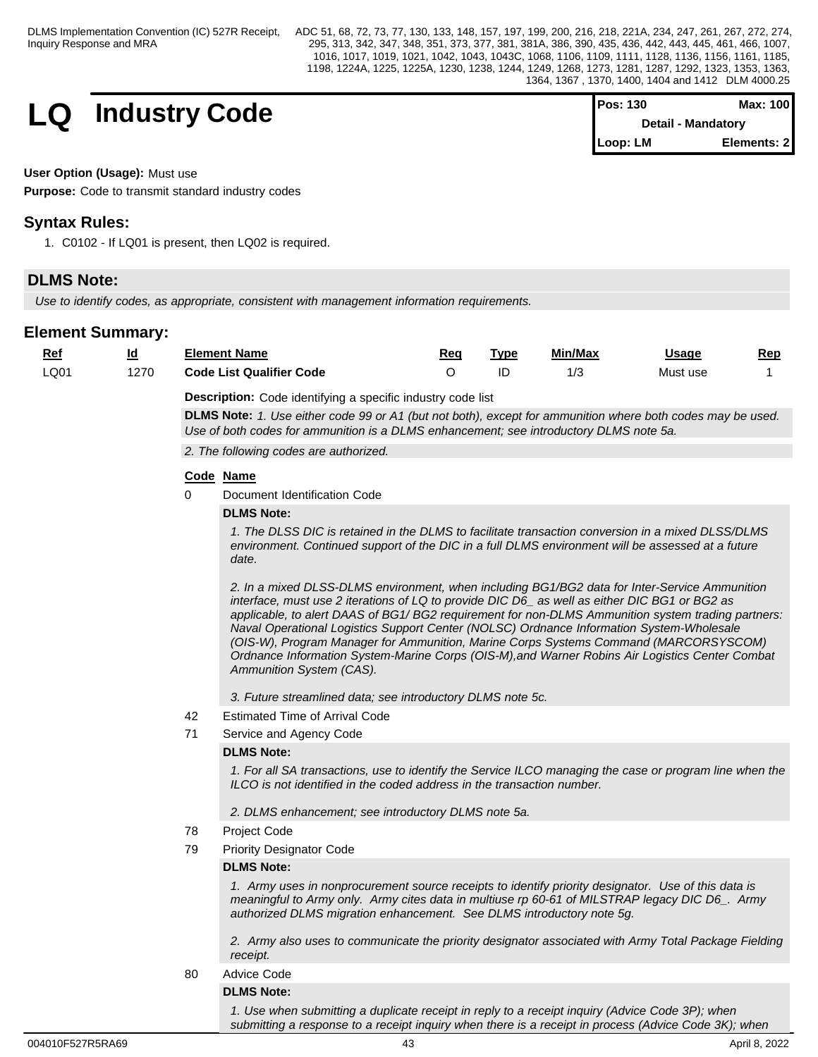# LQ Industry Code

| Pos: 130 | Max: 100 |
| --- | --- |
| Detail - Mandatory | |
| Loop: LM | Elements: 2 |

**User Option (Usage):** Must use

**Purpose:** Code to transmit standard industry codes

## Syntax Rules:

1. C0102 - If LQ01 is present, then LQ02 is required.

## DLMS Note:

*Use to identify codes, as appropriate, consistent with management information requirements.*

## Element Summary:

| Ref | Id | Element Name | Req | Type | Min/Max | Usage | Rep |
| --- | --- | --- | --- | --- | --- | --- | --- |
| LQ01 | 1270 | **Code List Qualifier Code** | O | ID | 1/3 | Must use | 1 |

**Description:** Code identifying a specific industry code list

**DLMS Note:** *1. Use either code 99 or A1 (but not both), except for ammunition where both codes may be used. Use of both codes for ammunition is a DLMS enhancement; see introductory DLMS note 5a.*

*2. The following codes are authorized.*

**Code Name**

0 Document Identification Code

**DLMS Note:**

*1. The DLSS DIC is retained in the DLMS to facilitate transaction conversion in a mixed DLSS/DLMS environment. Continued support of the DIC in a full DLMS environment will be assessed at a future date.*

*2. In a mixed DLSS-DLMS environment, when including BG1/BG2 data for Inter-Service Ammunition interface, must use 2 iterations of LQ to provide DIC D6_ as well as either DIC BG1 or BG2 as applicable, to alert DAAS of BG1/ BG2 requirement for non-DLMS Ammunition system trading partners: Naval Operational Logistics Support Center (NOLSC) Ordnance Information System-Wholesale (OIS-W), Program Manager for Ammunition, Marine Corps Systems Command (MARCORSYSCOM) Ordnance Information System-Marine Corps (OIS-M),and Warner Robins Air Logistics Center Combat Ammunition System (CAS).*

*3. Future streamlined data; see introductory DLMS note 5c.*

42 Estimated Time of Arrival Code

71 Service and Agency Code

**DLMS Note:**

*1. For all SA transactions, use to identify the Service ILCO managing the case or program line when the ILCO is not identified in the coded address in the transaction number.*

*2. DLMS enhancement; see introductory DLMS note 5a.*

78 Project Code

79 Priority Designator Code

**DLMS Note:**

*1. Army uses in nonprocurement source receipts to identify priority designator. Use of this data is meaningful to Army only. Army cites data in multiuse rp 60-61 of MILSTRAP legacy DIC D6_. Army authorized DLMS migration enhancement. See DLMS introductory note 5g.*

*2. Army also uses to communicate the priority designator associated with Army Total Package Fielding receipt.*

80 Advice Code

**DLMS Note:**

*1. Use when submitting a duplicate receipt in reply to a receipt inquiry (Advice Code 3P); when submitting a response to a receipt inquiry when there is a receipt in process (Advice Code 3K); when*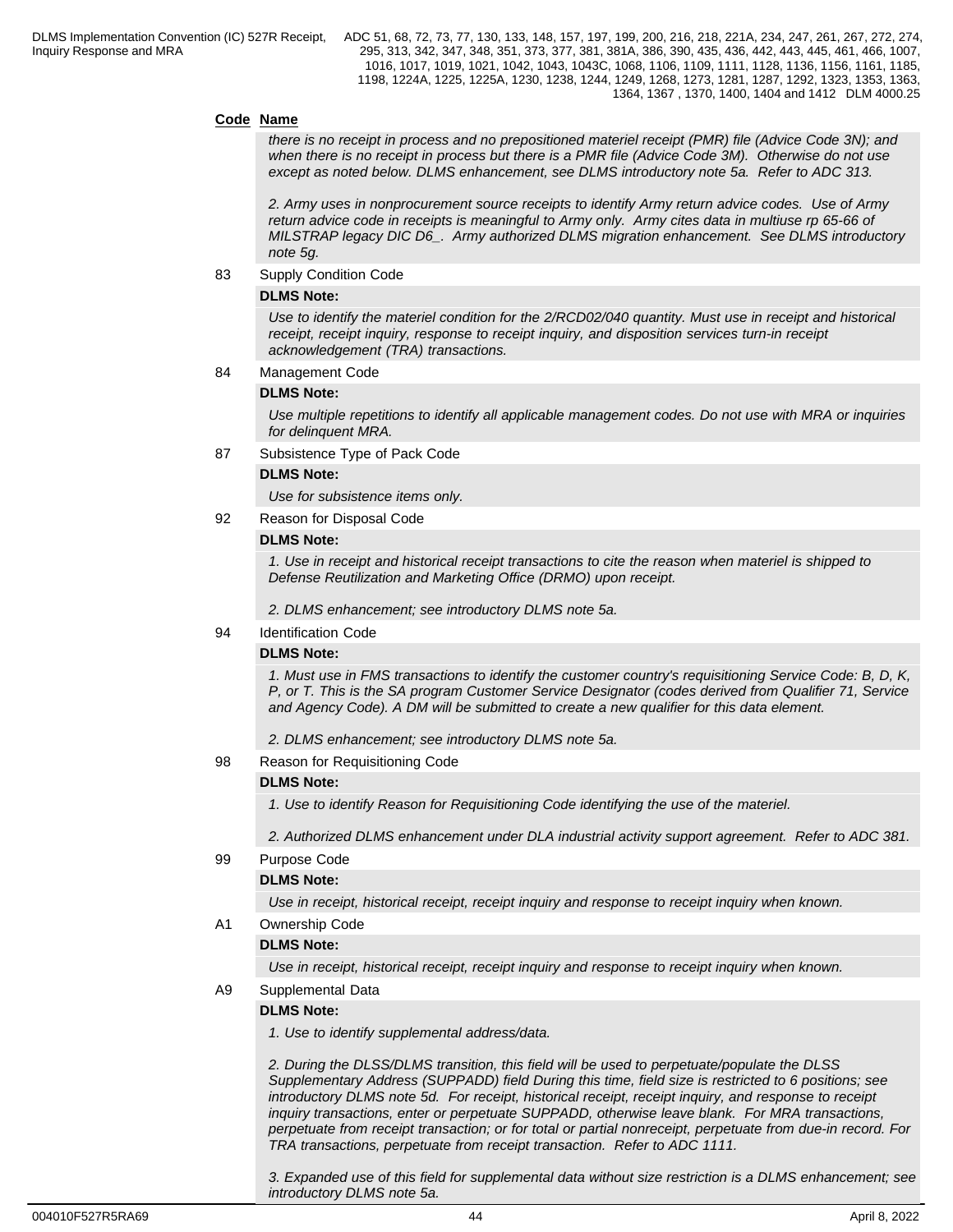**Code Name**

*there is no receipt in process and no prepositioned materiel receipt (PMR) file (Advice Code 3N); and when there is no receipt in process but there is a PMR file (Advice Code 3M). Otherwise do not use except as noted below. DLMS enhancement, see DLMS introductory note 5a. Refer to ADC 313.*

*2. Army uses in nonprocurement source receipts to identify Army return advice codes. Use of Army return advice code in receipts is meaningful to Army only. Army cites data in multiuse rp 65-66 of MILSTRAP legacy DIC D6_. Army authorized DLMS migration enhancement. See DLMS introductory note 5g.*

83 Supply Condition Code

**DLMS Note:**

*Use to identify the materiel condition for the 2/RCD02/040 quantity. Must use in receipt and historical receipt, receipt inquiry, response to receipt inquiry, and disposition services turn-in receipt acknowledgement (TRA) transactions.*

84 Management Code

**DLMS Note:**

*Use multiple repetitions to identify all applicable management codes. Do not use with MRA or inquiries for delinquent MRA.*

87 Subsistence Type of Pack Code

**DLMS Note:**

*Use for subsistence items only.*

92 Reason for Disposal Code

**DLMS Note:**

*1. Use in receipt and historical receipt transactions to cite the reason when materiel is shipped to Defense Reutilization and Marketing Office (DRMO) upon receipt.*

*2. DLMS enhancement; see introductory DLMS note 5a.*

94 Identification Code

**DLMS Note:**

*1. Must use in FMS transactions to identify the customer country's requisitioning Service Code: B, D, K, P, or T. This is the SA program Customer Service Designator (codes derived from Qualifier 71, Service and Agency Code). A DM will be submitted to create a new qualifier for this data element.*

*2. DLMS enhancement; see introductory DLMS note 5a.*

98 Reason for Requisitioning Code

**DLMS Note:**

*1. Use to identify Reason for Requisitioning Code identifying the use of the materiel.*

*2. Authorized DLMS enhancement under DLA industrial activity support agreement. Refer to ADC 381.*

99 Purpose Code

**DLMS Note:**

*Use in receipt, historical receipt, receipt inquiry and response to receipt inquiry when known.*

A1 Ownership Code

**DLMS Note:**

*Use in receipt, historical receipt, receipt inquiry and response to receipt inquiry when known.*

A9 Supplemental Data

**DLMS Note:**

*1. Use to identify supplemental address/data.*

*2. During the DLSS/DLMS transition, this field will be used to perpetuate/populate the DLSS Supplementary Address (SUPPADD) field During this time, field size is restricted to 6 positions; see introductory DLMS note 5d. For receipt, historical receipt, receipt inquiry, and response to receipt inquiry transactions, enter or perpetuate SUPPADD, otherwise leave blank. For MRA transactions, perpetuate from receipt transaction; or for total or partial nonreceipt, perpetuate from due-in record. For TRA transactions, perpetuate from receipt transaction. Refer to ADC 1111.*

*3. Expanded use of this field for supplemental data without size restriction is a DLMS enhancement; see introductory DLMS note 5a.*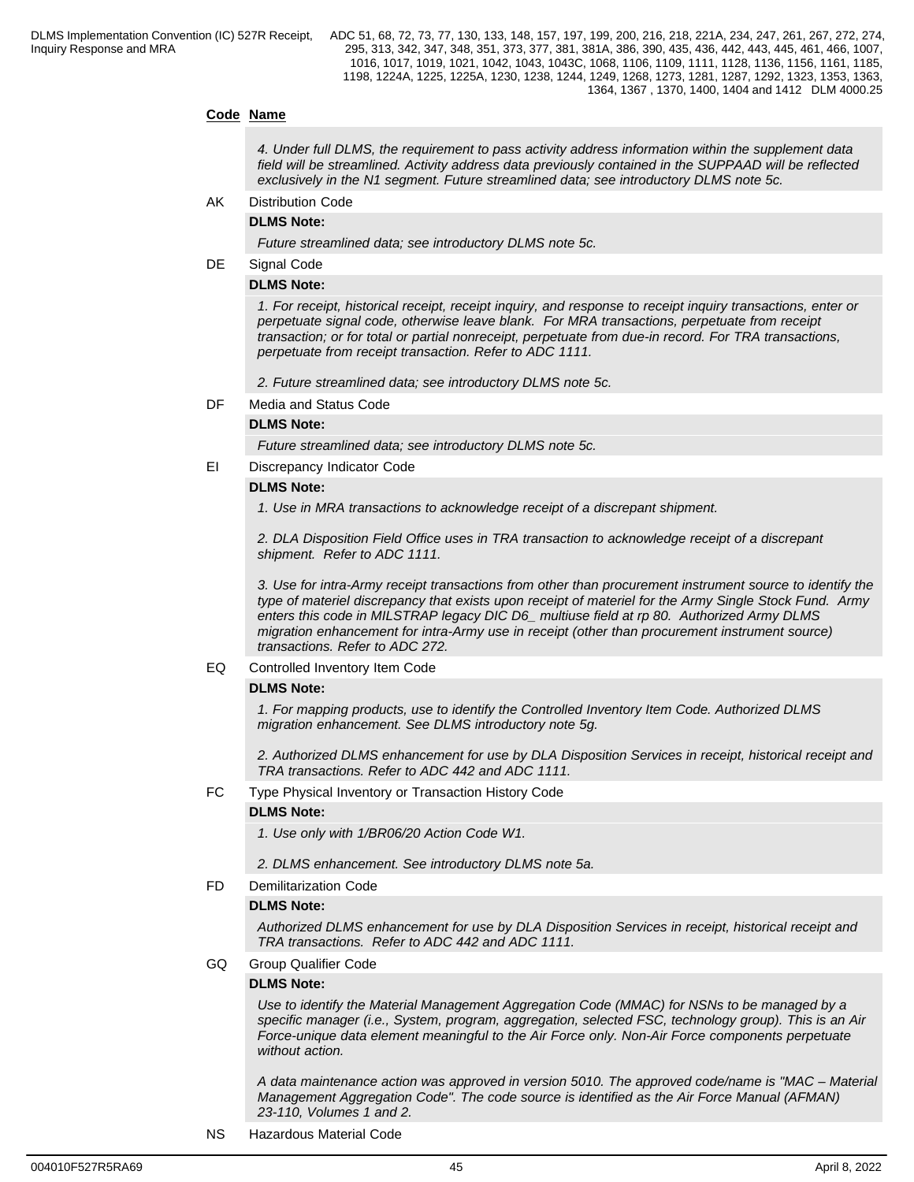**Code** **Name**

*4. Under full DLMS, the requirement to pass activity address information within the supplement data field will be streamlined. Activity address data previously contained in the SUPPAAD will be reflected exclusively in the N1 segment. Future streamlined data; see introductory DLMS note 5c.*

AK Distribution Code

**DLMS Note:**

*Future streamlined data; see introductory DLMS note 5c.*

DE Signal Code

**DLMS Note:**

*1. For receipt, historical receipt, receipt inquiry, and response to receipt inquiry transactions, enter or perpetuate signal code, otherwise leave blank. For MRA transactions, perpetuate from receipt transaction; or for total or partial nonreceipt, perpetuate from due-in record. For TRA transactions, perpetuate from receipt transaction. Refer to ADC 1111.*

*2. Future streamlined data; see introductory DLMS note 5c.*

DF Media and Status Code

**DLMS Note:**

*Future streamlined data; see introductory DLMS note 5c.*

EI Discrepancy Indicator Code

**DLMS Note:**

*1. Use in MRA transactions to acknowledge receipt of a discrepant shipment.*

*2. DLA Disposition Field Office uses in TRA transaction to acknowledge receipt of a discrepant shipment. Refer to ADC 1111.*

*3. Use for intra-Army receipt transactions from other than procurement instrument source to identify the type of materiel discrepancy that exists upon receipt of materiel for the Army Single Stock Fund. Army enters this code in MILSTRAP legacy DIC D6_ multiuse field at rp 80. Authorized Army DLMS migration enhancement for intra-Army use in receipt (other than procurement instrument source) transactions. Refer to ADC 272.*

EQ Controlled Inventory Item Code

**DLMS Note:**

*1. For mapping products, use to identify the Controlled Inventory Item Code. Authorized DLMS migration enhancement. See DLMS introductory note 5g.*

*2. Authorized DLMS enhancement for use by DLA Disposition Services in receipt, historical receipt and TRA transactions. Refer to ADC 442 and ADC 1111.*

FC Type Physical Inventory or Transaction History Code

**DLMS Note:**

*1. Use only with 1/BR06/20 Action Code W1.*

*2. DLMS enhancement. See introductory DLMS note 5a.*

FD Demilitarization Code

**DLMS Note:**

*Authorized DLMS enhancement for use by DLA Disposition Services in receipt, historical receipt and TRA transactions. Refer to ADC 442 and ADC 1111.*

GQ Group Qualifier Code

**DLMS Note:**

*Use to identify the Material Management Aggregation Code (MMAC) for NSNs to be managed by a specific manager (i.e., System, program, aggregation, selected FSC, technology group). This is an Air Force-unique data element meaningful to the Air Force only. Non-Air Force components perpetuate without action.*

*A data maintenance action was approved in version 5010. The approved code/name is "MAC – Material Management Aggregation Code". The code source is identified as the Air Force Manual (AFMAN) 23-110, Volumes 1 and 2.*

NS Hazardous Material Code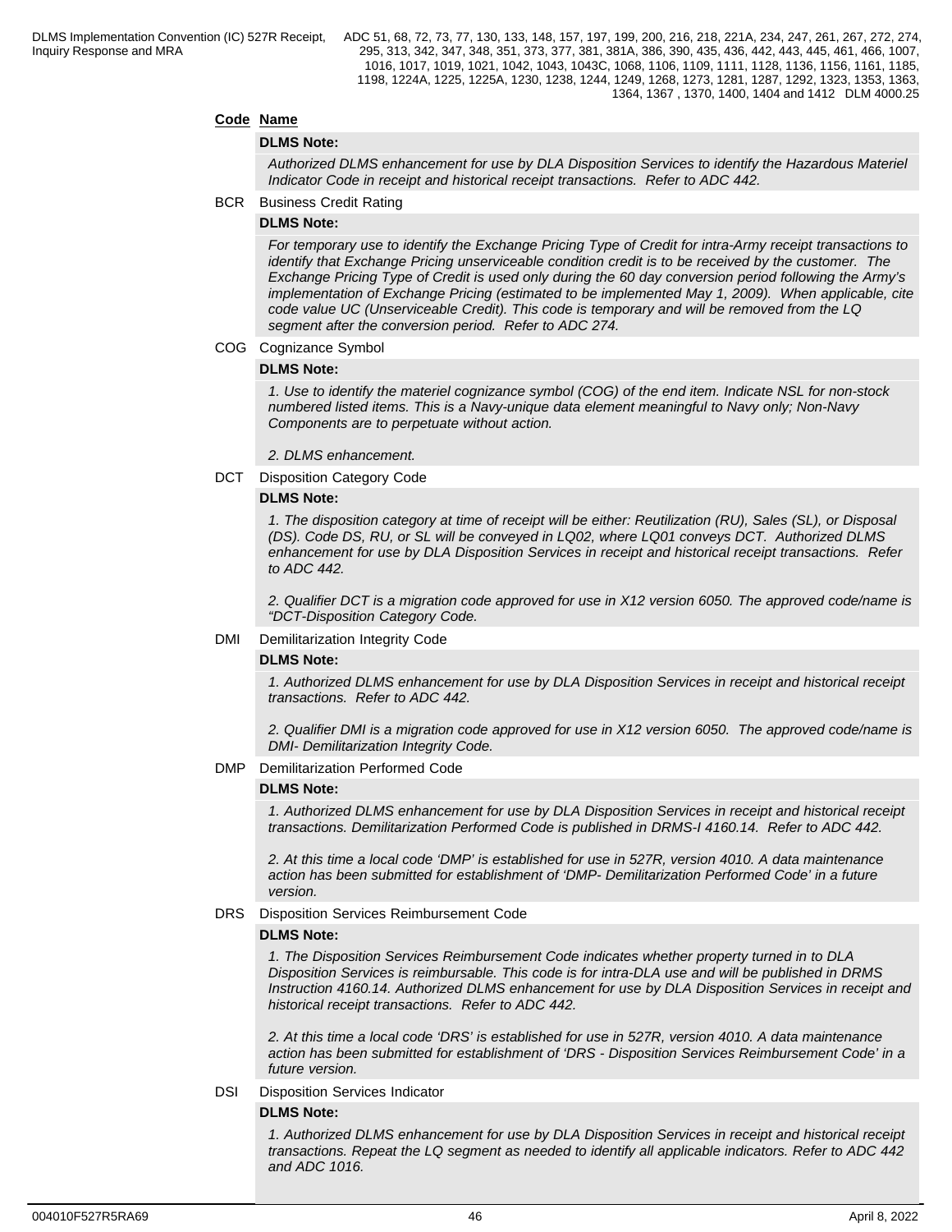**Code** **Name**

**DLMS Note:**

*Authorized DLMS enhancement for use by DLA Disposition Services to identify the Hazardous Materiel Indicator Code in receipt and historical receipt transactions. Refer to ADC 442.*

BCR Business Credit Rating

**DLMS Note:**

*For temporary use to identify the Exchange Pricing Type of Credit for intra-Army receipt transactions to identify that Exchange Pricing unserviceable condition credit is to be received by the customer. The Exchange Pricing Type of Credit is used only during the 60 day conversion period following the Army's implementation of Exchange Pricing (estimated to be implemented May 1, 2009). When applicable, cite code value UC (Unserviceable Credit). This code is temporary and will be removed from the LQ segment after the conversion period. Refer to ADC 274.*

COG Cognizance Symbol

**DLMS Note:**

*1. Use to identify the materiel cognizance symbol (COG) of the end item. Indicate NSL for non-stock numbered listed items. This is a Navy-unique data element meaningful to Navy only; Non-Navy Components are to perpetuate without action.*

*2. DLMS enhancement.*

DCT Disposition Category Code

**DLMS Note:**

*1. The disposition category at time of receipt will be either: Reutilization (RU), Sales (SL), or Disposal (DS). Code DS, RU, or SL will be conveyed in LQ02, where LQ01 conveys DCT. Authorized DLMS enhancement for use by DLA Disposition Services in receipt and historical receipt transactions. Refer to ADC 442.*

*2. Qualifier DCT is a migration code approved for use in X12 version 6050. The approved code/name is "DCT-Disposition Category Code.*

DMI Demilitarization Integrity Code

**DLMS Note:**

*1. Authorized DLMS enhancement for use by DLA Disposition Services in receipt and historical receipt transactions. Refer to ADC 442.*

*2. Qualifier DMI is a migration code approved for use in X12 version 6050. The approved code/name is DMI- Demilitarization Integrity Code.*

DMP Demilitarization Performed Code

**DLMS Note:**

*1. Authorized DLMS enhancement for use by DLA Disposition Services in receipt and historical receipt transactions. Demilitarization Performed Code is published in DRMS-I 4160.14. Refer to ADC 442.*

*2. At this time a local code 'DMP' is established for use in 527R, version 4010. A data maintenance action has been submitted for establishment of 'DMP- Demilitarization Performed Code' in a future version.*

DRS Disposition Services Reimbursement Code

**DLMS Note:**

*1. The Disposition Services Reimbursement Code indicates whether property turned in to DLA Disposition Services is reimbursable. This code is for intra-DLA use and will be published in DRMS Instruction 4160.14. Authorized DLMS enhancement for use by DLA Disposition Services in receipt and historical receipt transactions. Refer to ADC 442.*

*2. At this time a local code 'DRS' is established for use in 527R, version 4010. A data maintenance action has been submitted for establishment of 'DRS - Disposition Services Reimbursement Code' in a future version.*

DSI Disposition Services Indicator

**DLMS Note:**

*1. Authorized DLMS enhancement for use by DLA Disposition Services in receipt and historical receipt transactions. Repeat the LQ segment as needed to identify all applicable indicators. Refer to ADC 442 and ADC 1016.*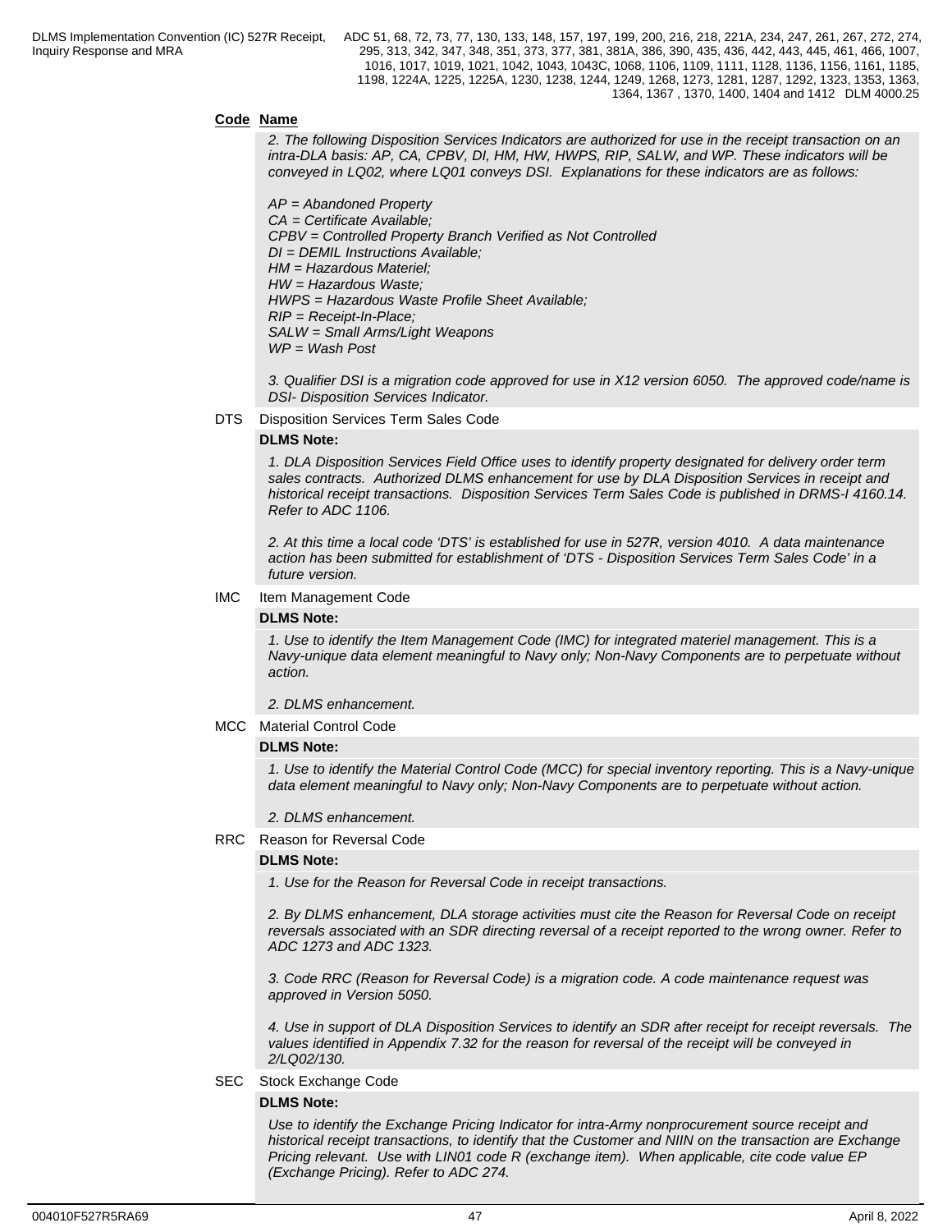**Code** **Name**

*2. The following Disposition Services Indicators are authorized for use in the receipt transaction on an intra-DLA basis: AP, CA, CPBV, DI, HM, HW, HWPS, RIP, SALW, and WP. These indicators will be conveyed in LQ02, where LQ01 conveys DSI. Explanations for these indicators are as follows:*

*AP = Abandoned Property*
*CA = Certificate Available;*
*CPBV = Controlled Property Branch Verified as Not Controlled*
*DI = DEMIL Instructions Available;*
*HM = Hazardous Materiel;*
*HW = Hazardous Waste;*
*HWPS = Hazardous Waste Profile Sheet Available;*
*RIP = Receipt-In-Place;*
*SALW = Small Arms/Light Weapons*
*WP = Wash Post*

*3. Qualifier DSI is a migration code approved for use in X12 version 6050. The approved code/name is DSI- Disposition Services Indicator.*

DTS Disposition Services Term Sales Code

**DLMS Note:**

*1. DLA Disposition Services Field Office uses to identify property designated for delivery order term sales contracts. Authorized DLMS enhancement for use by DLA Disposition Services in receipt and historical receipt transactions. Disposition Services Term Sales Code is published in DRMS-I 4160.14. Refer to ADC 1106.*

*2. At this time a local code 'DTS' is established for use in 527R, version 4010. A data maintenance action has been submitted for establishment of 'DTS - Disposition Services Term Sales Code' in a future version.*

IMC Item Management Code

**DLMS Note:**

*1. Use to identify the Item Management Code (IMC) for integrated materiel management. This is a Navy-unique data element meaningful to Navy only; Non-Navy Components are to perpetuate without action.*

*2. DLMS enhancement.*

MCC Material Control Code

**DLMS Note:**

*1. Use to identify the Material Control Code (MCC) for special inventory reporting. This is a Navy-unique data element meaningful to Navy only; Non-Navy Components are to perpetuate without action.*

*2. DLMS enhancement.*

RRC Reason for Reversal Code

**DLMS Note:**

*1. Use for the Reason for Reversal Code in receipt transactions.*

*2. By DLMS enhancement, DLA storage activities must cite the Reason for Reversal Code on receipt reversals associated with an SDR directing reversal of a receipt reported to the wrong owner. Refer to ADC 1273 and ADC 1323.*

*3. Code RRC (Reason for Reversal Code) is a migration code. A code maintenance request was approved in Version 5050.*

*4. Use in support of DLA Disposition Services to identify an SDR after receipt for receipt reversals. The values identified in Appendix 7.32 for the reason for reversal of the receipt will be conveyed in 2/LQ02/130.*

SEC Stock Exchange Code

**DLMS Note:**

*Use to identify the Exchange Pricing Indicator for intra-Army nonprocurement source receipt and historical receipt transactions, to identify that the Customer and NIIN on the transaction are Exchange Pricing relevant. Use with LIN01 code R (exchange item). When applicable, cite code value EP (Exchange Pricing). Refer to ADC 274.*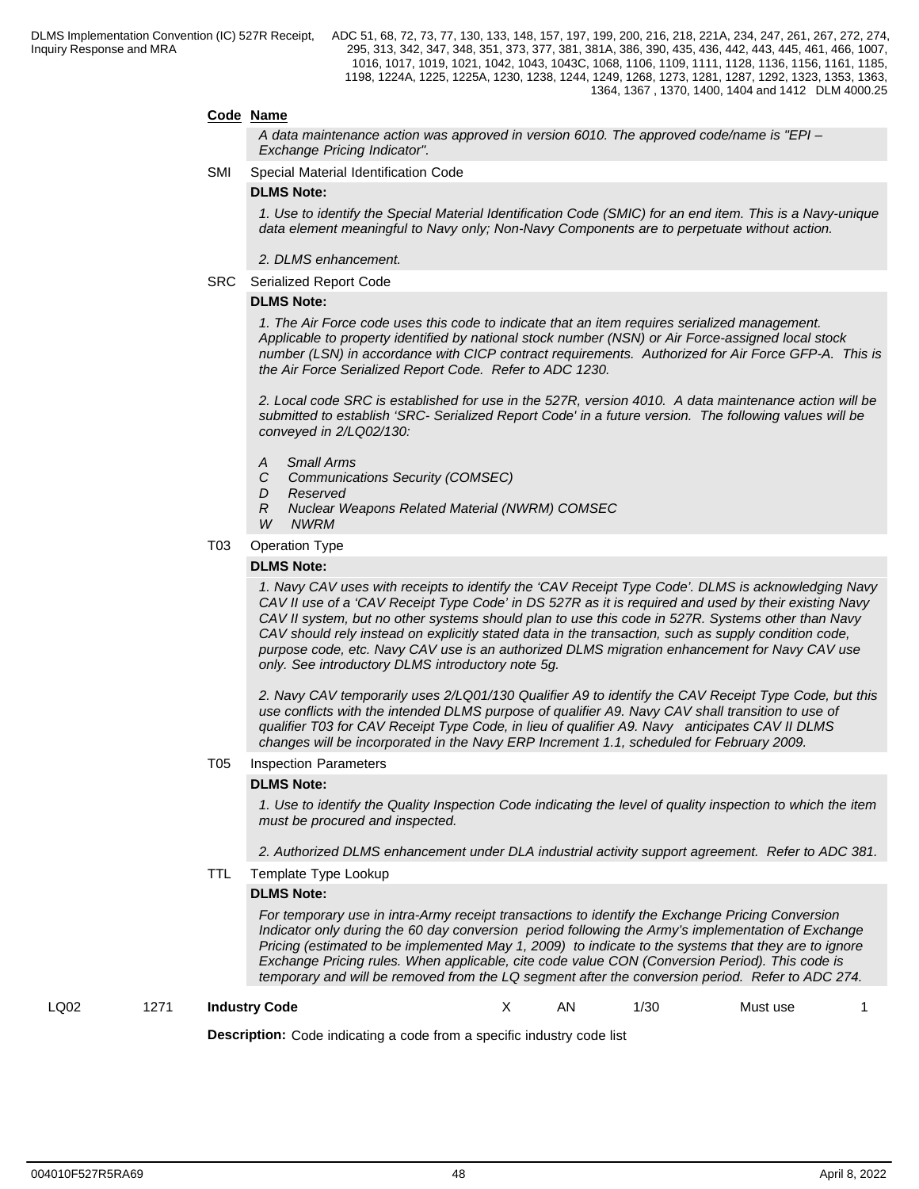**Code Name**

*A data maintenance action was approved in version 6010. The approved code/name is "EPI – Exchange Pricing Indicator".*

SMI Special Material Identification Code

**DLMS Note:**

*1. Use to identify the Special Material Identification Code (SMIC) for an end item. This is a Navy-unique data element meaningful to Navy only; Non-Navy Components are to perpetuate without action.*

*2. DLMS enhancement.*

SRC Serialized Report Code

**DLMS Note:**

*1. The Air Force code uses this code to indicate that an item requires serialized management. Applicable to property identified by national stock number (NSN) or Air Force-assigned local stock number (LSN) in accordance with CICP contract requirements. Authorized for Air Force GFP-A. This is the Air Force Serialized Report Code. Refer to ADC 1230.*

*2. Local code SRC is established for use in the 527R, version 4010. A data maintenance action will be submitted to establish 'SRC- Serialized Report Code' in a future version. The following values will be conveyed in 2/LQ02/130:*

*A Small Arms*
*C Communications Security (COMSEC)*
*D Reserved*
*R Nuclear Weapons Related Material (NWRM) COMSEC*
*W NWRM*

T03 Operation Type

**DLMS Note:**

*1. Navy CAV uses with receipts to identify the 'CAV Receipt Type Code'. DLMS is acknowledging Navy CAV II use of a 'CAV Receipt Type Code' in DS 527R as it is required and used by their existing Navy CAV II system, but no other systems should plan to use this code in 527R. Systems other than Navy CAV should rely instead on explicitly stated data in the transaction, such as supply condition code, purpose code, etc. Navy CAV use is an authorized DLMS migration enhancement for Navy CAV use only. See introductory DLMS introductory note 5g.*

*2. Navy CAV temporarily uses 2/LQ01/130 Qualifier A9 to identify the CAV Receipt Type Code, but this use conflicts with the intended DLMS purpose of qualifier A9. Navy CAV shall transition to use of qualifier T03 for CAV Receipt Type Code, in lieu of qualifier A9. Navy anticipates CAV II DLMS changes will be incorporated in the Navy ERP Increment 1.1, scheduled for February 2009.*

T05 Inspection Parameters

**DLMS Note:**

*1. Use to identify the Quality Inspection Code indicating the level of quality inspection to which the item must be procured and inspected.*

*2. Authorized DLMS enhancement under DLA industrial activity support agreement. Refer to ADC 381.*

TTL Template Type Lookup

**DLMS Note:**

*For temporary use in intra-Army receipt transactions to identify the Exchange Pricing Conversion Indicator only during the 60 day conversion period following the Army's implementation of Exchange Pricing (estimated to be implemented May 1, 2009) to indicate to the systems that they are to ignore Exchange Pricing rules. When applicable, cite code value CON (Conversion Period). This code is temporary and will be removed from the LQ segment after the conversion period. Refer to ADC 274.*

| LQ02 | 1271 | **Industry Code** | X | AN | 1/30 | Must use | 1 |
|---|---|---|---|---|---|---|---|

**Description:** Code indicating a code from a specific industry code list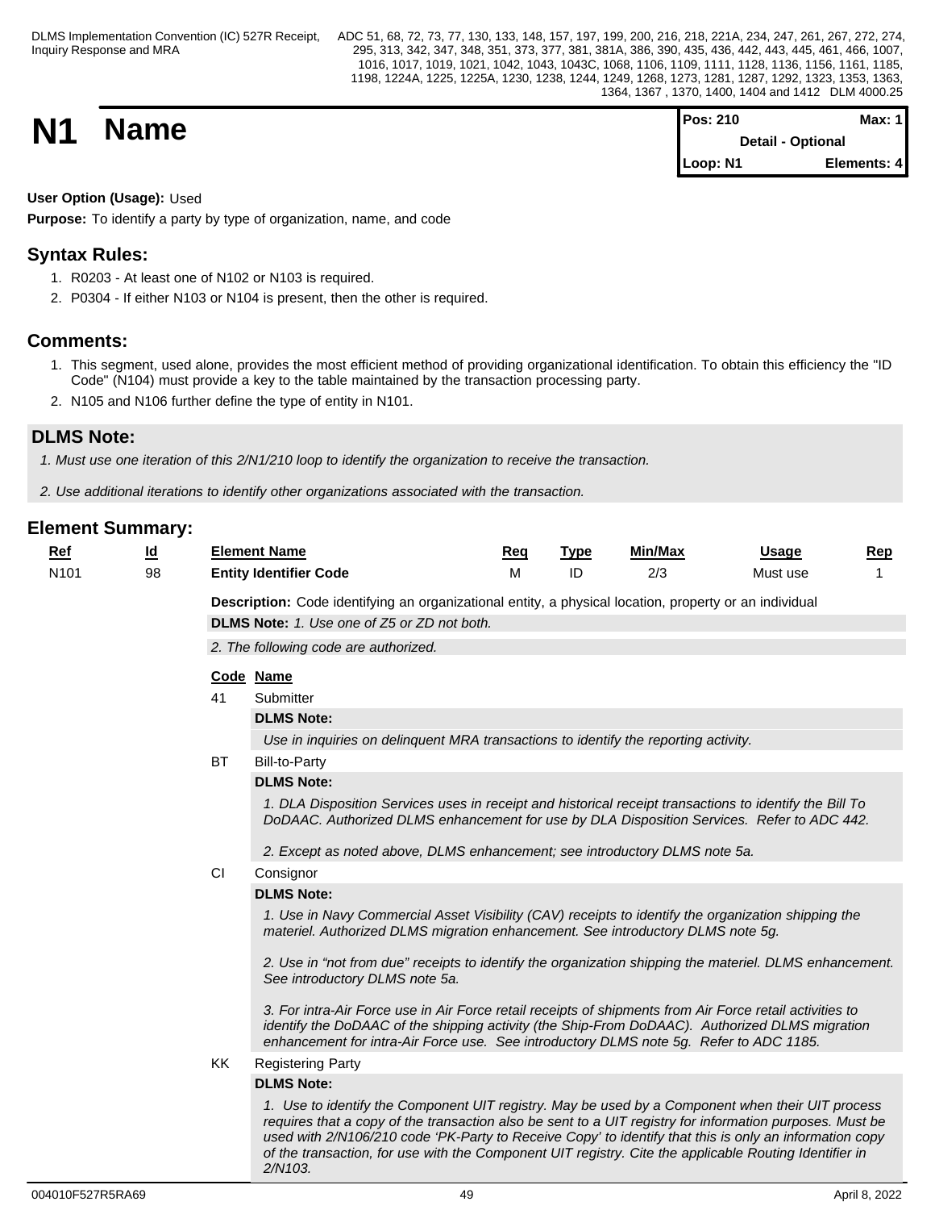# N1 Name

| Pos: 210 | Max: 1 |
|---|---|
| Detail - Optional | |
| Loop: N1 | Elements: 4 |

**User Option (Usage):** Used

**Purpose:** To identify a party by type of organization, name, and code

## Syntax Rules:

1. R0203 - At least one of N102 or N103 is required.
2. P0304 - If either N103 or N104 is present, then the other is required.

## Comments:

1. This segment, used alone, provides the most efficient method of providing organizational identification. To obtain this efficiency the "ID Code" (N104) must provide a key to the table maintained by the transaction processing party.
2. N105 and N106 further define the type of entity in N101.

## DLMS Note:

*1. Must use one iteration of this 2/N1/210 loop to identify the organization to receive the transaction.*

*2. Use additional iterations to identify other organizations associated with the transaction.*

## Element Summary:

| Ref | Id | Element Name | Req | Type | Min/Max | Usage | Rep |
|---|---|---|---|---|---|---|---|
| N101 | 98 | **Entity Identifier Code** | M | ID | 2/3 | Must use | 1 |

**Description:** Code identifying an organizational entity, a physical location, property or an individual

**DLMS Note:** *1. Use one of Z5 or ZD not both.*

*2. The following code are authorized.*

| Code | Name |
|---|---|
| 41 | Submitter |
| BT | Bill-to-Party |
| CI | Consignor |
| KK | Registering Party |

**41 Submitter**

**DLMS Note:**

*Use in inquiries on delinquent MRA transactions to identify the reporting activity.*

**BT Bill-to-Party**

**DLMS Note:**

*1. DLA Disposition Services uses in receipt and historical receipt transactions to identify the Bill To DoDAAC. Authorized DLMS enhancement for use by DLA Disposition Services. Refer to ADC 442.*

*2. Except as noted above, DLMS enhancement; see introductory DLMS note 5a.*

**CI Consignor**

**DLMS Note:**

*1. Use in Navy Commercial Asset Visibility (CAV) receipts to identify the organization shipping the materiel. Authorized DLMS migration enhancement. See introductory DLMS note 5g.*

*2. Use in "not from due" receipts to identify the organization shipping the materiel. DLMS enhancement. See introductory DLMS note 5a.*

*3. For intra-Air Force use in Air Force retail receipts of shipments from Air Force retail activities to identify the DoDAAC of the shipping activity (the Ship-From DoDAAC). Authorized DLMS migration enhancement for intra-Air Force use. See introductory DLMS note 5g. Refer to ADC 1185.*

**KK Registering Party**

**DLMS Note:**

*1. Use to identify the Component UIT registry. May be used by a Component when their UIT process requires that a copy of the transaction also be sent to a UIT registry for information purposes. Must be used with 2/N106/210 code 'PK-Party to Receive Copy' to identify that this is only an information copy of the transaction, for use with the Component UIT registry. Cite the applicable Routing Identifier in 2/N103.*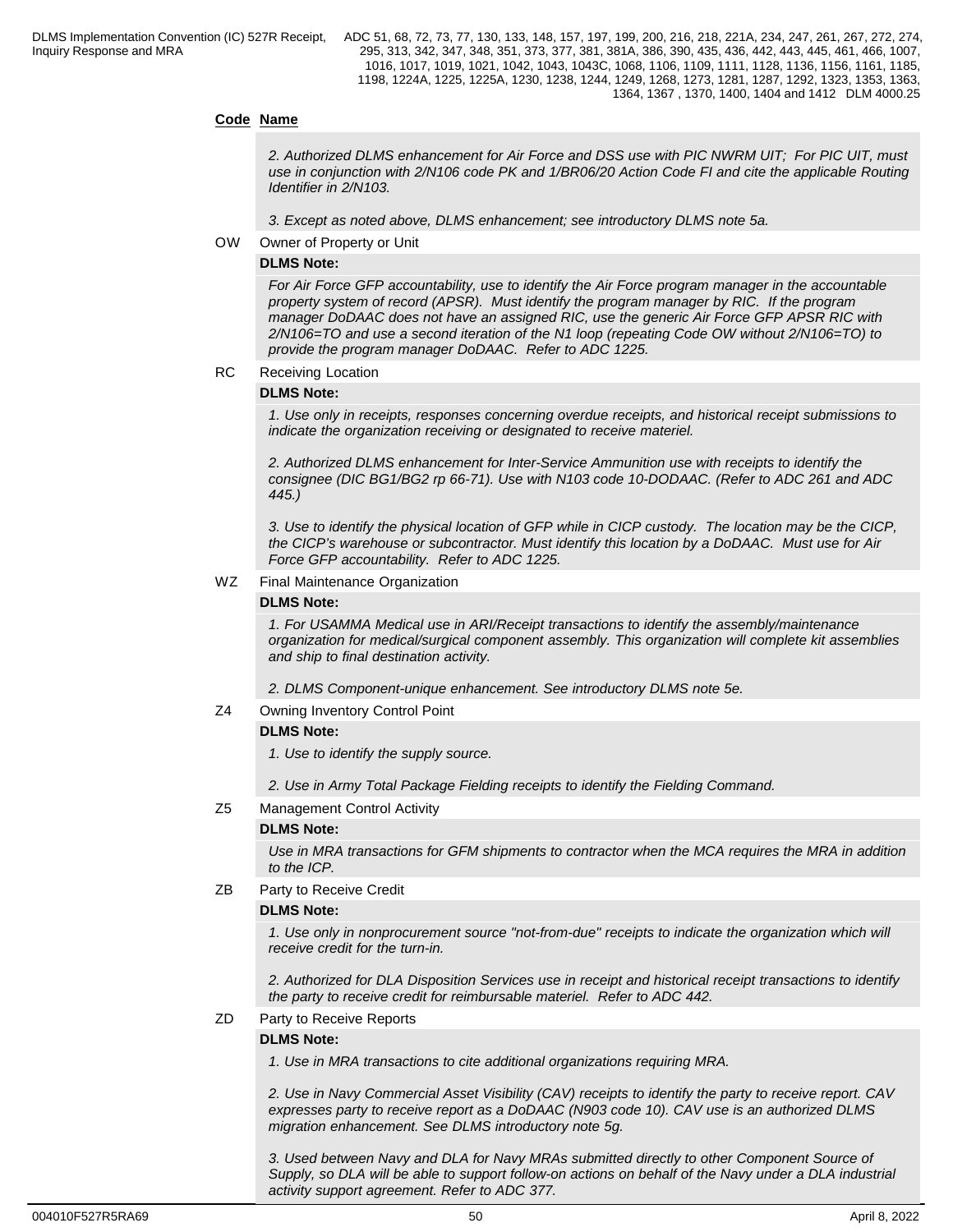**Code Name**

*2. Authorized DLMS enhancement for Air Force and DSS use with PIC NWRM UIT; For PIC UIT, must use in conjunction with 2/N106 code PK and 1/BR06/20 Action Code FI and cite the applicable Routing Identifier in 2/N103.*

*3. Except as noted above, DLMS enhancement; see introductory DLMS note 5a.*

OW Owner of Property or Unit

**DLMS Note:**

*For Air Force GFP accountability, use to identify the Air Force program manager in the accountable property system of record (APSR). Must identify the program manager by RIC. If the program manager DoDAAC does not have an assigned RIC, use the generic Air Force GFP APSR RIC with 2/N106=TO and use a second iteration of the N1 loop (repeating Code OW without 2/N106=TO) to provide the program manager DoDAAC. Refer to ADC 1225.*

RC Receiving Location

**DLMS Note:**

*1. Use only in receipts, responses concerning overdue receipts, and historical receipt submissions to indicate the organization receiving or designated to receive materiel.*

*2. Authorized DLMS enhancement for Inter-Service Ammunition use with receipts to identify the consignee (DIC BG1/BG2 rp 66-71). Use with N103 code 10-DODAAC. (Refer to ADC 261 and ADC 445.)*

*3. Use to identify the physical location of GFP while in CICP custody. The location may be the CICP, the CICP's warehouse or subcontractor. Must identify this location by a DoDAAC. Must use for Air Force GFP accountability. Refer to ADC 1225.*

WZ Final Maintenance Organization

**DLMS Note:**

*1. For USAMMA Medical use in ARI/Receipt transactions to identify the assembly/maintenance organization for medical/surgical component assembly. This organization will complete kit assemblies and ship to final destination activity.*

*2. DLMS Component-unique enhancement. See introductory DLMS note 5e.*

Z4 Owning Inventory Control Point

**DLMS Note:**

*1. Use to identify the supply source.*

*2. Use in Army Total Package Fielding receipts to identify the Fielding Command.*

Z5 Management Control Activity

**DLMS Note:**

*Use in MRA transactions for GFM shipments to contractor when the MCA requires the MRA in addition to the ICP.*

ZB Party to Receive Credit

**DLMS Note:**

*1. Use only in nonprocurement source "not-from-due" receipts to indicate the organization which will receive credit for the turn-in.*

*2. Authorized for DLA Disposition Services use in receipt and historical receipt transactions to identify the party to receive credit for reimbursable materiel. Refer to ADC 442.*

ZD Party to Receive Reports

**DLMS Note:**

*1. Use in MRA transactions to cite additional organizations requiring MRA.*

*2. Use in Navy Commercial Asset Visibility (CAV) receipts to identify the party to receive report. CAV expresses party to receive report as a DoDAAC (N903 code 10). CAV use is an authorized DLMS migration enhancement. See DLMS introductory note 5g.*

*3. Used between Navy and DLA for Navy MRAs submitted directly to other Component Source of Supply, so DLA will be able to support follow-on actions on behalf of the Navy under a DLA industrial activity support agreement. Refer to ADC 377.*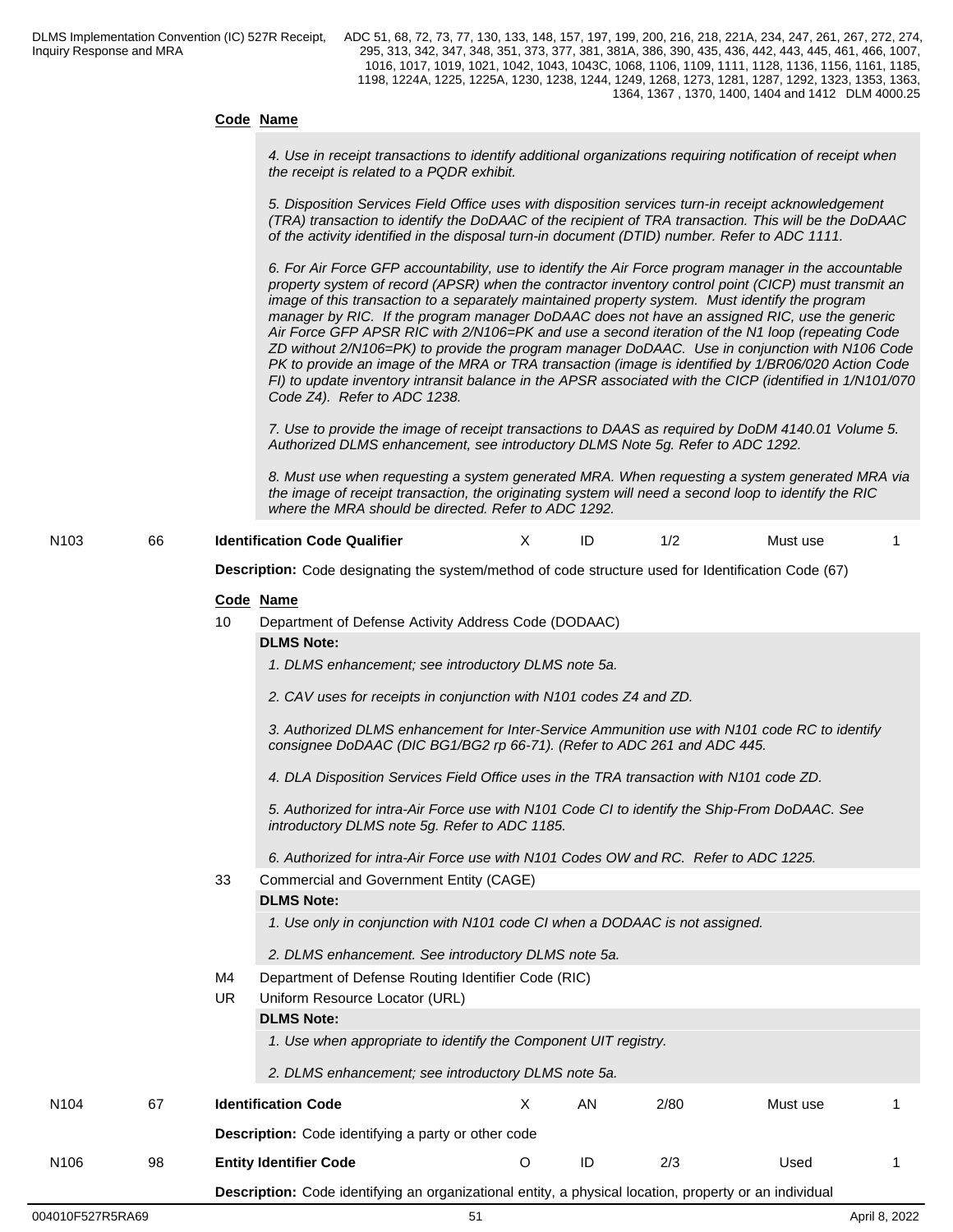**Code Name**

*4. Use in receipt transactions to identify additional organizations requiring notification of receipt when the receipt is related to a PQDR exhibit.*

*5. Disposition Services Field Office uses with disposition services turn-in receipt acknowledgement (TRA) transaction to identify the DoDAAC of the recipient of TRA transaction. This will be the DoDAAC of the activity identified in the disposal turn-in document (DTID) number. Refer to ADC 1111.*

*6. For Air Force GFP accountability, use to identify the Air Force program manager in the accountable property system of record (APSR) when the contractor inventory control point (CICP) must transmit an image of this transaction to a separately maintained property system. Must identify the program manager by RIC. If the program manager DoDAAC does not have an assigned RIC, use the generic Air Force GFP APSR RIC with 2/N106=PK and use a second iteration of the N1 loop (repeating Code ZD without 2/N106=PK) to provide the program manager DoDAAC. Use in conjunction with N106 Code PK to provide an image of the MRA or TRA transaction (image is identified by 1/BR06/020 Action Code FI) to update inventory intransit balance in the APSR associated with the CICP (identified in 1/N101/070 Code Z4). Refer to ADC 1238.*

*7. Use to provide the image of receipt transactions to DAAS as required by DoDM 4140.01 Volume 5. Authorized DLMS enhancement, see introductory DLMS Note 5g. Refer to ADC 1292.*

*8. Must use when requesting a system generated MRA. When requesting a system generated MRA via the image of receipt transaction, the originating system will need a second loop to identify the RIC where the MRA should be directed. Refer to ADC 1292.*

| | | | | | | | |
|---|---|---|---|---|---|---|---|
| N103 | 66 | **Identification Code Qualifier** | X | ID | 1/2 | Must use | 1 |

**Description:** Code designating the system/method of code structure used for Identification Code (67)

**Code Name**

10 Department of Defense Activity Address Code (DODAAC)

**DLMS Note:**

*1. DLMS enhancement; see introductory DLMS note 5a.*

*2. CAV uses for receipts in conjunction with N101 codes Z4 and ZD.*

*3. Authorized DLMS enhancement for Inter-Service Ammunition use with N101 code RC to identify consignee DoDAAC (DIC BG1/BG2 rp 66-71). (Refer to ADC 261 and ADC 445.*

*4. DLA Disposition Services Field Office uses in the TRA transaction with N101 code ZD.*

*5. Authorized for intra-Air Force use with N101 Code CI to identify the Ship-From DoDAAC. See introductory DLMS note 5g. Refer to ADC 1185.*

*6. Authorized for intra-Air Force use with N101 Codes OW and RC. Refer to ADC 1225.*

33 Commercial and Government Entity (CAGE)

**DLMS Note:**

*1. Use only in conjunction with N101 code CI when a DODAAC is not assigned.*

*2. DLMS enhancement. See introductory DLMS note 5a.*

M4 Department of Defense Routing Identifier Code (RIC)

UR Uniform Resource Locator (URL)

**DLMS Note:**

*1. Use when appropriate to identify the Component UIT registry.*

*2. DLMS enhancement; see introductory DLMS note 5a.*

| | | | | | | | |
|---|---|---|---|---|---|---|---|
| N104 | 67 | **Identification Code** | X | AN | 2/80 | Must use | 1 |

**Description:** Code identifying a party or other code

| | | | | | | | |
|---|---|---|---|---|---|---|---|
| N106 | 98 | **Entity Identifier Code** | O | ID | 2/3 | Used | 1 |

**Description:** Code identifying an organizational entity, a physical location, property or an individual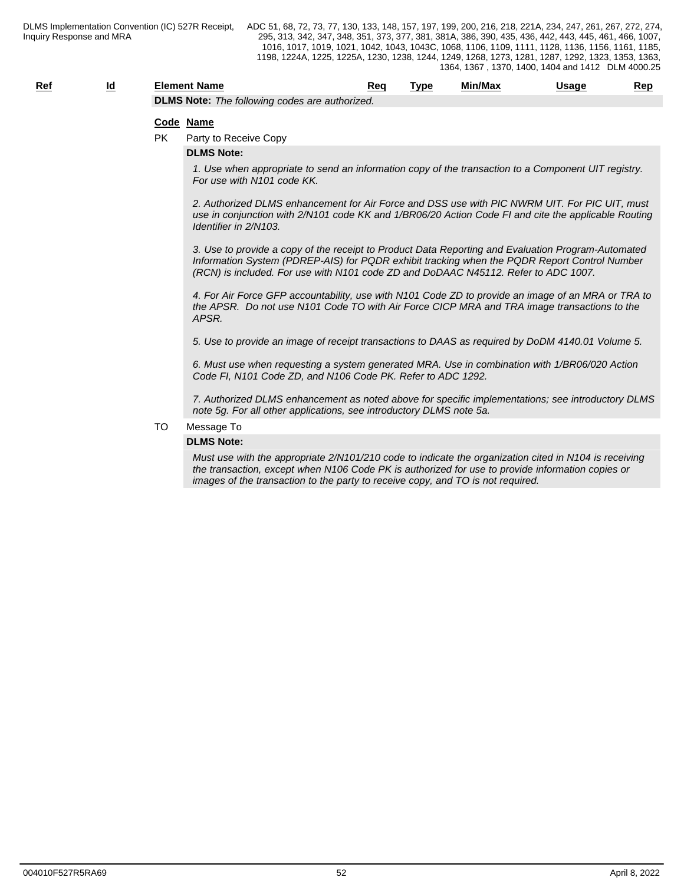| Ref | Id | Element Name | Req | Type | Min/Max | Usage | Rep |
|---|---|---|---|---|---|---|---|

**DLMS Note:** *The following codes are authorized.*

| Code | Name |
|---|---|
| PK | Party to Receive Copy |

**DLMS Note:**

*1. Use when appropriate to send an information copy of the transaction to a Component UIT registry. For use with N101 code KK.*

*2. Authorized DLMS enhancement for Air Force and DSS use with PIC NWRM UIT. For PIC UIT, must use in conjunction with 2/N101 code KK and 1/BR06/20 Action Code FI and cite the applicable Routing Identifier in 2/N103.*

*3. Use to provide a copy of the receipt to Product Data Reporting and Evaluation Program-Automated Information System (PDREP-AIS) for PQDR exhibit tracking when the PQDR Report Control Number (RCN) is included. For use with N101 code ZD and DoDAAC N45112. Refer to ADC 1007.*

*4. For Air Force GFP accountability, use with N101 Code ZD to provide an image of an MRA or TRA to the APSR. Do not use N101 Code TO with Air Force CICP MRA and TRA image transactions to the APSR.*

*5. Use to provide an image of receipt transactions to DAAS as required by DoDM 4140.01 Volume 5.*

*6. Must use when requesting a system generated MRA. Use in combination with 1/BR06/020 Action Code FI, N101 Code ZD, and N106 Code PK. Refer to ADC 1292.*

*7. Authorized DLMS enhancement as noted above for specific implementations; see introductory DLMS note 5g. For all other applications, see introductory DLMS note 5a.*

| Code | Name |
|---|---|
| TO | Message To |

**DLMS Note:**

*Must use with the appropriate 2/N101/210 code to indicate the organization cited in N104 is receiving the transaction, except when N106 Code PK is authorized for use to provide information copies or images of the transaction to the party to receive copy, and TO is not required.*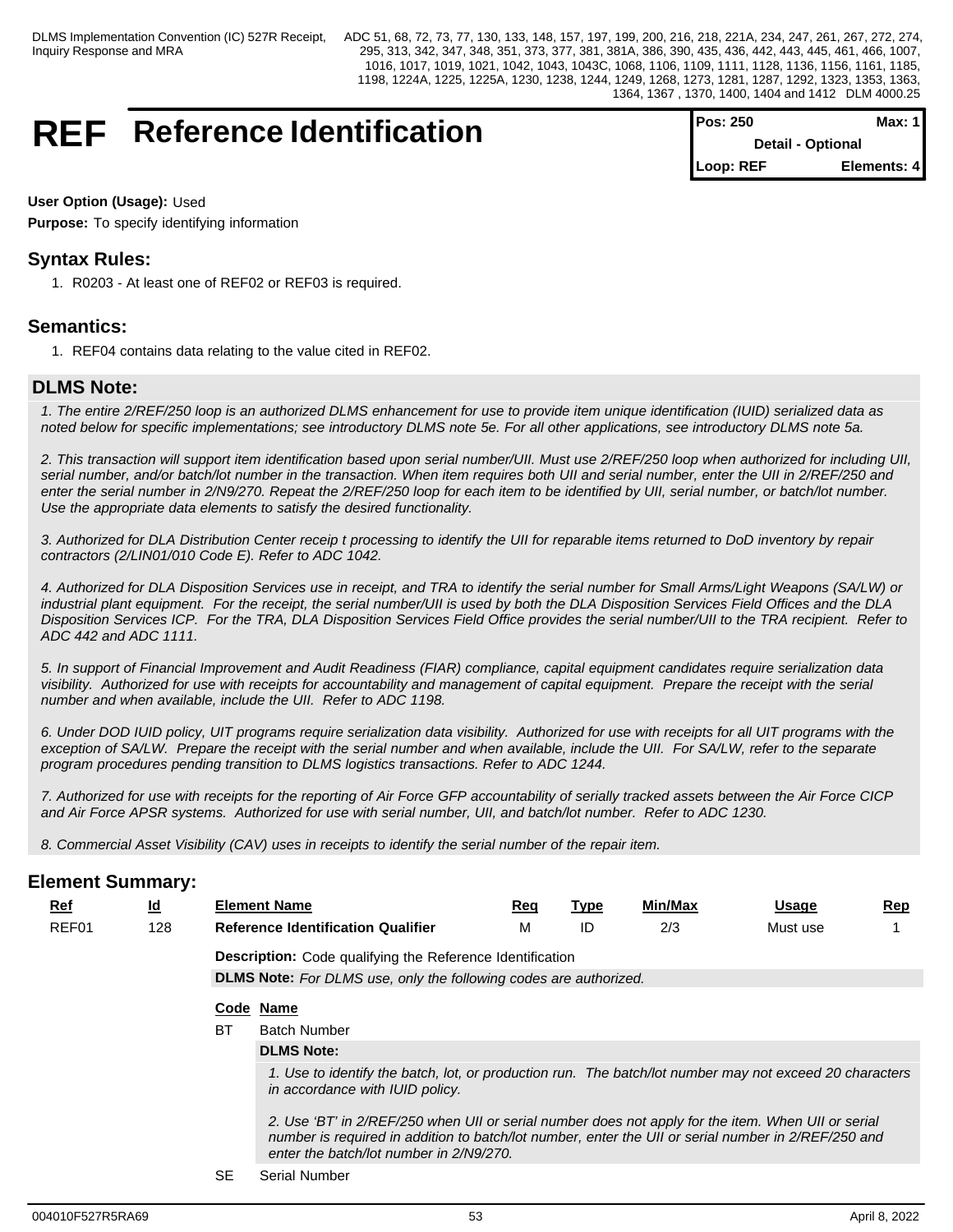# REF Reference Identification

| Pos: 250 | Max: 1 |
|---|---|
| Detail - Optional | |
| Loop: REF | Elements: 4 |

**User Option (Usage):** Used

**Purpose:** To specify identifying information

## Syntax Rules:

1. R0203 - At least one of REF02 or REF03 is required.

## Semantics:

1. REF04 contains data relating to the value cited in REF02.

## DLMS Note:

*1. The entire 2/REF/250 loop is an authorized DLMS enhancement for use to provide item unique identification (IUID) serialized data as noted below for specific implementations; see introductory DLMS note 5e. For all other applications, see introductory DLMS note 5a.*

*2. This transaction will support item identification based upon serial number/UII. Must use 2/REF/250 loop when authorized for including UII, serial number, and/or batch/lot number in the transaction. When item requires both UII and serial number, enter the UII in 2/REF/250 and enter the serial number in 2/N9/270. Repeat the 2/REF/250 loop for each item to be identified by UII, serial number, or batch/lot number. Use the appropriate data elements to satisfy the desired functionality.*

*3. Authorized for DLA Distribution Center receip t processing to identify the UII for reparable items returned to DoD inventory by repair contractors (2/LIN01/010 Code E). Refer to ADC 1042.*

*4. Authorized for DLA Disposition Services use in receipt, and TRA to identify the serial number for Small Arms/Light Weapons (SA/LW) or industrial plant equipment. For the receipt, the serial number/UII is used by both the DLA Disposition Services Field Offices and the DLA Disposition Services ICP. For the TRA, DLA Disposition Services Field Office provides the serial number/UII to the TRA recipient. Refer to ADC 442 and ADC 1111.*

*5. In support of Financial Improvement and Audit Readiness (FIAR) compliance, capital equipment candidates require serialization data visibility. Authorized for use with receipts for accountability and management of capital equipment. Prepare the receipt with the serial number and when available, include the UII. Refer to ADC 1198.*

*6. Under DOD IUID policy, UIT programs require serialization data visibility. Authorized for use with receipts for all UIT programs with the exception of SA/LW. Prepare the receipt with the serial number and when available, include the UII. For SA/LW, refer to the separate program procedures pending transition to DLMS logistics transactions. Refer to ADC 1244.*

*7. Authorized for use with receipts for the reporting of Air Force GFP accountability of serially tracked assets between the Air Force CICP and Air Force APSR systems. Authorized for use with serial number, UII, and batch/lot number. Refer to ADC 1230.*

*8. Commercial Asset Visibility (CAV) uses in receipts to identify the serial number of the repair item.*

## Element Summary:

| Ref | Id | Element Name | Req | Type | Min/Max | Usage | Rep |
|---|---|---|---|---|---|---|---|
| REF01 | 128 | **Reference Identification Qualifier** | M | ID | 2/3 | Must use | 1 |

**Description:** Code qualifying the Reference Identification

**DLMS Note:** *For DLMS use, only the following codes are authorized.*

| Code | Name |
|---|---|
| BT | Batch Number |

**DLMS Note:**

*1. Use to identify the batch, lot, or production run. The batch/lot number may not exceed 20 characters in accordance with IUID policy.*

*2. Use 'BT' in 2/REF/250 when UII or serial number does not apply for the item. When UII or serial number is required in addition to batch/lot number, enter the UII or serial number in 2/REF/250 and enter the batch/lot number in 2/N9/270.*

| Code | Name |
|---|---|
| SE | Serial Number |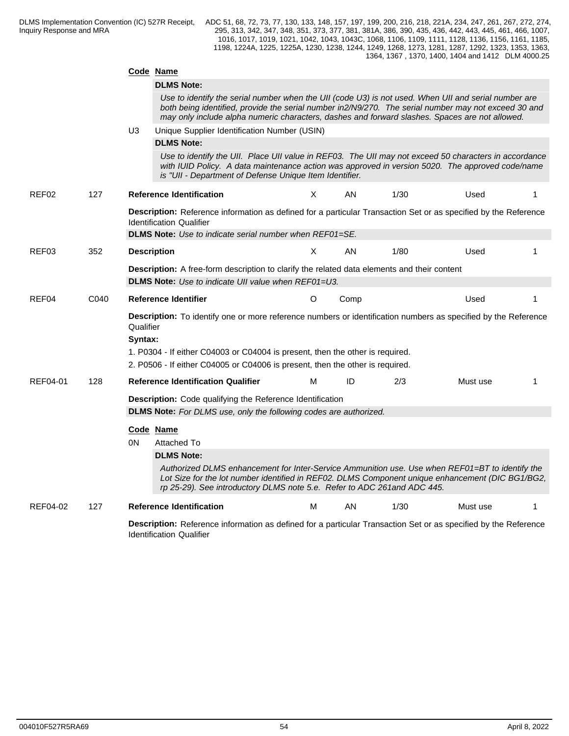**Code** **Name**

**DLMS Note:**

*Use to identify the serial number when the UII (code U3) is not used. When UII and serial number are both being identified, provide the serial number in2/N9/270. The serial number may not exceed 30 and may only include alpha numeric characters, dashes and forward slashes. Spaces are not allowed.*

U3 Unique Supplier Identification Number (USIN)

**DLMS Note:**

*Use to identify the UII. Place UII value in REF03. The UII may not exceed 50 characters in accordance with IUID Policy. A data maintenance action was approved in version 5020. The approved code/name is "UII - Department of Defense Unique Item Identifier.*

| REF02 | 127 | **Reference Identification** | X | AN | 1/30 | Used | 1 |
|---|---|---|---|---|---|---|---|

**Description:** Reference information as defined for a particular Transaction Set or as specified by the Reference Identification Qualifier

**DLMS Note:** *Use to indicate serial number when REF01=SE.*

| REF03 | 352 | **Description** | X | AN | 1/80 | Used | 1 |
|---|---|---|---|---|---|---|---|

**Description:** A free-form description to clarify the related data elements and their content

**DLMS Note:** *Use to indicate UII value when REF01=U3.*

| REF04 | C040 | **Reference Identifier** | O | Comp | | Used | 1 |
|---|---|---|---|---|---|---|---|

**Description:** To identify one or more reference numbers or identification numbers as specified by the Reference Qualifier

**Syntax:**

1. P0304 - If either C04003 or C04004 is present, then the other is required.
2. P0506 - If either C04005 or C04006 is present, then the other is required.

| REF04-01 | 128 | **Reference Identification Qualifier** | M | ID | 2/3 | Must use | 1 |
|---|---|---|---|---|---|---|---|

**Description:** Code qualifying the Reference Identification

**DLMS Note:** *For DLMS use, only the following codes are authorized.*

**Code** **Name**

0N Attached To

**DLMS Note:**

*Authorized DLMS enhancement for Inter-Service Ammunition use. Use when REF01=BT to identify the Lot Size for the lot number identified in REF02. DLMS Component unique enhancement (DIC BG1/BG2, rp 25-29). See introductory DLMS note 5.e. Refer to ADC 261and ADC 445.*

| REF04-02 | 127 | **Reference Identification** | M | AN | 1/30 | Must use | 1 |
|---|---|---|---|---|---|---|---|

**Description:** Reference information as defined for a particular Transaction Set or as specified by the Reference Identification Qualifier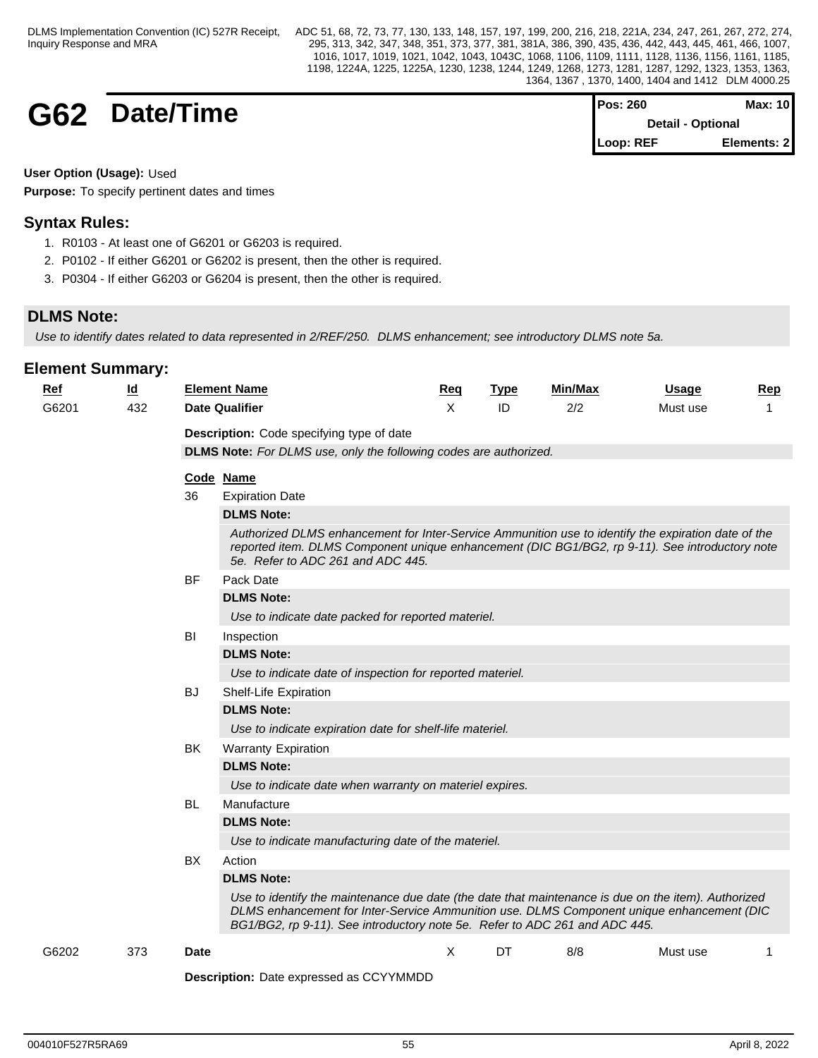# G62 Date/Time

| Pos: 260 | Max: 10 |
|---|---|
| Detail - Optional | |
| Loop: REF | Elements: 2 |

**User Option (Usage):** Used

**Purpose:** To specify pertinent dates and times

## Syntax Rules:

1. R0103 - At least one of G6201 or G6203 is required.
2. P0102 - If either G6201 or G6202 is present, then the other is required.
3. P0304 - If either G6203 or G6204 is present, then the other is required.

## DLMS Note:

*Use to identify dates related to data represented in 2/REF/250. DLMS enhancement; see introductory DLMS note 5a.*

## Element Summary:

| Ref | Id | Element Name | Req | Type | Min/Max | Usage | Rep |
|---|---|---|---|---|---|---|---|
| G6201 | 432 | **Date Qualifier** | X | ID | 2/2 | Must use | 1 |

**Description:** Code specifying type of date

**DLMS Note:** *For DLMS use, only the following codes are authorized.*

| Code | Name |
|---|---|
| 36 | Expiration Date |
| | **DLMS Note:** *Authorized DLMS enhancement for Inter-Service Ammunition use to identify the expiration date of the reported item. DLMS Component unique enhancement (DIC BG1/BG2, rp 9-11). See introductory note 5e. Refer to ADC 261 and ADC 445.* |
| BF | Pack Date |
| | **DLMS Note:** *Use to indicate date packed for reported materiel.* |
| BI | Inspection |
| | **DLMS Note:** *Use to indicate date of inspection for reported materiel.* |
| BJ | Shelf-Life Expiration |
| | **DLMS Note:** *Use to indicate expiration date for shelf-life materiel.* |
| BK | Warranty Expiration |
| | **DLMS Note:** *Use to indicate date when warranty on materiel expires.* |
| BL | Manufacture |
| | **DLMS Note:** *Use to indicate manufacturing date of the materiel.* |
| BX | Action |
| | **DLMS Note:** *Use to identify the maintenance due date (the date that maintenance is due on the item). Authorized DLMS enhancement for Inter-Service Ammunition use. DLMS Component unique enhancement (DIC BG1/BG2, rp 9-11). See introductory note 5e. Refer to ADC 261 and ADC 445.* |

| Ref | Id | Element Name | Req | Type | Min/Max | Usage | Rep |
|---|---|---|---|---|---|---|---|
| G6202 | 373 | **Date** | X | DT | 8/8 | Must use | 1 |

**Description:** Date expressed as CCYYMMDD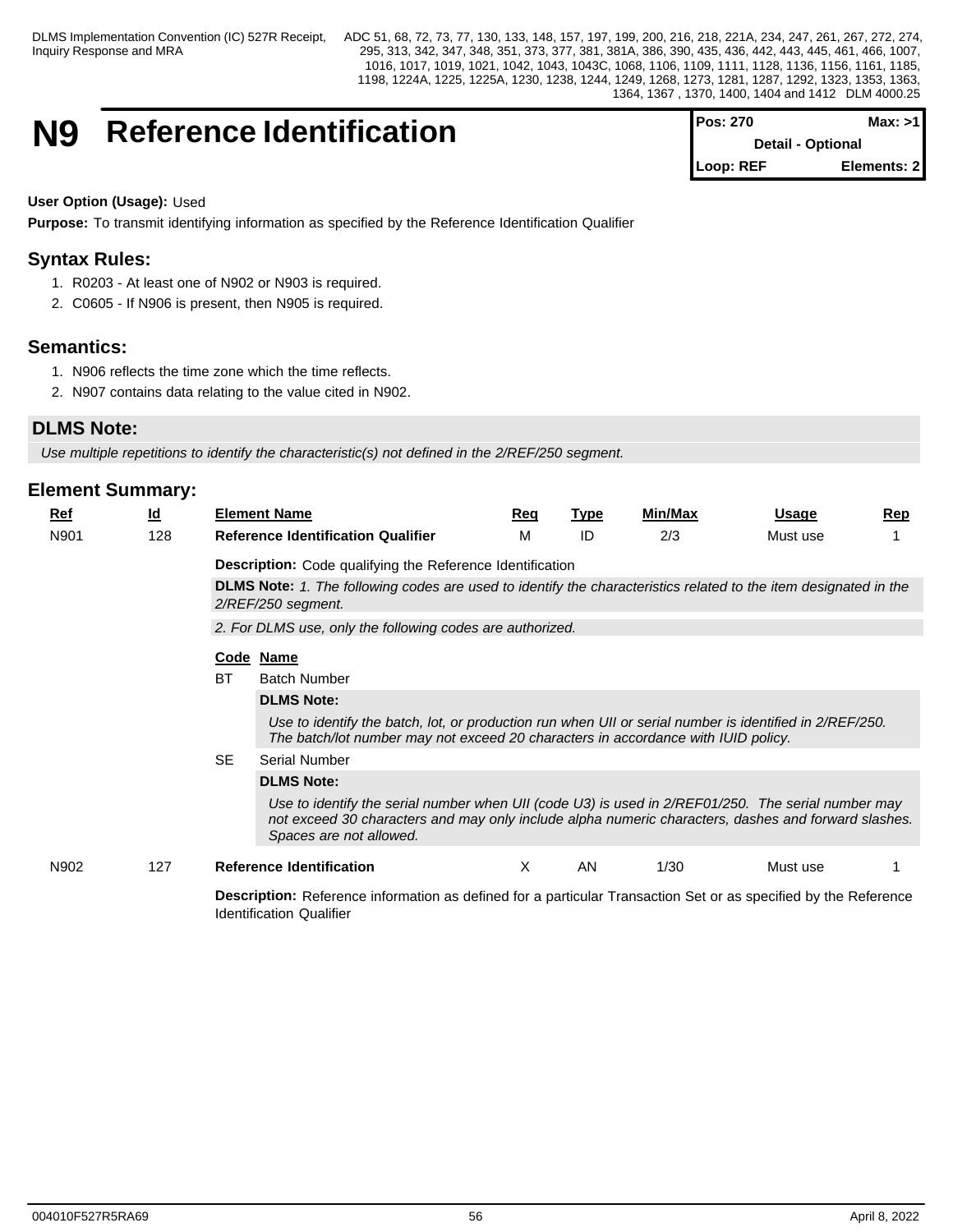# N9 Reference Identification

| Pos: 270 | Max: >1 |
|---|---|
| Detail - Optional | |
| Loop: REF | Elements: 2 |

**User Option (Usage):** Used

**Purpose:** To transmit identifying information as specified by the Reference Identification Qualifier

## Syntax Rules:

1. R0203 - At least one of N902 or N903 is required.
2. C0605 - If N906 is present, then N905 is required.

## Semantics:

1. N906 reflects the time zone which the time reflects.
2. N907 contains data relating to the value cited in N902.

## DLMS Note:

*Use multiple repetitions to identify the characteristic(s) not defined in the 2/REF/250 segment.*

## Element Summary:

| Ref | Id | Element Name | Req | Type | Min/Max | Usage | Rep |
|---|---|---|---|---|---|---|---|
| N901 | 128 | **Reference Identification Qualifier** | M | ID | 2/3 | Must use | 1 |

**Description:** Code qualifying the Reference Identification

**DLMS Note:** *1. The following codes are used to identify the characteristics related to the item designated in the 2/REF/250 segment.*

*2. For DLMS use, only the following codes are authorized.*

| Code | Name |
|---|---|
| BT | Batch Number |
| SE | Serial Number |

**BT** Batch Number

**DLMS Note:**

*Use to identify the batch, lot, or production run when UII or serial number is identified in 2/REF/250. The batch/lot number may not exceed 20 characters in accordance with IUID policy.*

**SE** Serial Number

**DLMS Note:**

*Use to identify the serial number when UII (code U3) is used in 2/REF01/250. The serial number may not exceed 30 characters and may only include alpha numeric characters, dashes and forward slashes. Spaces are not allowed.*

| Ref | Id | Element Name | Req | Type | Min/Max | Usage | Rep |
|---|---|---|---|---|---|---|---|
| N902 | 127 | **Reference Identification** | X | AN | 1/30 | Must use | 1 |

**Description:** Reference information as defined for a particular Transaction Set or as specified by the Reference Identification Qualifier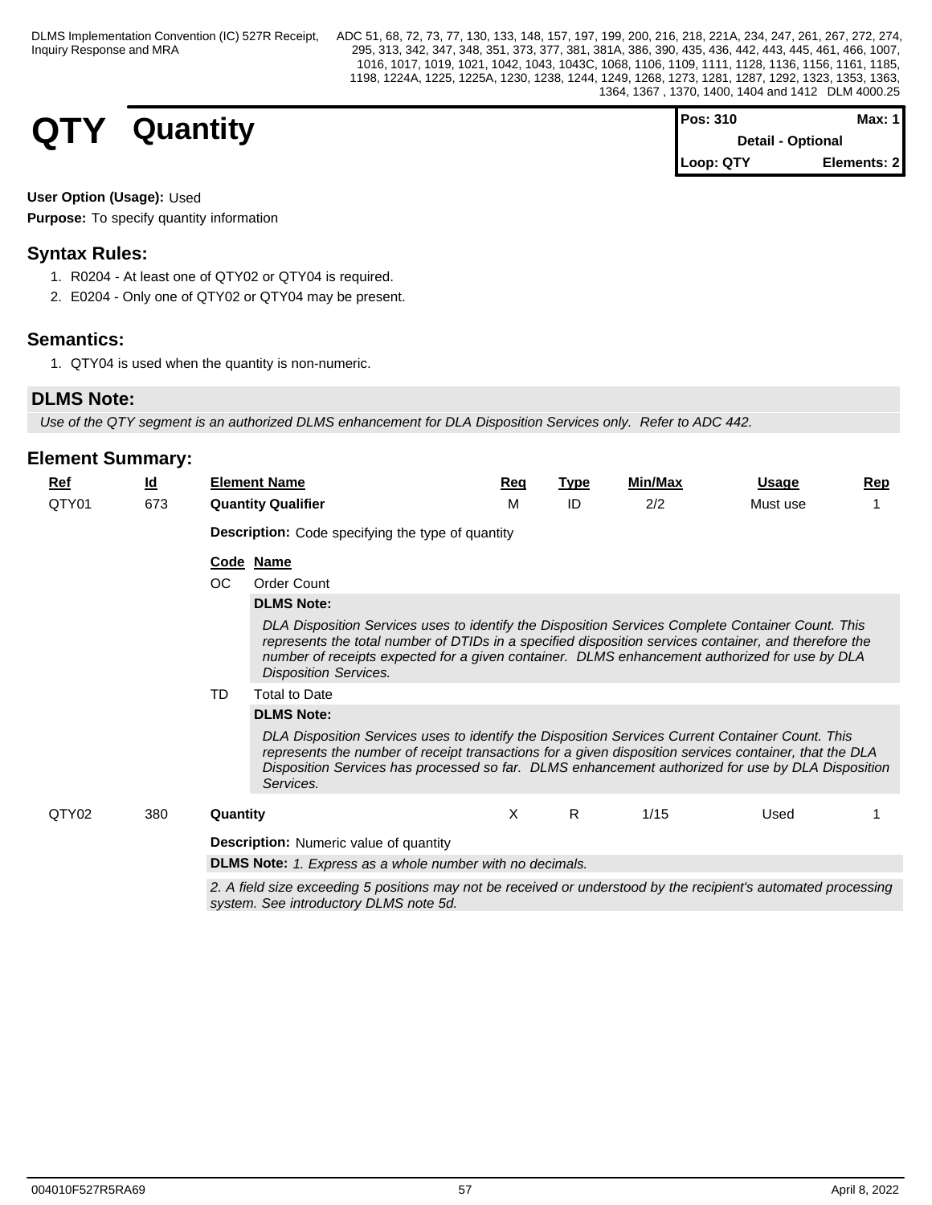# QTY Quantity

| Pos: 310 | Max: 1 |
|---|---|
| Detail - Optional | |
| Loop: QTY | Elements: 2 |

**User Option (Usage):** Used

**Purpose:** To specify quantity information

## Syntax Rules:

1. R0204 - At least one of QTY02 or QTY04 is required.
2. E0204 - Only one of QTY02 or QTY04 may be present.

## Semantics:

1. QTY04 is used when the quantity is non-numeric.

## DLMS Note:

*Use of the QTY segment is an authorized DLMS enhancement for DLA Disposition Services only. Refer to ADC 442.*

## Element Summary:

| Ref | Id | Element Name | Req | Type | Min/Max | Usage | Rep |
|---|---|---|---|---|---|---|---|
| QTY01 | 673 | **Quantity Qualifier** | M | ID | 2/2 | Must use | 1 |

**Description:** Code specifying the type of quantity

| Code | Name |
|---|---|
| OC | Order Count |
| TD | Total to Date |

**OC — DLMS Note:**

*DLA Disposition Services uses to identify the Disposition Services Complete Container Count. This represents the total number of DTIDs in a specified disposition services container, and therefore the number of receipts expected for a given container. DLMS enhancement authorized for use by DLA Disposition Services.*

**TD — DLMS Note:**

*DLA Disposition Services uses to identify the Disposition Services Current Container Count. This represents the number of receipt transactions for a given disposition services container, that the DLA Disposition Services has processed so far. DLMS enhancement authorized for use by DLA Disposition Services.*

| Ref | Id | Element Name | Req | Type | Min/Max | Usage | Rep |
|---|---|---|---|---|---|---|---|
| QTY02 | 380 | **Quantity** | X | R | 1/15 | Used | 1 |

**Description:** Numeric value of quantity

**DLMS Note:** *1. Express as a whole number with no decimals.*

*2. A field size exceeding 5 positions may not be received or understood by the recipient's automated processing system. See introductory DLMS note 5d.*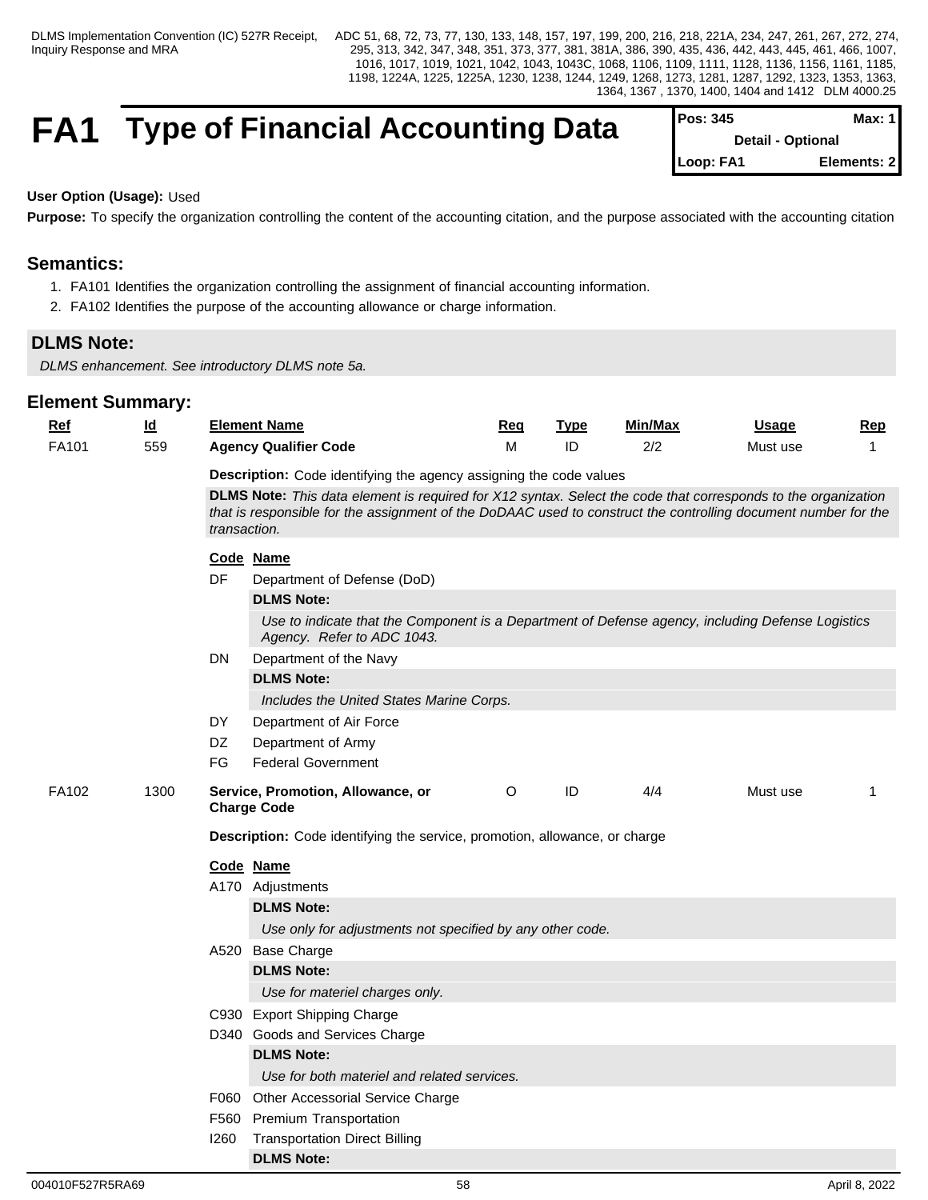# FA1 Type of Financial Accounting Data

| Pos: 345 | Max: 1 |
|---|---|
| Detail - Optional | |
| Loop: FA1 | Elements: 2 |

**User Option (Usage):** Used

**Purpose:** To specify the organization controlling the content of the accounting citation, and the purpose associated with the accounting citation

## Semantics:

1. FA101 Identifies the organization controlling the assignment of financial accounting information.
2. FA102 Identifies the purpose of the accounting allowance or charge information.

## DLMS Note:

*DLMS enhancement. See introductory DLMS note 5a.*

## Element Summary:

| Ref | Id | Element Name | Req | Type | Min/Max | Usage | Rep |
|---|---|---|---|---|---|---|---|
| FA101 | 559 | **Agency Qualifier Code** | M | ID | 2/2 | Must use | 1 |

**Description:** Code identifying the agency assigning the code values

**DLMS Note:** *This data element is required for X12 syntax. Select the code that corresponds to the organization that is responsible for the assignment of the DoDAAC used to construct the controlling document number for the transaction.*

| Code | Name |
|---|---|
| DF | Department of Defense (DoD) |
| | **DLMS Note:** *Use to indicate that the Component is a Department of Defense agency, including Defense Logistics Agency. Refer to ADC 1043.* |
| DN | Department of the Navy |
| | **DLMS Note:** *Includes the United States Marine Corps.* |
| DY | Department of Air Force |
| DZ | Department of Army |
| FG | Federal Government |

| Ref | Id | Element Name | Req | Type | Min/Max | Usage | Rep |
|---|---|---|---|---|---|---|---|
| FA102 | 1300 | **Service, Promotion, Allowance, or Charge Code** | O | ID | 4/4 | Must use | 1 |

**Description:** Code identifying the service, promotion, allowance, or charge

| Code | Name |
|---|---|
| A170 | Adjustments |
| | **DLMS Note:** *Use only for adjustments not specified by any other code.* |
| A520 | Base Charge |
| | **DLMS Note:** *Use for materiel charges only.* |
| C930 | Export Shipping Charge |
| D340 | Goods and Services Charge |
| | **DLMS Note:** *Use for both materiel and related services.* |
| F060 | Other Accessorial Service Charge |
| F560 | Premium Transportation |
| I260 | Transportation Direct Billing |
| | **DLMS Note:** |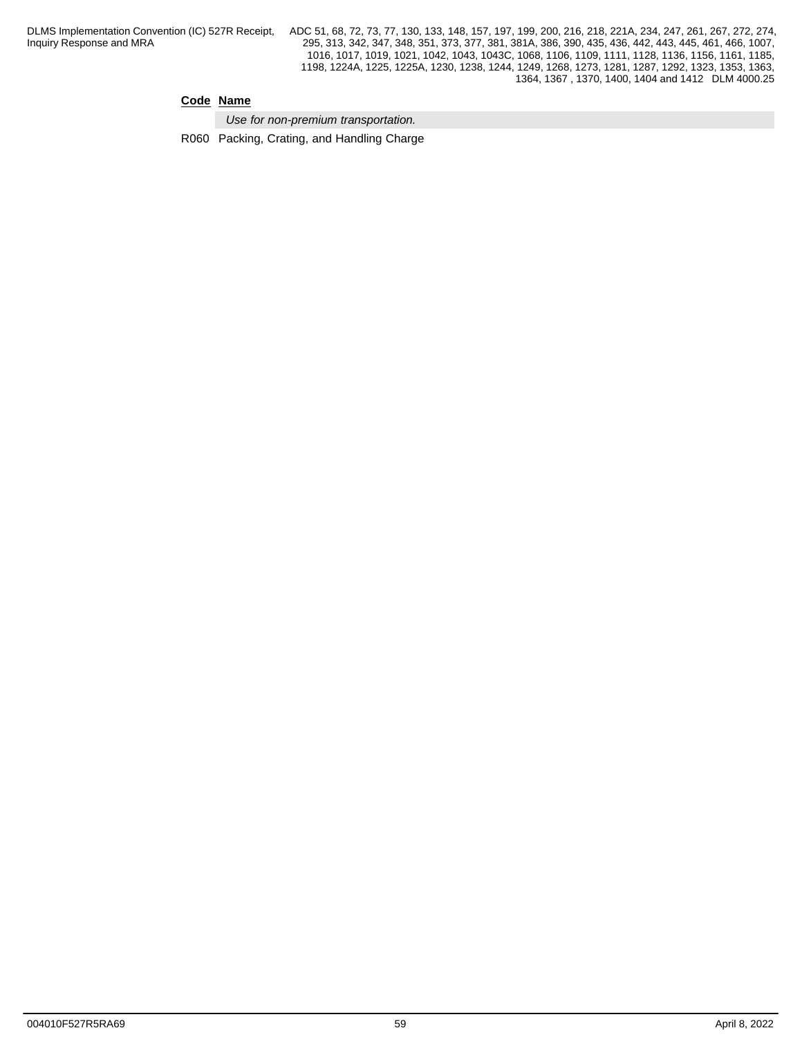| Code | Name |
|---|---|
| | *Use for non-premium transportation.* |
| R060 | Packing, Crating, and Handling Charge |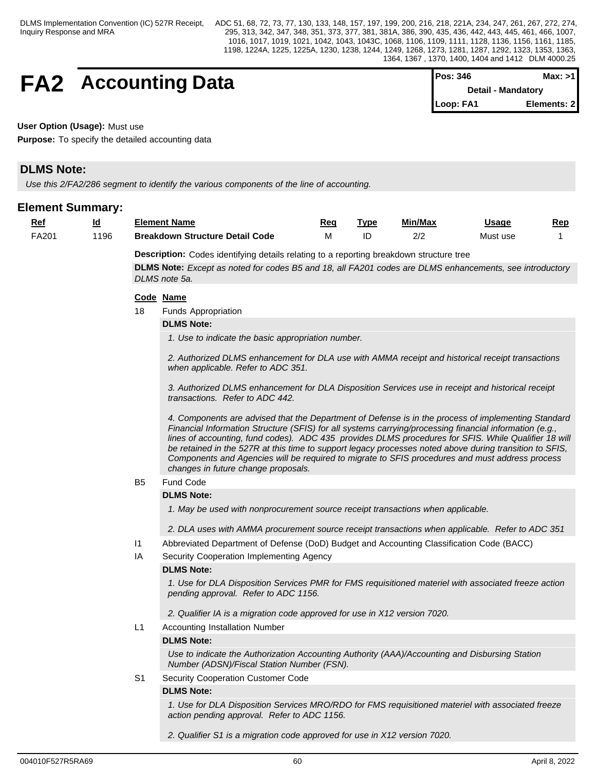# FA2 Accounting Data

| Pos: 346 | Max: >1 |
|---|---|
| Detail - Mandatory | |
| Loop: FA1 | Elements: 2 |

**User Option (Usage):** Must use

**Purpose:** To specify the detailed accounting data

## DLMS Note:

*Use this 2/FA2/286 segment to identify the various components of the line of accounting.*

## Element Summary:

| Ref | Id | Element Name | Req | Type | Min/Max | Usage | Rep |
|---|---|---|---|---|---|---|---|
| FA201 | 1196 | **Breakdown Structure Detail Code** | M | ID | 2/2 | Must use | 1 |

**Description:** Codes identifying details relating to a reporting breakdown structure tree

**DLMS Note:** *Except as noted for codes B5 and 18, all FA201 codes are DLMS enhancements, see introductory DLMS note 5a.*

| Code | Name |
|---|---|
| 18 | Funds Appropriation |

**DLMS Note:**

*1. Use to indicate the basic appropriation number.*

*2. Authorized DLMS enhancement for DLA use with AMMA receipt and historical receipt transactions when applicable. Refer to ADC 351.*

*3. Authorized DLMS enhancement for DLA Disposition Services use in receipt and historical receipt transactions. Refer to ADC 442.*

*4. Components are advised that the Department of Defense is in the process of implementing Standard Financial Information Structure (SFIS) for all systems carrying/processing financial information (e.g., lines of accounting, fund codes). ADC 435 provides DLMS procedures for SFIS. While Qualifier 18 will be retained in the 527R at this time to support legacy processes noted above during transition to SFIS, Components and Agencies will be required to migrate to SFIS procedures and must address process changes in future change proposals.*

| Code | Name |
|---|---|
| B5 | Fund Code |

**DLMS Note:**

*1. May be used with nonprocurement source receipt transactions when applicable.*

*2. DLA uses with AMMA procurement source receipt transactions when applicable. Refer to ADC 351*

| Code | Name |
|---|---|
| I1 | Abbreviated Department of Defense (DoD) Budget and Accounting Classification Code (BACC) |
| IA | Security Cooperation Implementing Agency |

**DLMS Note:**

*1. Use for DLA Disposition Services PMR for FMS requisitioned materiel with associated freeze action pending approval. Refer to ADC 1156.*

*2. Qualifier IA is a migration code approved for use in X12 version 7020.*

| Code | Name |
|---|---|
| L1 | Accounting Installation Number |

**DLMS Note:**

*Use to indicate the Authorization Accounting Authority (AAA)/Accounting and Disbursing Station Number (ADSN)/Fiscal Station Number (FSN).*

| Code | Name |
|---|---|
| S1 | Security Cooperation Customer Code |

**DLMS Note:**

*1. Use for DLA Disposition Services MRO/RDO for FMS requisitioned materiel with associated freeze action pending approval. Refer to ADC 1156.*

*2. Qualifier S1 is a migration code approved for use in X12 version 7020.*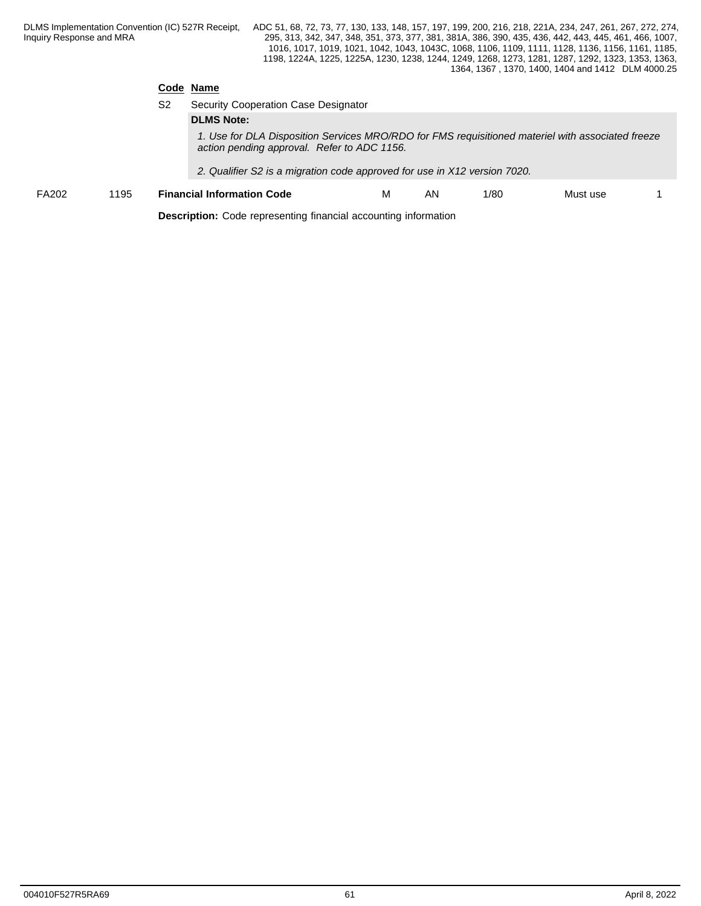| Code | Name |
| --- | --- |
| S2 | Security Cooperation Case Designator |

**DLMS Note:**

*1. Use for DLA Disposition Services MRO/RDO for FMS requisitioned materiel with associated freeze action pending approval. Refer to ADC 1156.*

*2. Qualifier S2 is a migration code approved for use in X12 version 7020.*

| FA202 | 1195 | **Financial Information Code** | M | AN | 1/80 | Must use | 1 |
| --- | --- | --- | --- | --- | --- | --- | --- |

**Description:** Code representing financial accounting information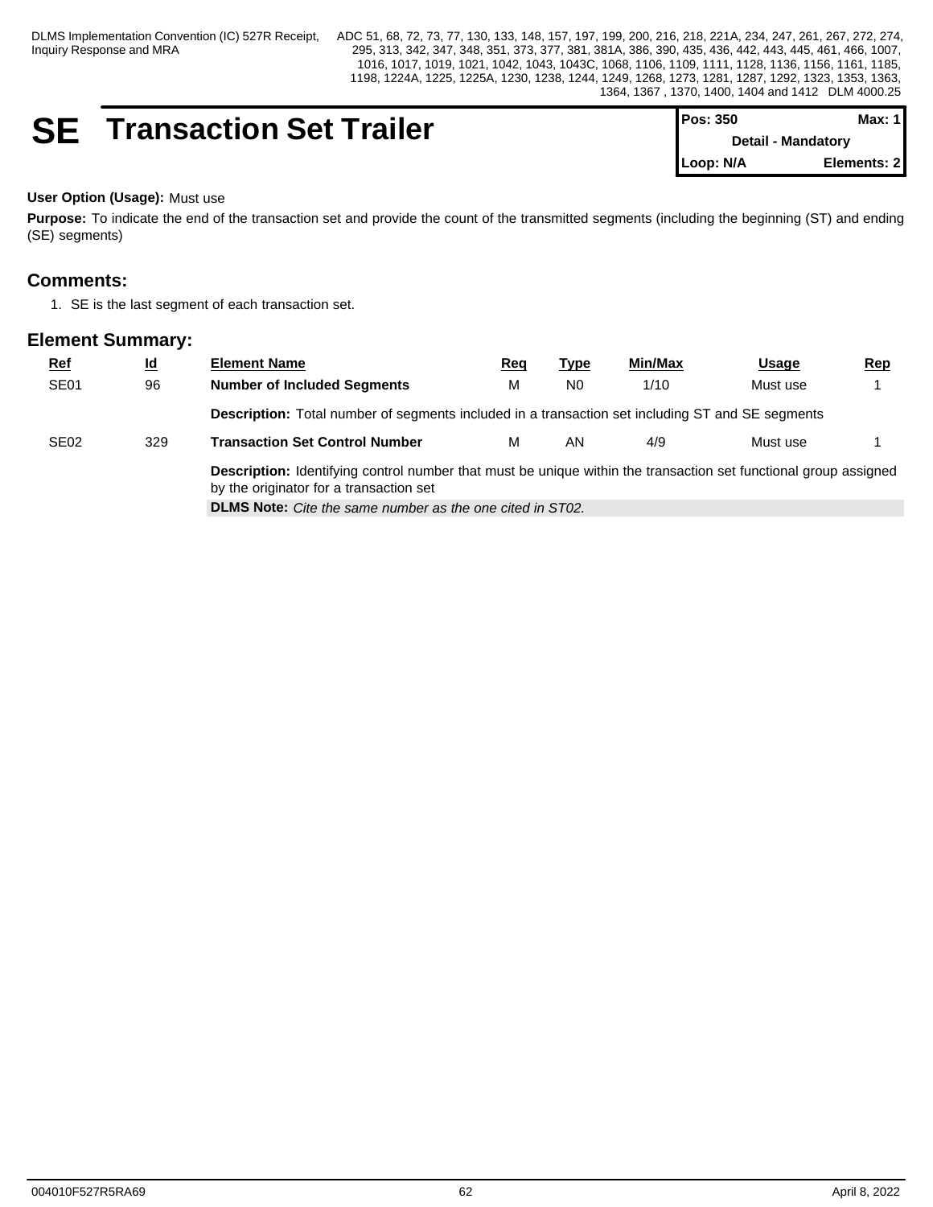# SE Transaction Set Trailer

| Pos: 350 | Max: 1 |
|---|---|
| Detail - Mandatory | |
| Loop: N/A | Elements: 2 |

**User Option (Usage):** Must use

**Purpose:** To indicate the end of the transaction set and provide the count of the transmitted segments (including the beginning (ST) and ending (SE) segments)

## Comments:

1. SE is the last segment of each transaction set.

## Element Summary:

| Ref | Id | Element Name | Req | Type | Min/Max | Usage | Rep |
|---|---|---|---|---|---|---|---|
| SE01 | 96 | **Number of Included Segments** | M | N0 | 1/10 | Must use | 1 |
| | | **Description:** Total number of segments included in a transaction set including ST and SE segments | | | | | |
| SE02 | 329 | **Transaction Set Control Number** | M | AN | 4/9 | Must use | 1 |
| | | **Description:** Identifying control number that must be unique within the transaction set functional group assigned by the originator for a transaction set | | | | | |
| | | **DLMS Note:** *Cite the same number as the one cited in ST02.* | | | | | |